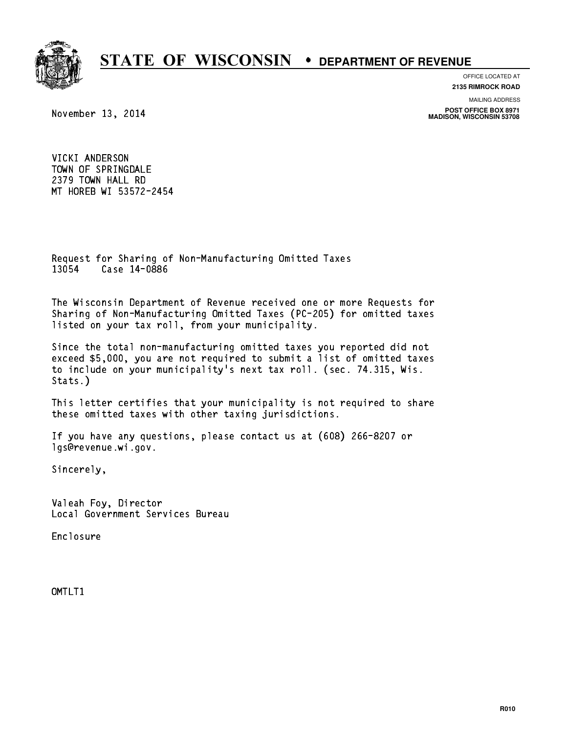# STATE OF WISCONSIN • DEPARTMENT OF REVENUE

OFFICE LOCATED AT
**2135 RIMROCK ROAD**

MAILING ADDRESS
**POST OFFICE BOX 8971**
**MADISON, WISCONSIN 53708**

November 13, 2014

VICKI ANDERSON
TOWN OF SPRINGDALE
2379 TOWN HALL RD
MT HOREB WI 53572-2454

Request for Sharing of Non-Manufacturing Omitted Taxes
13054    Case 14-0886

The Wisconsin Department of Revenue received one or more Requests for Sharing of Non-Manufacturing Omitted Taxes (PC-205) for omitted taxes listed on your tax roll, from your municipality.

Since the total non-manufacturing omitted taxes you reported did not exceed $5,000, you are not required to submit a list of omitted taxes to include on your municipality's next tax roll. (sec. 74.315, Wis. Stats.)

This letter certifies that your municipality is not required to share these omitted taxes with other taxing jurisdictions.

If you have any questions, please contact us at (608) 266-8207 or lgs@revenue.wi.gov.

Sincerely,

Valeah Foy, Director
Local Government Services Bureau

Enclosure

OMTLT1

R010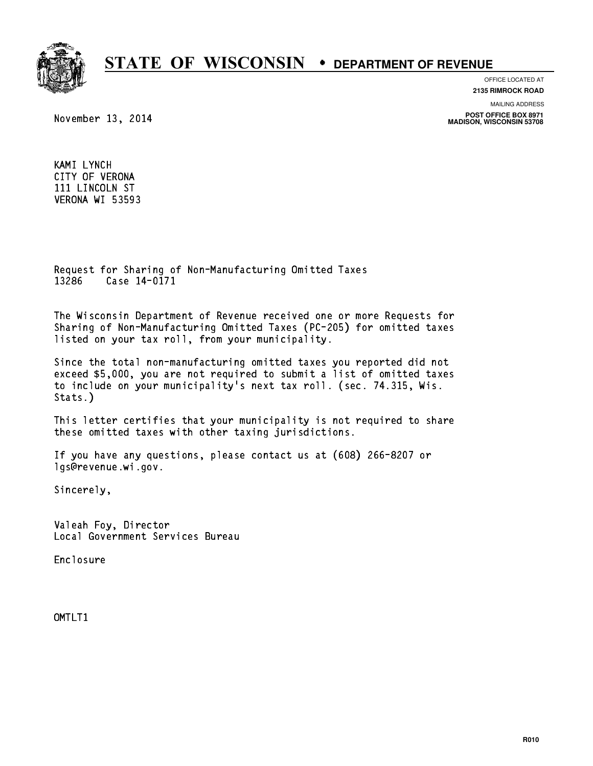# STATE OF WISCONSIN • DEPARTMENT OF REVENUE

OFFICE LOCATED AT
**2135 RIMROCK ROAD**

MAILING ADDRESS
**POST OFFICE BOX 8971**
**MADISON, WISCONSIN 53708**

November 13, 2014

KAMI LYNCH
CITY OF VERONA
111 LINCOLN ST
VERONA WI 53593

Request for Sharing of Non-Manufacturing Omitted Taxes
13286 Case 14-0171

The Wisconsin Department of Revenue received one or more Requests for Sharing of Non-Manufacturing Omitted Taxes (PC-205) for omitted taxes listed on your tax roll, from your municipality.

Since the total non-manufacturing omitted taxes you reported did not exceed $5,000, you are not required to submit a list of omitted taxes to include on your municipality's next tax roll. (sec. 74.315, Wis. Stats.)

This letter certifies that your municipality is not required to share these omitted taxes with other taxing jurisdictions.

If you have any questions, please contact us at (608) 266-8207 or lgs@revenue.wi.gov.

Sincerely,

Valeah Foy, Director
Local Government Services Bureau

Enclosure

OMTLT1

R010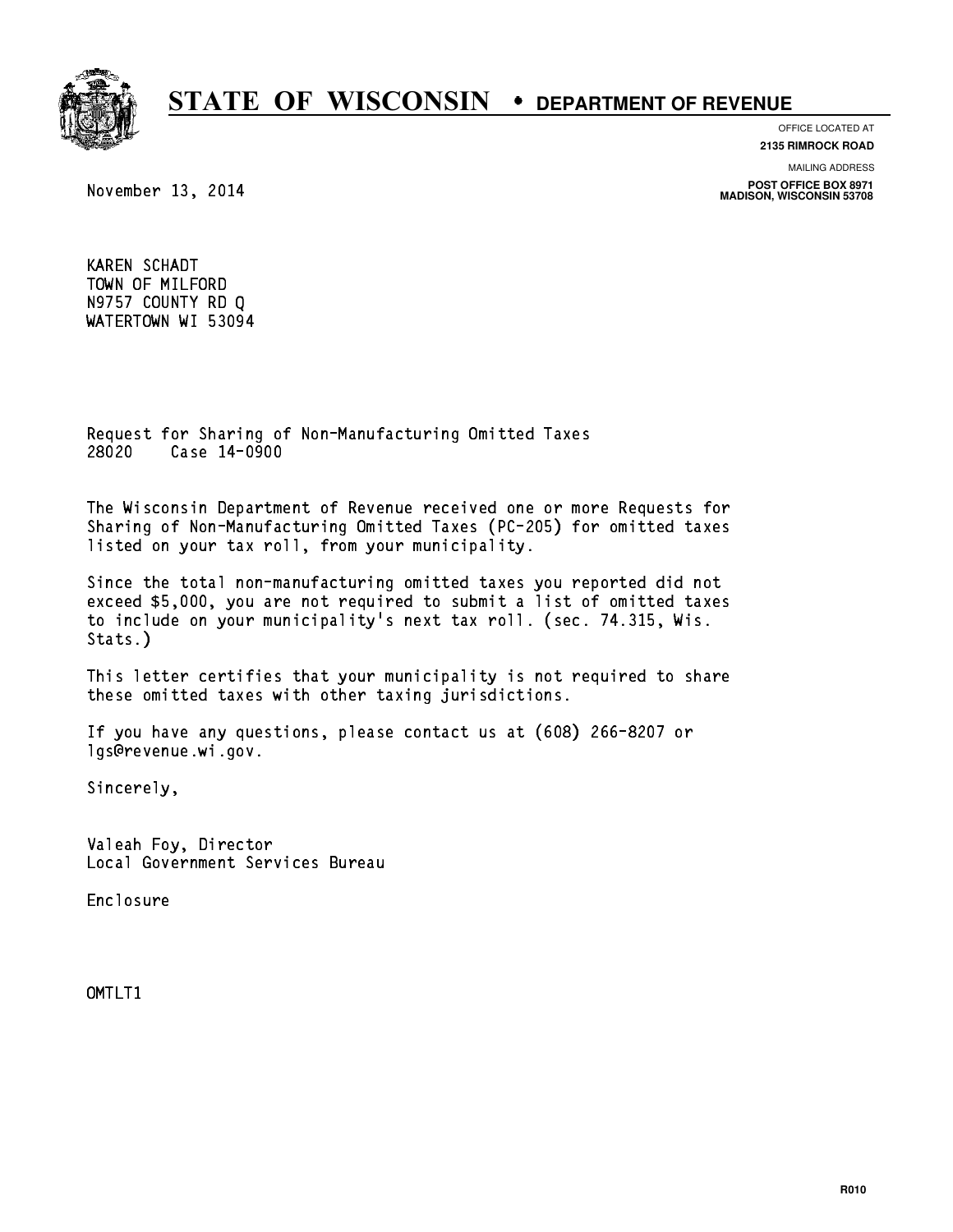# STATE OF WISCONSIN • DEPARTMENT OF REVENUE

OFFICE LOCATED AT
**2135 RIMROCK ROAD**

MAILING ADDRESS
**POST OFFICE BOX 8971**
**MADISON, WISCONSIN 53708**

November 13, 2014

KAREN SCHADT
TOWN OF MILFORD
N9757 COUNTY RD Q
WATERTOWN WI 53094

Request for Sharing of Non-Manufacturing Omitted Taxes
28020 Case 14-0900

The Wisconsin Department of Revenue received one or more Requests for Sharing of Non-Manufacturing Omitted Taxes (PC-205) for omitted taxes listed on your tax roll, from your municipality.

Since the total non-manufacturing omitted taxes you reported did not exceed $5,000, you are not required to submit a list of omitted taxes to include on your municipality's next tax roll. (sec. 74.315, Wis. Stats.)

This letter certifies that your municipality is not required to share these omitted taxes with other taxing jurisdictions.

If you have any questions, please contact us at (608) 266-8207 or lgs@revenue.wi.gov.

Sincerely,

Valeah Foy, Director
Local Government Services Bureau

Enclosure

OMTLT1

R010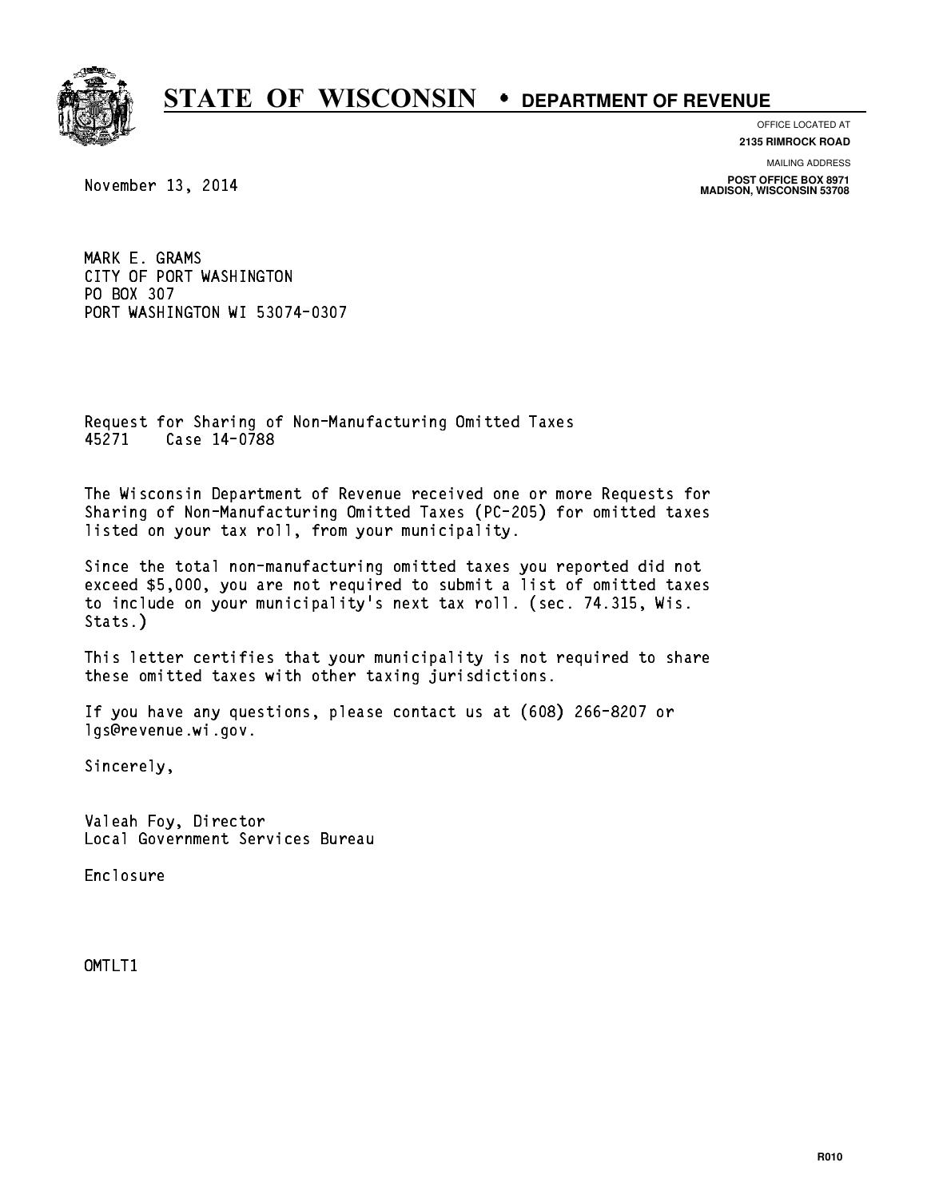# STATE OF WISCONSIN • DEPARTMENT OF REVENUE

OFFICE LOCATED AT
**2135 RIMROCK ROAD**

MAILING ADDRESS
**POST OFFICE BOX 8971**
**MADISON, WISCONSIN 53708**

November 13, 2014

MARK E. GRAMS
CITY OF PORT WASHINGTON
PO BOX 307
PORT WASHINGTON WI 53074-0307

Request for Sharing of Non-Manufacturing Omitted Taxes
45271 Case 14-0788

The Wisconsin Department of Revenue received one or more Requests for Sharing of Non-Manufacturing Omitted Taxes (PC-205) for omitted taxes listed on your tax roll, from your municipality.

Since the total non-manufacturing omitted taxes you reported did not exceed $5,000, you are not required to submit a list of omitted taxes to include on your municipality's next tax roll. (sec. 74.315, Wis. Stats.)

This letter certifies that your municipality is not required to share these omitted taxes with other taxing jurisdictions.

If you have any questions, please contact us at (608) 266-8207 or lgs@revenue.wi.gov.

Sincerely,

Valeah Foy, Director
Local Government Services Bureau

Enclosure

OMTLT1

R010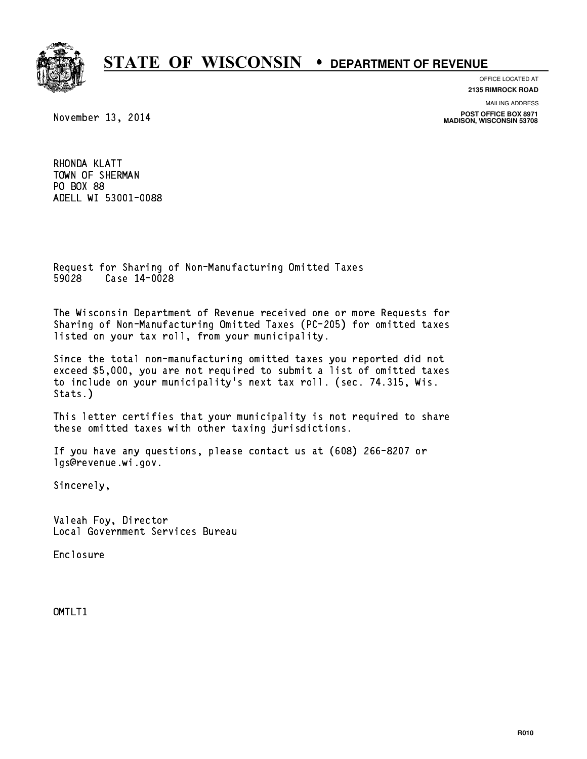# STATE OF WISCONSIN • DEPARTMENT OF REVENUE

OFFICE LOCATED AT
**2135 RIMROCK ROAD**

MAILING ADDRESS
**POST OFFICE BOX 8971**
**MADISON, WISCONSIN 53708**

November 13, 2014

RHONDA KLATT
TOWN OF SHERMAN
PO BOX 88
ADELL WI 53001-0088

Request for Sharing of Non-Manufacturing Omitted Taxes
59028    Case 14-0028

The Wisconsin Department of Revenue received one or more Requests for Sharing of Non-Manufacturing Omitted Taxes (PC-205) for omitted taxes listed on your tax roll, from your municipality.

Since the total non-manufacturing omitted taxes you reported did not exceed $5,000, you are not required to submit a list of omitted taxes to include on your municipality's next tax roll. (sec. 74.315, Wis. Stats.)

This letter certifies that your municipality is not required to share these omitted taxes with other taxing jurisdictions.

If you have any questions, please contact us at (608) 266-8207 or lgs@revenue.wi.gov.

Sincerely,

Valeah Foy, Director
Local Government Services Bureau

Enclosure

OMTLT1

R010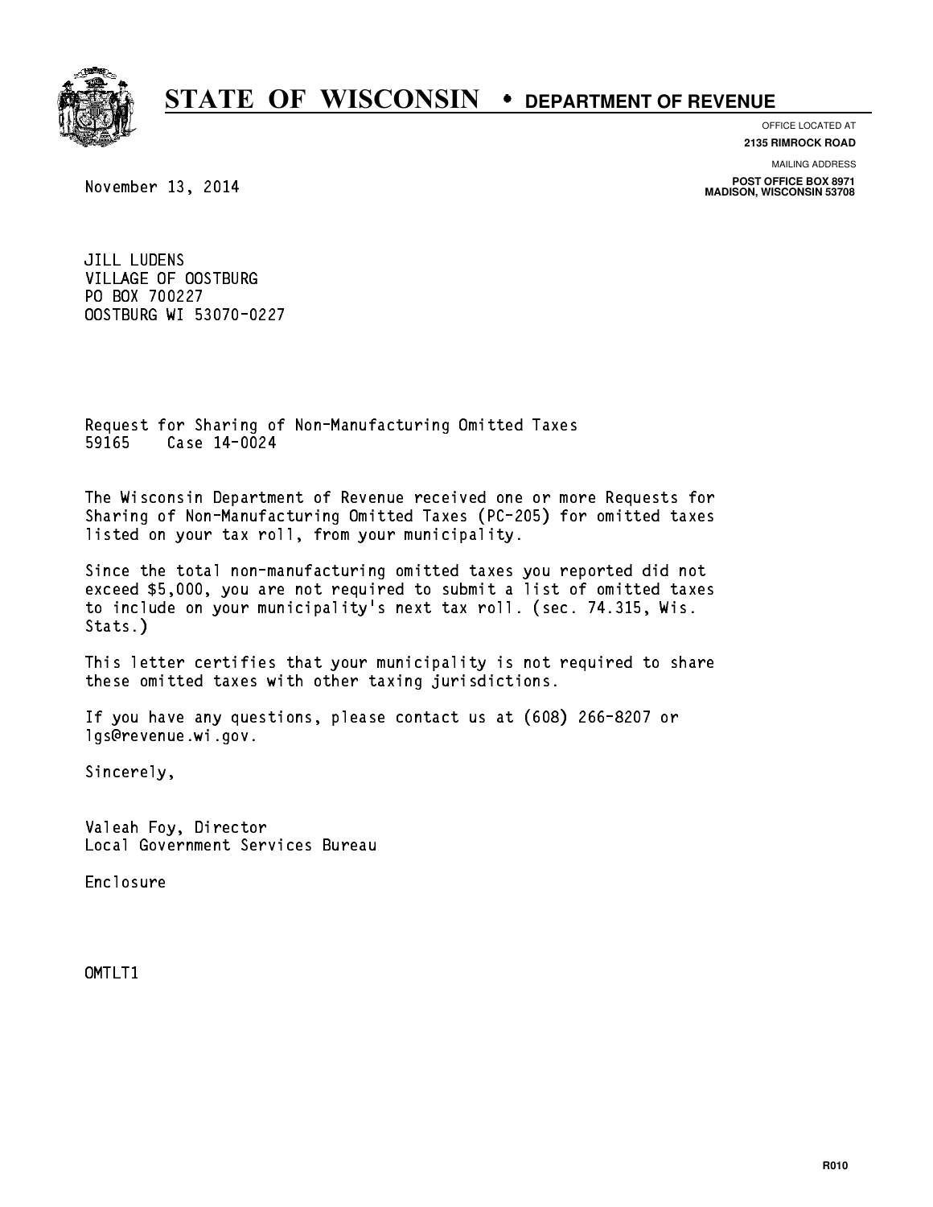# STATE OF WISCONSIN • DEPARTMENT OF REVENUE

OFFICE LOCATED AT
**2135 RIMROCK ROAD**

MAILING ADDRESS
**POST OFFICE BOX 8971**
**MADISON, WISCONSIN 53708**

November 13, 2014

JILL LUDENS
VILLAGE OF OOSTBURG
PO BOX 700227
OOSTBURG WI 53070-0227

Request for Sharing of Non-Manufacturing Omitted Taxes
59165 Case 14-0024

The Wisconsin Department of Revenue received one or more Requests for Sharing of Non-Manufacturing Omitted Taxes (PC-205) for omitted taxes listed on your tax roll, from your municipality.

Since the total non-manufacturing omitted taxes you reported did not exceed $5,000, you are not required to submit a list of omitted taxes to include on your municipality's next tax roll. (sec. 74.315, Wis. Stats.)

This letter certifies that your municipality is not required to share these omitted taxes with other taxing jurisdictions.

If you have any questions, please contact us at (608) 266-8207 or lgs@revenue.wi.gov.

Sincerely,

Valeah Foy, Director
Local Government Services Bureau

Enclosure

OMTLT1

R010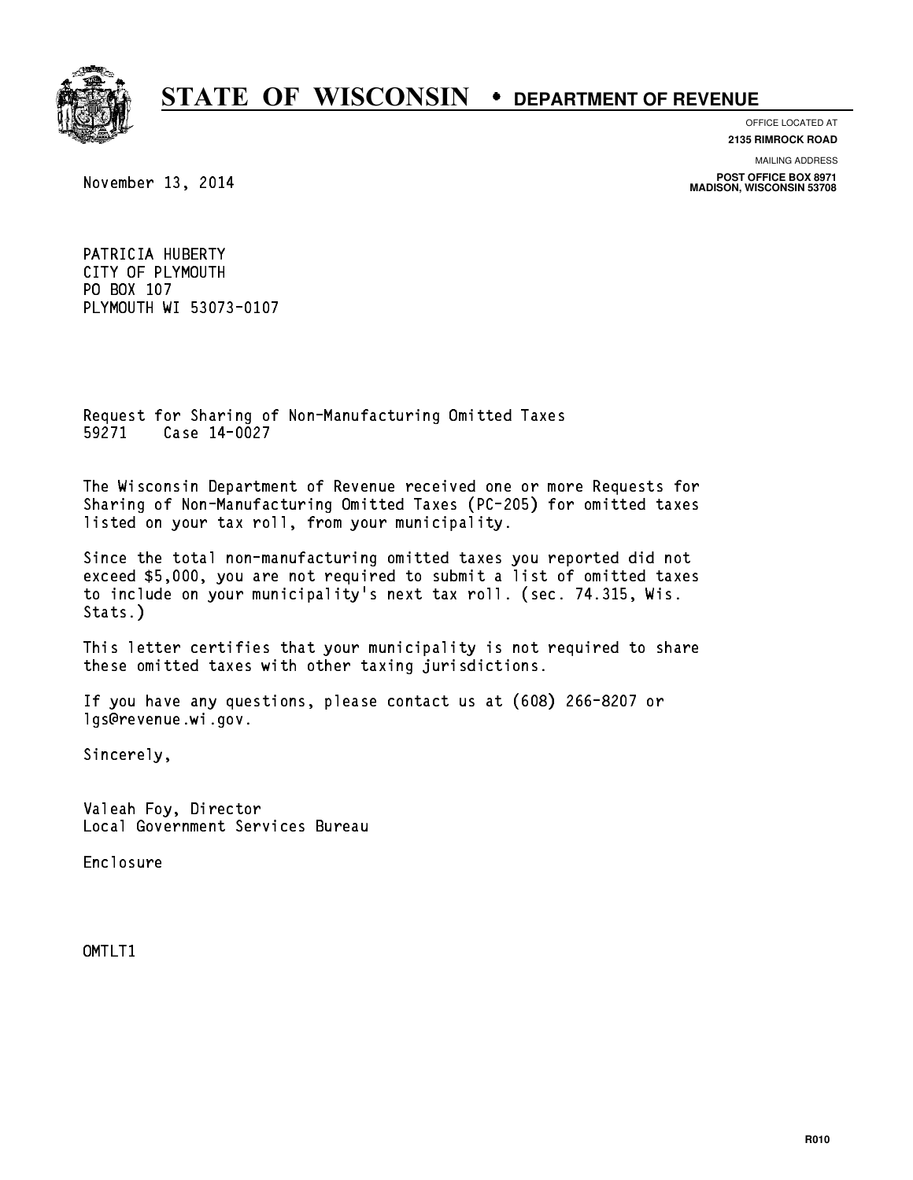# STATE OF WISCONSIN • DEPARTMENT OF REVENUE

OFFICE LOCATED AT
**2135 RIMROCK ROAD**

MAILING ADDRESS
**POST OFFICE BOX 8971**
**MADISON, WISCONSIN 53708**

November 13, 2014

PATRICIA HUBERTY
CITY OF PLYMOUTH
PO BOX 107
PLYMOUTH WI 53073-0107

Request for Sharing of Non-Manufacturing Omitted Taxes
59271 Case 14-0027

The Wisconsin Department of Revenue received one or more Requests for Sharing of Non-Manufacturing Omitted Taxes (PC-205) for omitted taxes listed on your tax roll, from your municipality.

Since the total non-manufacturing omitted taxes you reported did not exceed $5,000, you are not required to submit a list of omitted taxes to include on your municipality's next tax roll. (sec. 74.315, Wis. Stats.)

This letter certifies that your municipality is not required to share these omitted taxes with other taxing jurisdictions.

If you have any questions, please contact us at (608) 266-8207 or lgs@revenue.wi.gov.

Sincerely,

Valeah Foy, Director
Local Government Services Bureau

Enclosure

OMTLT1

R010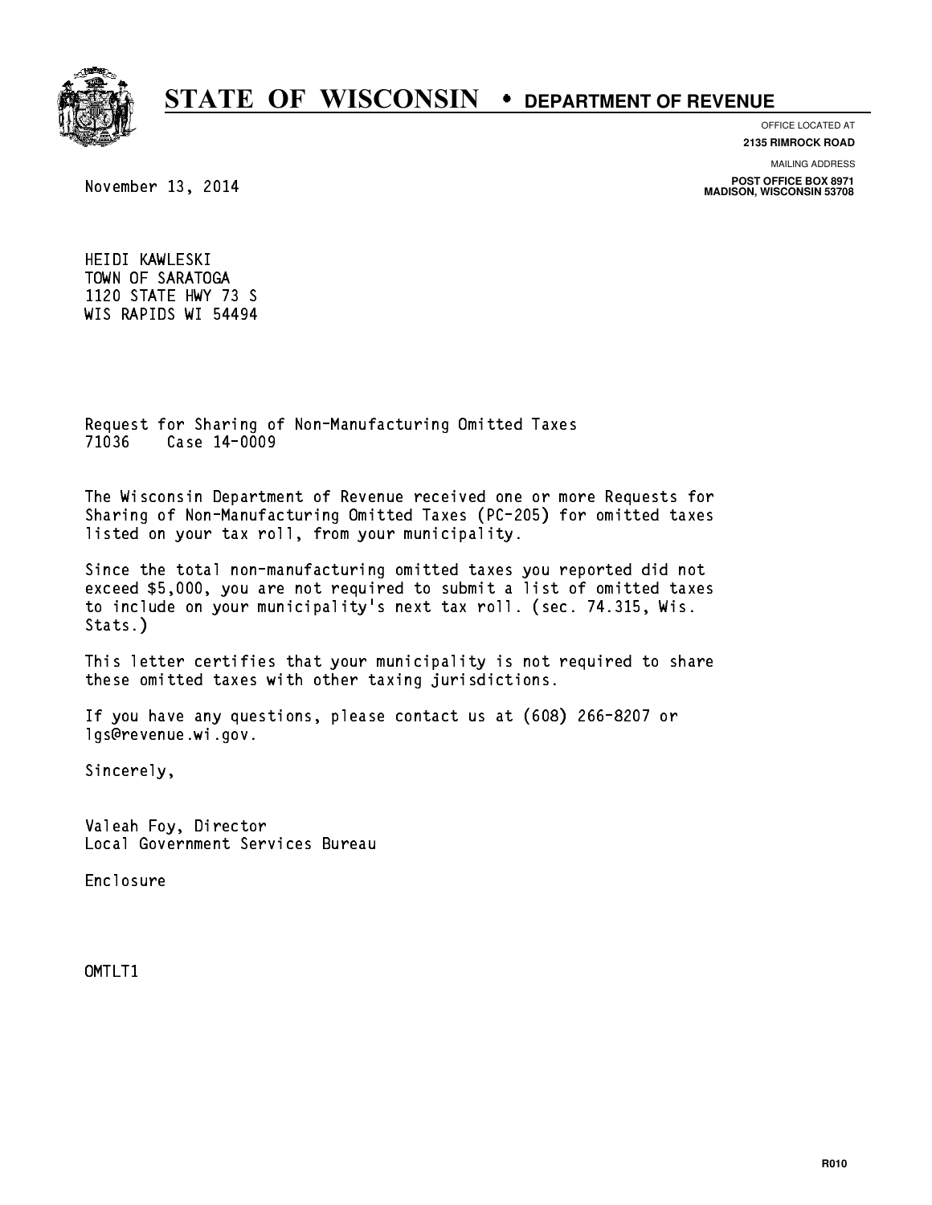# STATE OF WISCONSIN • DEPARTMENT OF REVENUE

OFFICE LOCATED AT
**2135 RIMROCK ROAD**

MAILING ADDRESS
**POST OFFICE BOX 8971**
**MADISON, WISCONSIN 53708**

November 13, 2014

HEIDI KAWLESKI
TOWN OF SARATOGA
1120 STATE HWY 73 S
WIS RAPIDS WI 54494

Request for Sharing of Non-Manufacturing Omitted Taxes
71036 Case 14-0009

The Wisconsin Department of Revenue received one or more Requests for Sharing of Non-Manufacturing Omitted Taxes (PC-205) for omitted taxes listed on your tax roll, from your municipality.

Since the total non-manufacturing omitted taxes you reported did not exceed $5,000, you are not required to submit a list of omitted taxes to include on your municipality's next tax roll. (sec. 74.315, Wis. Stats.)

This letter certifies that your municipality is not required to share these omitted taxes with other taxing jurisdictions.

If you have any questions, please contact us at (608) 266-8207 or lgs@revenue.wi.gov.

Sincerely,

Valeah Foy, Director
Local Government Services Bureau

Enclosure

OMTLT1

R010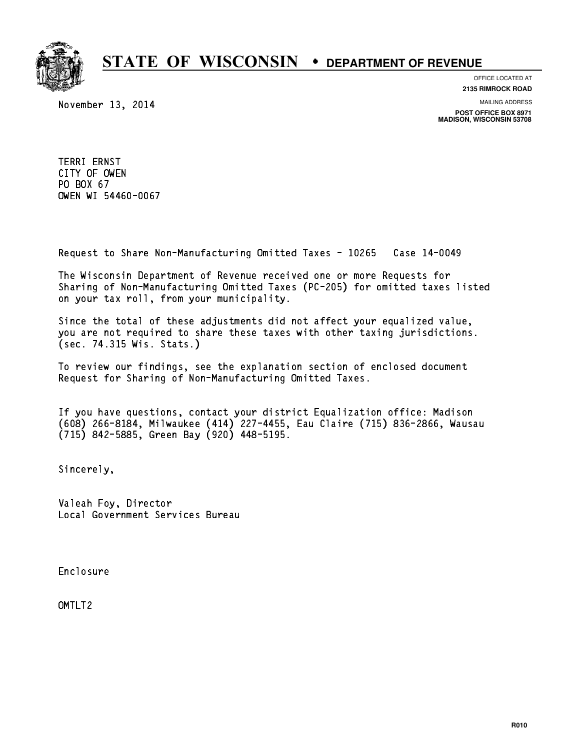# STATE OF WISCONSIN • DEPARTMENT OF REVENUE

OFFICE LOCATED AT
**2135 RIMROCK ROAD**

MAILING ADDRESS
**POST OFFICE BOX 8971**
**MADISON, WISCONSIN 53708**

November 13, 2014

TERRI ERNST
CITY OF OWEN
PO BOX 67
OWEN WI 54460-0067

Request to Share Non-Manufacturing Omitted Taxes - 10265   Case 14-0049

The Wisconsin Department of Revenue received one or more Requests for Sharing of Non-Manufacturing Omitted Taxes (PC-205) for omitted taxes listed on your tax roll, from your municipality.

Since the total of these adjustments did not affect your equalized value, you are not required to share these taxes with other taxing jurisdictions. (sec. 74.315 Wis. Stats.)

To review our findings, see the explanation section of enclosed document Request for Sharing of Non-Manufacturing Omitted Taxes.

If you have questions, contact your district Equalization office: Madison (608) 266-8184, Milwaukee (414) 227-4455, Eau Claire (715) 836-2866, Wausau (715) 842-5885, Green Bay (920) 448-5195.

Sincerely,

Valeah Foy, Director
Local Government Services Bureau

Enclosure

OMTLT2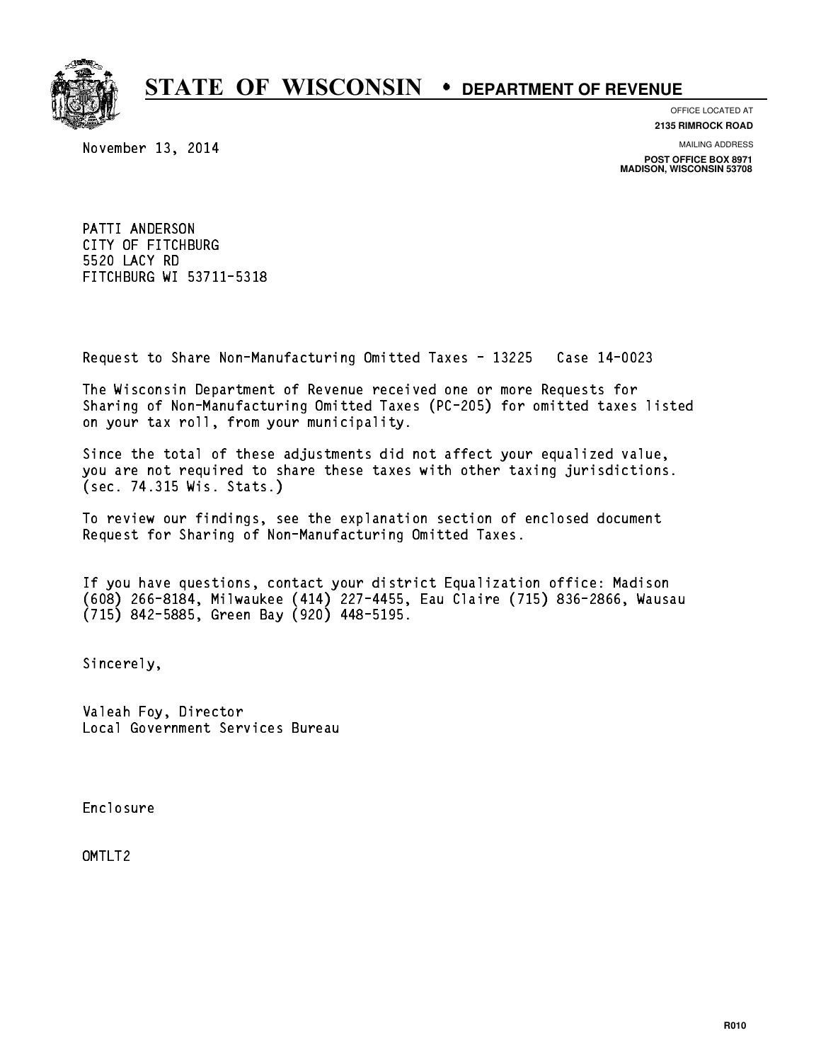# STATE OF WISCONSIN • DEPARTMENT OF REVENUE

OFFICE LOCATED AT
**2135 RIMROCK ROAD**

MAILING ADDRESS
**POST OFFICE BOX 8971**
**MADISON, WISCONSIN 53708**

November 13, 2014

PATTI ANDERSON
CITY OF FITCHBURG
5520 LACY RD
FITCHBURG WI 53711-5318

Request to Share Non-Manufacturing Omitted Taxes - 13225 Case 14-0023

The Wisconsin Department of Revenue received one or more Requests for Sharing of Non-Manufacturing Omitted Taxes (PC-205) for omitted taxes listed on your tax roll, from your municipality.

Since the total of these adjustments did not affect your equalized value, you are not required to share these taxes with other taxing jurisdictions. (sec. 74.315 Wis. Stats.)

To review our findings, see the explanation section of enclosed document Request for Sharing of Non-Manufacturing Omitted Taxes.

If you have questions, contact your district Equalization office: Madison (608) 266-8184, Milwaukee (414) 227-4455, Eau Claire (715) 836-2866, Wausau (715) 842-5885, Green Bay (920) 448-5195.

Sincerely,

Valeah Foy, Director
Local Government Services Bureau

Enclosure

OMTLT2

R010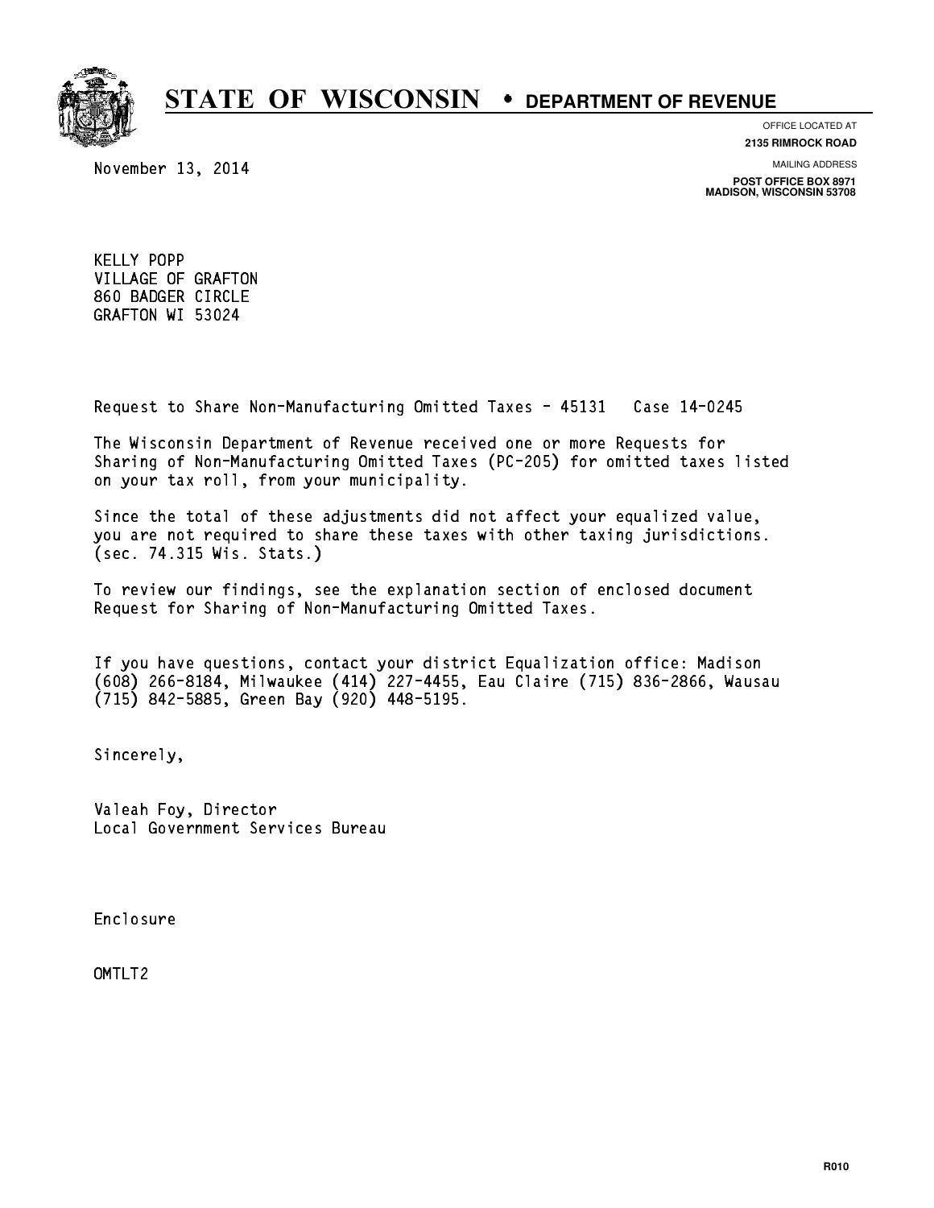# STATE OF WISCONSIN • DEPARTMENT OF REVENUE

OFFICE LOCATED AT
**2135 RIMROCK ROAD**

MAILING ADDRESS
**POST OFFICE BOX 8971**
**MADISON, WISCONSIN 53708**

November 13, 2014

KELLY POPP
VILLAGE OF GRAFTON
860 BADGER CIRCLE
GRAFTON WI 53024

Request to Share Non-Manufacturing Omitted Taxes - 45131 Case 14-0245

The Wisconsin Department of Revenue received one or more Requests for Sharing of Non-Manufacturing Omitted Taxes (PC-205) for omitted taxes listed on your tax roll, from your municipality.

Since the total of these adjustments did not affect your equalized value, you are not required to share these taxes with other taxing jurisdictions. (sec. 74.315 Wis. Stats.)

To review our findings, see the explanation section of enclosed document Request for Sharing of Non-Manufacturing Omitted Taxes.

If you have questions, contact your district Equalization office: Madison (608) 266-8184, Milwaukee (414) 227-4455, Eau Claire (715) 836-2866, Wausau (715) 842-5885, Green Bay (920) 448-5195.

Sincerely,

Valeah Foy, Director
Local Government Services Bureau

Enclosure

OMTLT2

R010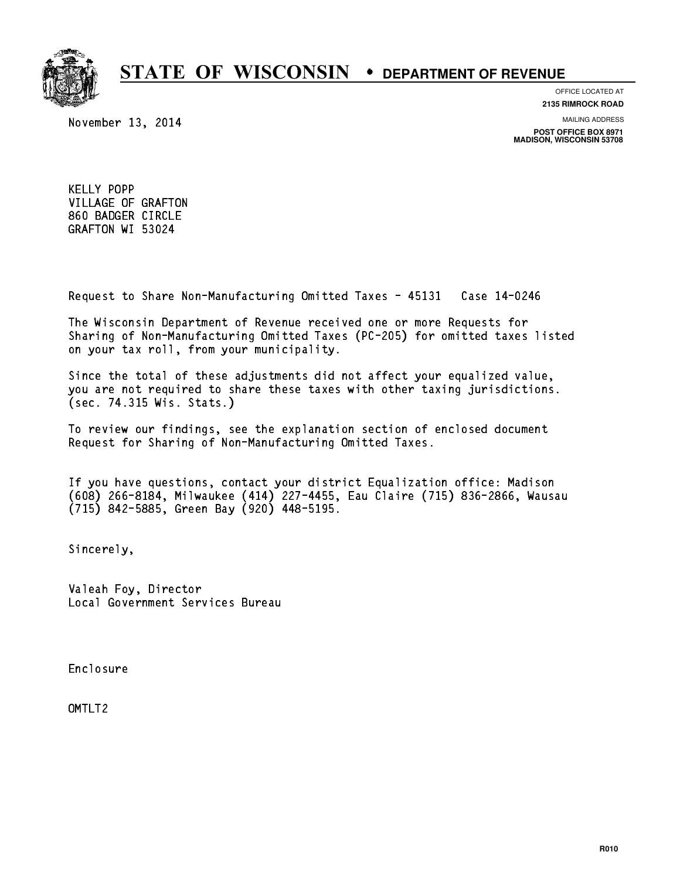# STATE OF WISCONSIN • DEPARTMENT OF REVENUE

OFFICE LOCATED AT
**2135 RIMROCK ROAD**

MAILING ADDRESS
**POST OFFICE BOX 8971**
**MADISON, WISCONSIN 53708**

November 13, 2014

KELLY POPP
VILLAGE OF GRAFTON
860 BADGER CIRCLE
GRAFTON WI 53024

Request to Share Non-Manufacturing Omitted Taxes - 45131 Case 14-0246

The Wisconsin Department of Revenue received one or more Requests for Sharing of Non-Manufacturing Omitted Taxes (PC-205) for omitted taxes listed on your tax roll, from your municipality.

Since the total of these adjustments did not affect your equalized value, you are not required to share these taxes with other taxing jurisdictions. (sec. 74.315 Wis. Stats.)

To review our findings, see the explanation section of enclosed document Request for Sharing of Non-Manufacturing Omitted Taxes.

If you have questions, contact your district Equalization office: Madison (608) 266-8184, Milwaukee (414) 227-4455, Eau Claire (715) 836-2866, Wausau (715) 842-5885, Green Bay (920) 448-5195.

Sincerely,

Valeah Foy, Director
Local Government Services Bureau

Enclosure

OMTLT2

R010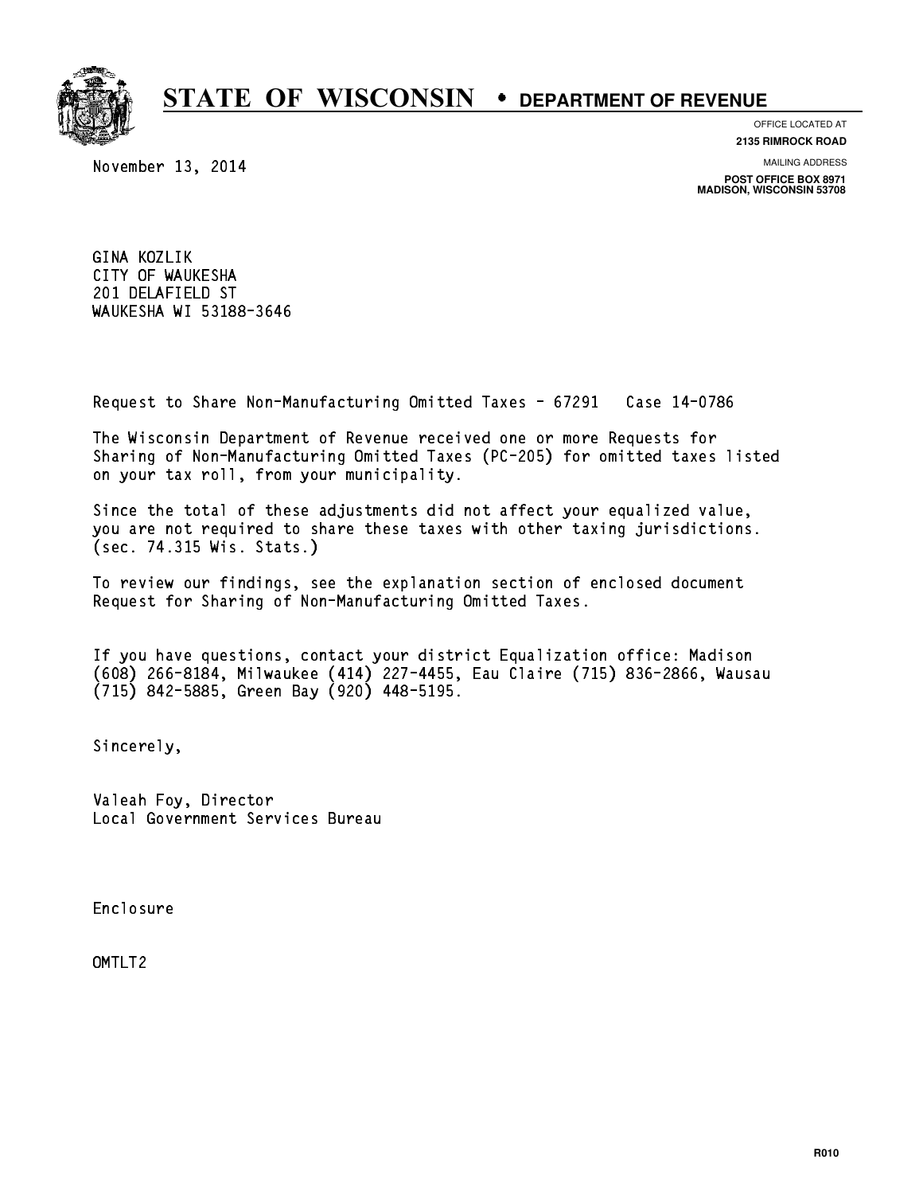# STATE OF WISCONSIN • DEPARTMENT OF REVENUE

OFFICE LOCATED AT
**2135 RIMROCK ROAD**

MAILING ADDRESS
**POST OFFICE BOX 8971**
**MADISON, WISCONSIN 53708**

November 13, 2014

GINA KOZLIK
CITY OF WAUKESHA
201 DELAFIELD ST
WAUKESHA WI 53188-3646

Request to Share Non-Manufacturing Omitted Taxes - 67291 Case 14-0786

The Wisconsin Department of Revenue received one or more Requests for Sharing of Non-Manufacturing Omitted Taxes (PC-205) for omitted taxes listed on your tax roll, from your municipality.

Since the total of these adjustments did not affect your equalized value, you are not required to share these taxes with other taxing jurisdictions. (sec. 74.315 Wis. Stats.)

To review our findings, see the explanation section of enclosed document Request for Sharing of Non-Manufacturing Omitted Taxes.

If you have questions, contact your district Equalization office: Madison (608) 266-8184, Milwaukee (414) 227-4455, Eau Claire (715) 836-2866, Wausau (715) 842-5885, Green Bay (920) 448-5195.

Sincerely,

Valeah Foy, Director
Local Government Services Bureau

Enclosure

OMTLT2

R010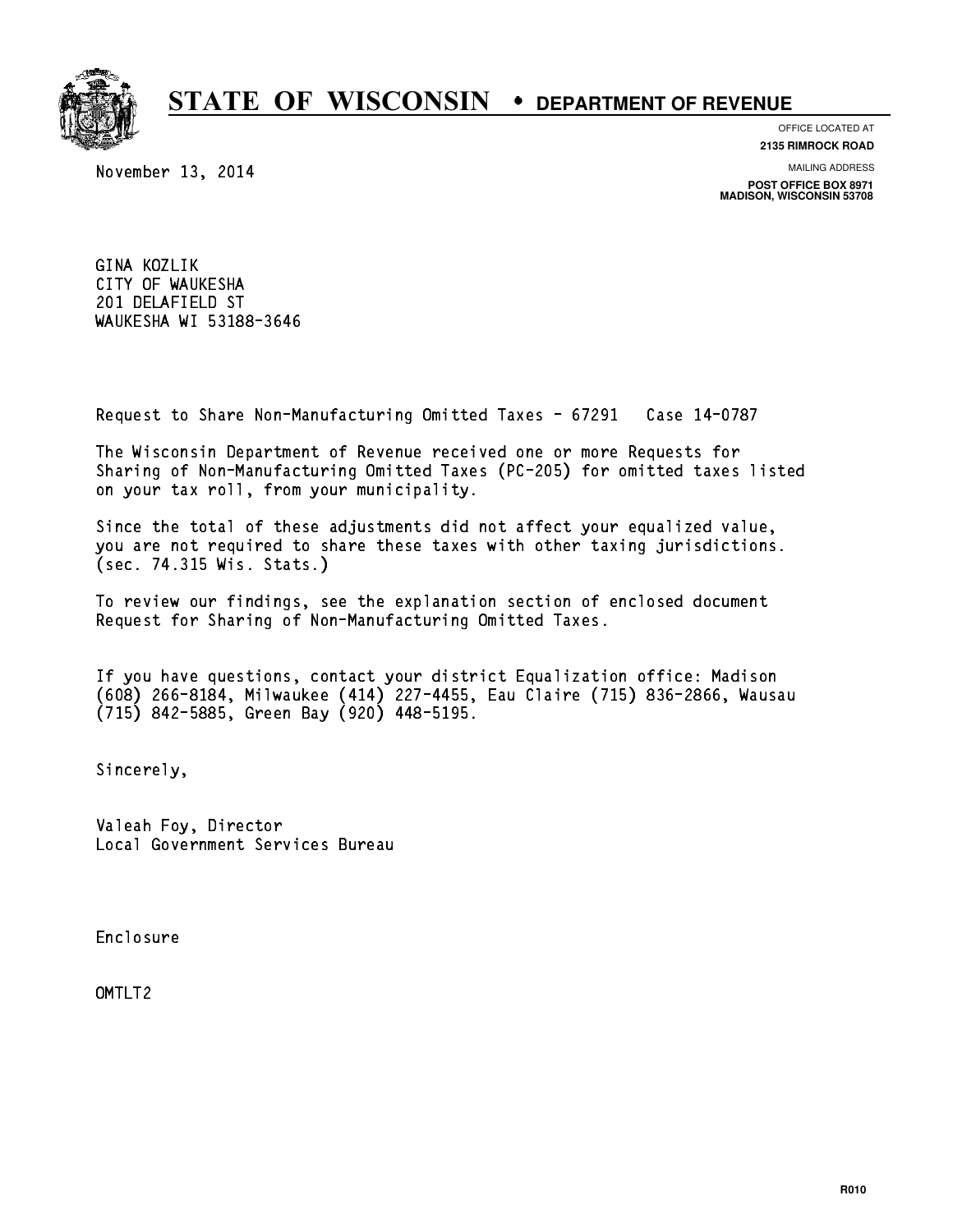# STATE OF WISCONSIN • DEPARTMENT OF REVENUE

OFFICE LOCATED AT
**2135 RIMROCK ROAD**

MAILING ADDRESS
**POST OFFICE BOX 8971**
**MADISON, WISCONSIN 53708**

November 13, 2014

GINA KOZLIK
CITY OF WAUKESHA
201 DELAFIELD ST
WAUKESHA WI 53188-3646

Request to Share Non-Manufacturing Omitted Taxes - 67291 Case 14-0787

The Wisconsin Department of Revenue received one or more Requests for Sharing of Non-Manufacturing Omitted Taxes (PC-205) for omitted taxes listed on your tax roll, from your municipality.

Since the total of these adjustments did not affect your equalized value, you are not required to share these taxes with other taxing jurisdictions. (sec. 74.315 Wis. Stats.)

To review our findings, see the explanation section of enclosed document Request for Sharing of Non-Manufacturing Omitted Taxes.

If you have questions, contact your district Equalization office: Madison (608) 266-8184, Milwaukee (414) 227-4455, Eau Claire (715) 836-2866, Wausau (715) 842-5885, Green Bay (920) 448-5195.

Sincerely,

Valeah Foy, Director
Local Government Services Bureau

Enclosure

OMTLT2

R010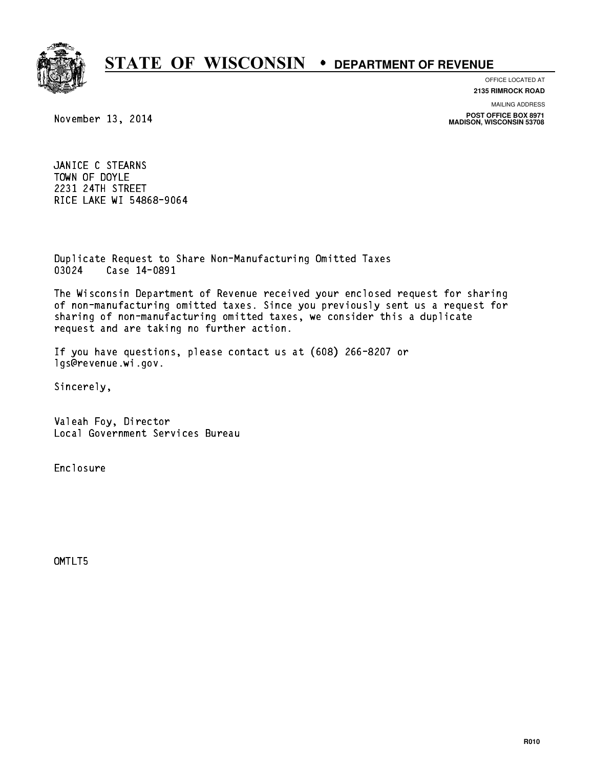# STATE OF WISCONSIN • DEPARTMENT OF REVENUE

OFFICE LOCATED AT
**2135 RIMROCK ROAD**

MAILING ADDRESS
**POST OFFICE BOX 8971**
**MADISON, WISCONSIN 53708**

November 13, 2014

JANICE C STEARNS
TOWN OF DOYLE
2231 24TH STREET
RICE LAKE WI 54868-9064

Duplicate Request to Share Non-Manufacturing Omitted Taxes
03024 Case 14-0891

The Wisconsin Department of Revenue received your enclosed request for sharing of non-manufacturing omitted taxes. Since you previously sent us a request for sharing of non-manufacturing omitted taxes, we consider this a duplicate request and are taking no further action.

If you have questions, please contact us at (608) 266-8207 or lgs@revenue.wi.gov.

Sincerely,

Valeah Foy, Director
Local Government Services Bureau

Enclosure

OMTLT5

R010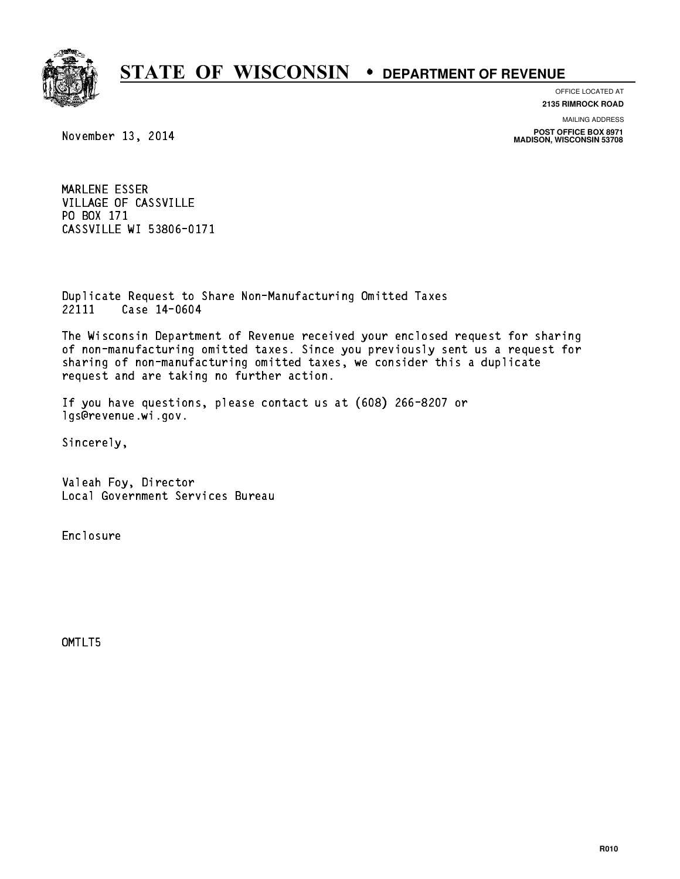# STATE OF WISCONSIN • DEPARTMENT OF REVENUE

OFFICE LOCATED AT
**2135 RIMROCK ROAD**

MAILING ADDRESS
**POST OFFICE BOX 8971**
**MADISON, WISCONSIN 53708**

November 13, 2014

MARLENE ESSER
VILLAGE OF CASSVILLE
PO BOX 171
CASSVILLE WI 53806-0171

Duplicate Request to Share Non-Manufacturing Omitted Taxes
22111 Case 14-0604

The Wisconsin Department of Revenue received your enclosed request for sharing of non-manufacturing omitted taxes. Since you previously sent us a request for sharing of non-manufacturing omitted taxes, we consider this a duplicate request and are taking no further action.

If you have questions, please contact us at (608) 266-8207 or lgs@revenue.wi.gov.

Sincerely,

Valeah Foy, Director
Local Government Services Bureau

Enclosure

OMTLT5

R010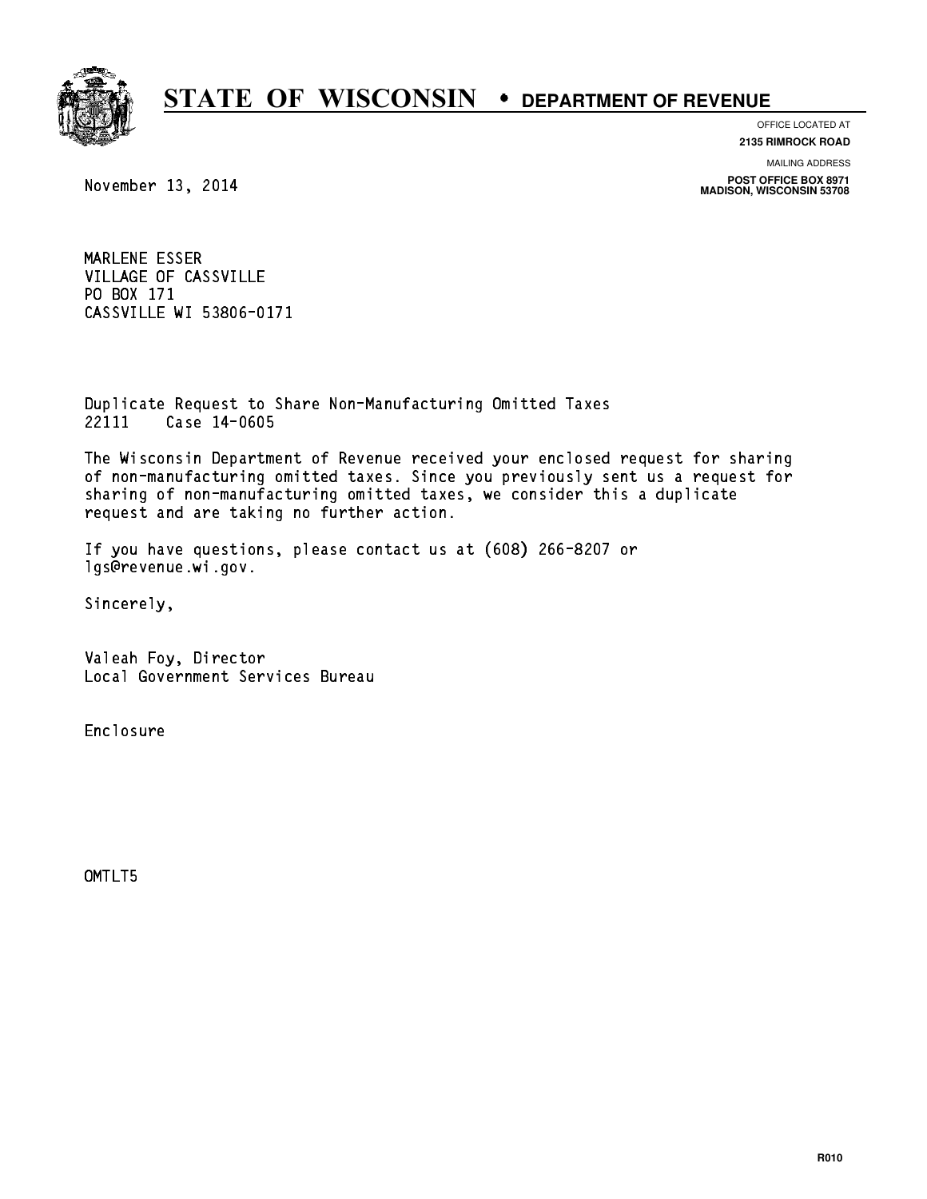# STATE OF WISCONSIN • DEPARTMENT OF REVENUE

OFFICE LOCATED AT
**2135 RIMROCK ROAD**

MAILING ADDRESS
**POST OFFICE BOX 8971**
**MADISON, WISCONSIN 53708**

November 13, 2014

MARLENE ESSER
VILLAGE OF CASSVILLE
PO BOX 171
CASSVILLE WI 53806-0171

Duplicate Request to Share Non-Manufacturing Omitted Taxes
22111 Case 14-0605

The Wisconsin Department of Revenue received your enclosed request for sharing of non-manufacturing omitted taxes. Since you previously sent us a request for sharing of non-manufacturing omitted taxes, we consider this a duplicate request and are taking no further action.

If you have questions, please contact us at (608) 266-8207 or lgs@revenue.wi.gov.

Sincerely,

Valeah Foy, Director
Local Government Services Bureau

Enclosure

OMTLT5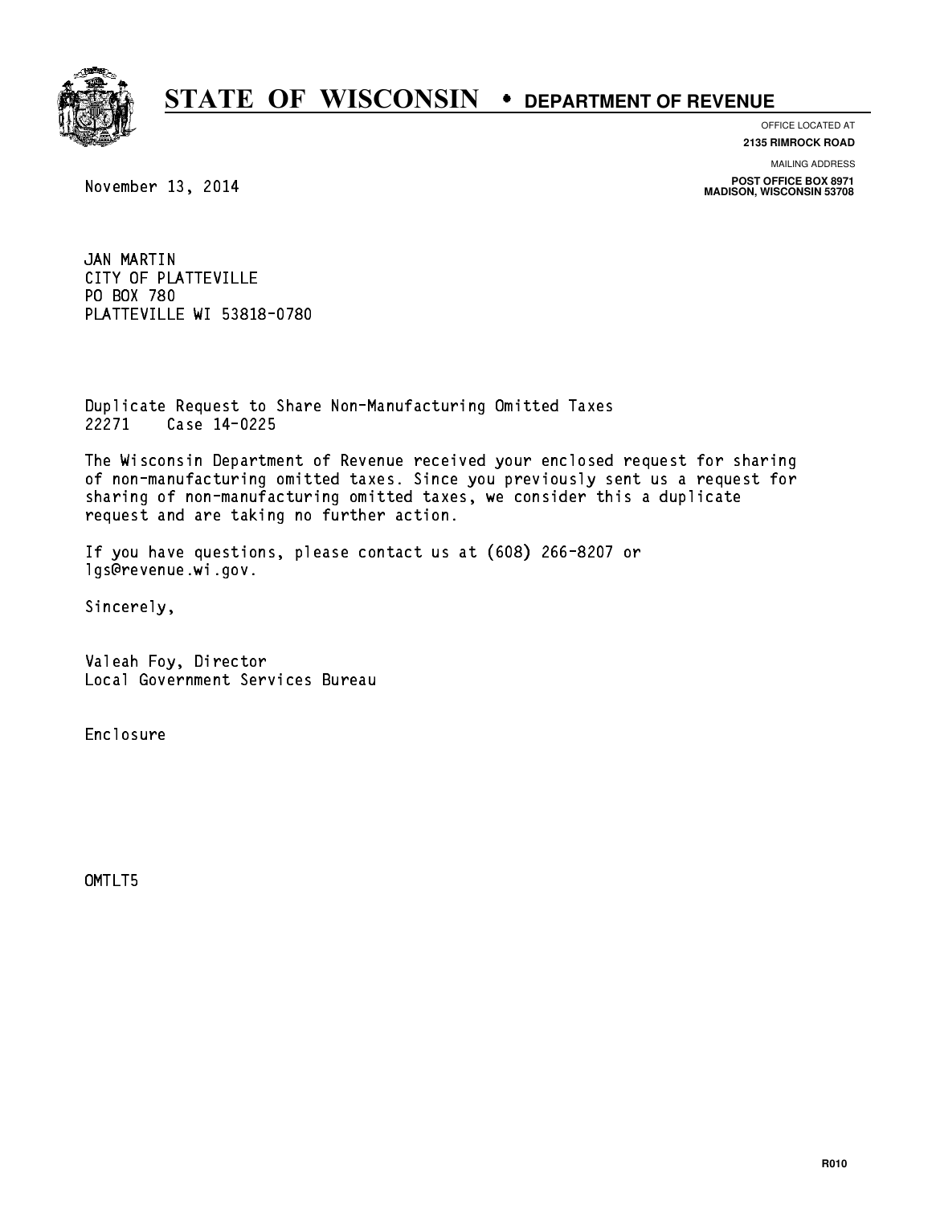# STATE OF WISCONSIN • DEPARTMENT OF REVENUE

OFFICE LOCATED AT
**2135 RIMROCK ROAD**

MAILING ADDRESS
**POST OFFICE BOX 8971**
**MADISON, WISCONSIN 53708**

November 13, 2014

JAN MARTIN
CITY OF PLATTEVILLE
PO BOX 780
PLATTEVILLE WI 53818-0780

Duplicate Request to Share Non-Manufacturing Omitted Taxes
22271 Case 14-0225

The Wisconsin Department of Revenue received your enclosed request for sharing of non-manufacturing omitted taxes. Since you previously sent us a request for sharing of non-manufacturing omitted taxes, we consider this a duplicate request and are taking no further action.

If you have questions, please contact us at (608) 266-8207 or lgs@revenue.wi.gov.

Sincerely,

Valeah Foy, Director
Local Government Services Bureau

Enclosure

OMTLT5

R010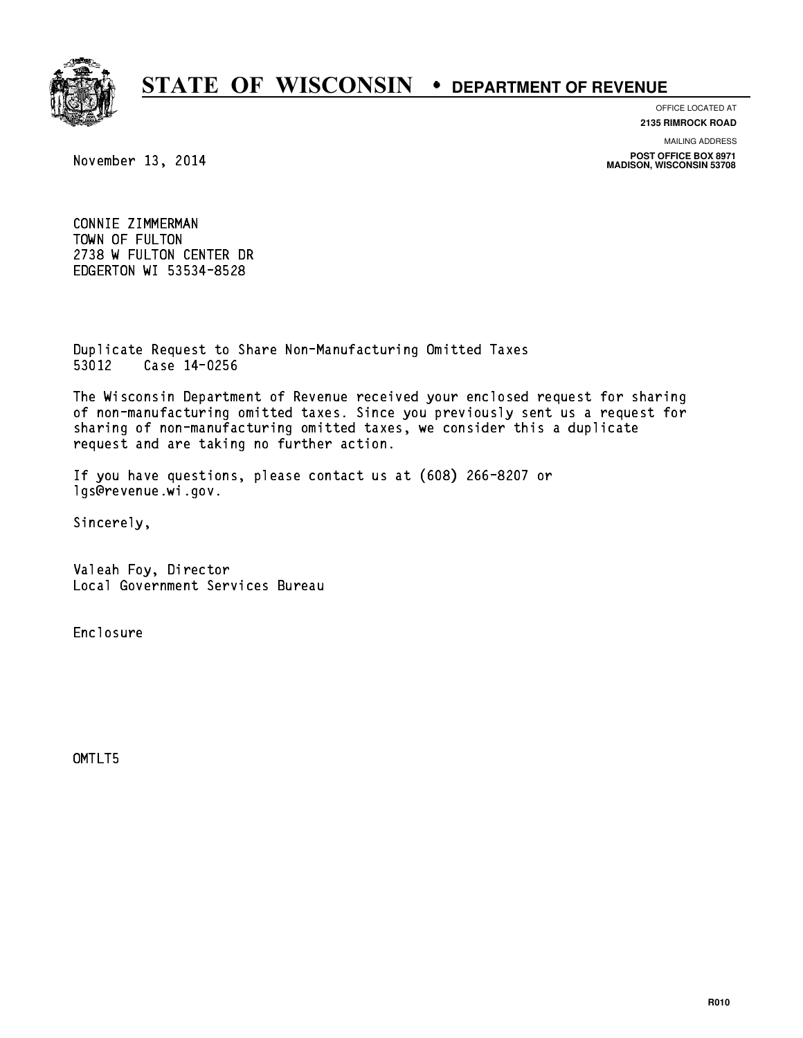# STATE OF WISCONSIN • DEPARTMENT OF REVENUE

OFFICE LOCATED AT
**2135 RIMROCK ROAD**

MAILING ADDRESS
**POST OFFICE BOX 8971**
**MADISON, WISCONSIN 53708**

November 13, 2014

CONNIE ZIMMERMAN
TOWN OF FULTON
2738 W FULTON CENTER DR
EDGERTON WI 53534-8528

Duplicate Request to Share Non-Manufacturing Omitted Taxes
53012    Case 14-0256

The Wisconsin Department of Revenue received your enclosed request for sharing of non-manufacturing omitted taxes. Since you previously sent us a request for sharing of non-manufacturing omitted taxes, we consider this a duplicate request and are taking no further action.

If you have questions, please contact us at (608) 266-8207 or lgs@revenue.wi.gov.

Sincerely,

Valeah Foy, Director
Local Government Services Bureau

Enclosure

OMTLT5

R010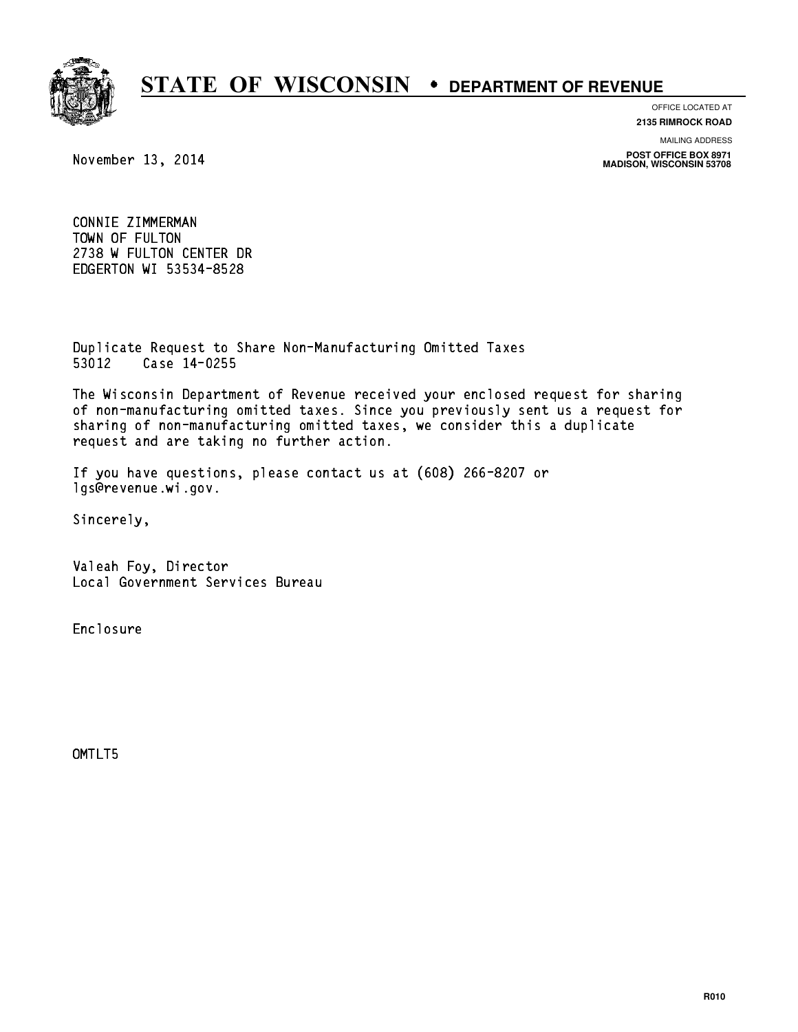# STATE OF WISCONSIN • DEPARTMENT OF REVENUE

OFFICE LOCATED AT
**2135 RIMROCK ROAD**

MAILING ADDRESS
**POST OFFICE BOX 8971**
**MADISON, WISCONSIN 53708**

November 13, 2014

CONNIE ZIMMERMAN
TOWN OF FULTON
2738 W FULTON CENTER DR
EDGERTON WI 53534-8528

Duplicate Request to Share Non-Manufacturing Omitted Taxes
53012 Case 14-0255

The Wisconsin Department of Revenue received your enclosed request for sharing of non-manufacturing omitted taxes. Since you previously sent us a request for sharing of non-manufacturing omitted taxes, we consider this a duplicate request and are taking no further action.

If you have questions, please contact us at (608) 266-8207 or lgs@revenue.wi.gov.

Sincerely,

Valeah Foy, Director
Local Government Services Bureau

Enclosure

OMTLT5

R010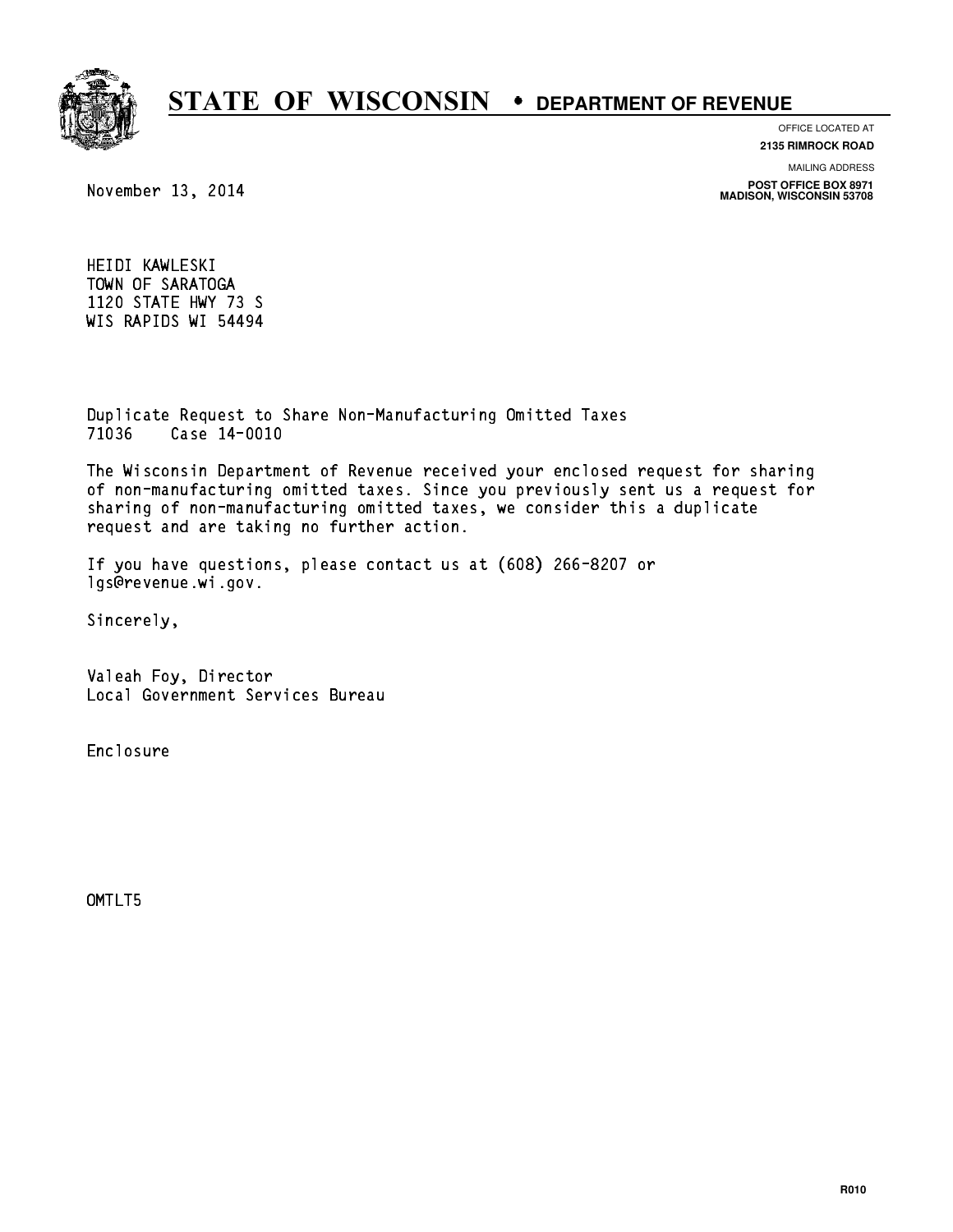# STATE OF WISCONSIN • DEPARTMENT OF REVENUE

OFFICE LOCATED AT
**2135 RIMROCK ROAD**

MAILING ADDRESS
**POST OFFICE BOX 8971**
**MADISON, WISCONSIN 53708**

November 13, 2014

HEIDI KAWLESKI
TOWN OF SARATOGA
1120 STATE HWY 73 S
WIS RAPIDS WI 54494

Duplicate Request to Share Non-Manufacturing Omitted Taxes
71036    Case 14-0010

The Wisconsin Department of Revenue received your enclosed request for sharing of non-manufacturing omitted taxes. Since you previously sent us a request for sharing of non-manufacturing omitted taxes, we consider this a duplicate request and are taking no further action.

If you have questions, please contact us at (608) 266-8207 or lgs@revenue.wi.gov.

Sincerely,

Valeah Foy, Director
Local Government Services Bureau

Enclosure

OMTLT5

R010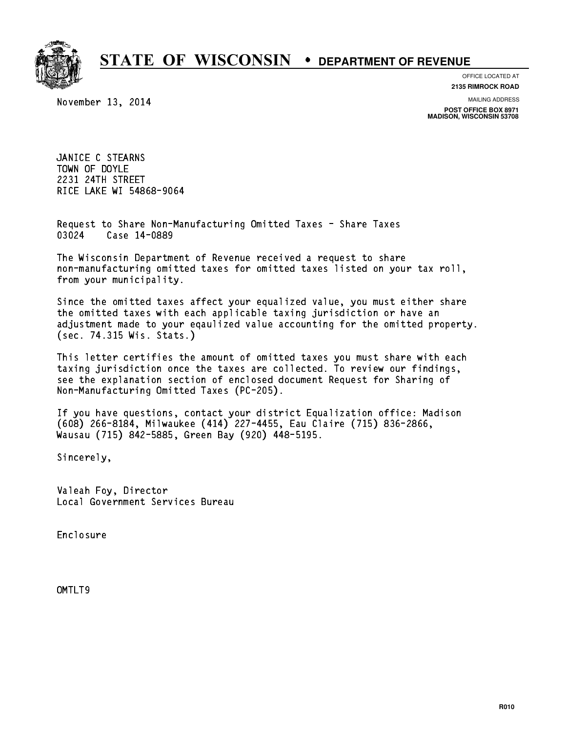# STATE OF WISCONSIN • DEPARTMENT OF REVENUE

OFFICE LOCATED AT
**2135 RIMROCK ROAD**

MAILING ADDRESS
**POST OFFICE BOX 8971**
**MADISON, WISCONSIN 53708**

November 13, 2014

JANICE C STEARNS
TOWN OF DOYLE
2231 24TH STREET
RICE LAKE WI 54868-9064

Request to Share Non-Manufacturing Omitted Taxes - Share Taxes
03024 Case 14-0889

The Wisconsin Department of Revenue received a request to share non-manufacturing omitted taxes for omitted taxes listed on your tax roll, from your municipality.

Since the omitted taxes affect your equalized value, you must either share the omitted taxes with each applicable taxing jurisdiction or have an adjustment made to your eqaulized value accounting for the omitted property. (sec. 74.315 Wis. Stats.)

This letter certifies the amount of omitted taxes you must share with each taxing jurisdiction once the taxes are collected. To review our findings, see the explanation section of enclosed document Request for Sharing of Non-Manufacturing Omitted Taxes (PC-205).

If you have questions, contact your district Equalization office: Madison (608) 266-8184, Milwaukee (414) 227-4455, Eau Claire (715) 836-2866, Wausau (715) 842-5885, Green Bay (920) 448-5195.

Sincerely,

Valeah Foy, Director
Local Government Services Bureau

Enclosure

OMTLT9

R010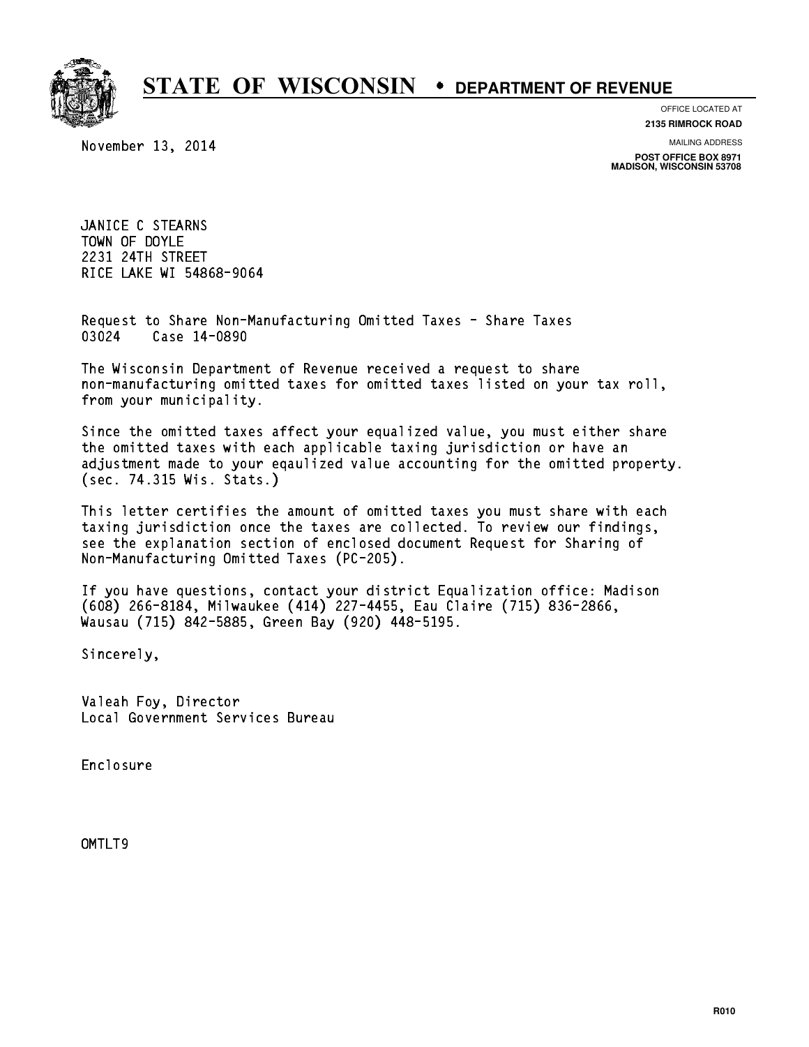# STATE OF WISCONSIN • DEPARTMENT OF REVENUE

OFFICE LOCATED AT
**2135 RIMROCK ROAD**

MAILING ADDRESS
**POST OFFICE BOX 8971**
**MADISON, WISCONSIN 53708**

November 13, 2014

JANICE C STEARNS
TOWN OF DOYLE
2231 24TH STREET
RICE LAKE WI 54868-9064

Request to Share Non-Manufacturing Omitted Taxes - Share Taxes
03024 Case 14-0890

The Wisconsin Department of Revenue received a request to share non-manufacturing omitted taxes for omitted taxes listed on your tax roll, from your municipality.

Since the omitted taxes affect your equalized value, you must either share the omitted taxes with each applicable taxing jurisdiction or have an adjustment made to your eqaulized value accounting for the omitted property. (sec. 74.315 Wis. Stats.)

This letter certifies the amount of omitted taxes you must share with each taxing jurisdiction once the taxes are collected. To review our findings, see the explanation section of enclosed document Request for Sharing of Non-Manufacturing Omitted Taxes (PC-205).

If you have questions, contact your district Equalization office: Madison (608) 266-8184, Milwaukee (414) 227-4455, Eau Claire (715) 836-2866, Wausau (715) 842-5885, Green Bay (920) 448-5195.

Sincerely,

Valeah Foy, Director
Local Government Services Bureau

Enclosure

OMTLT9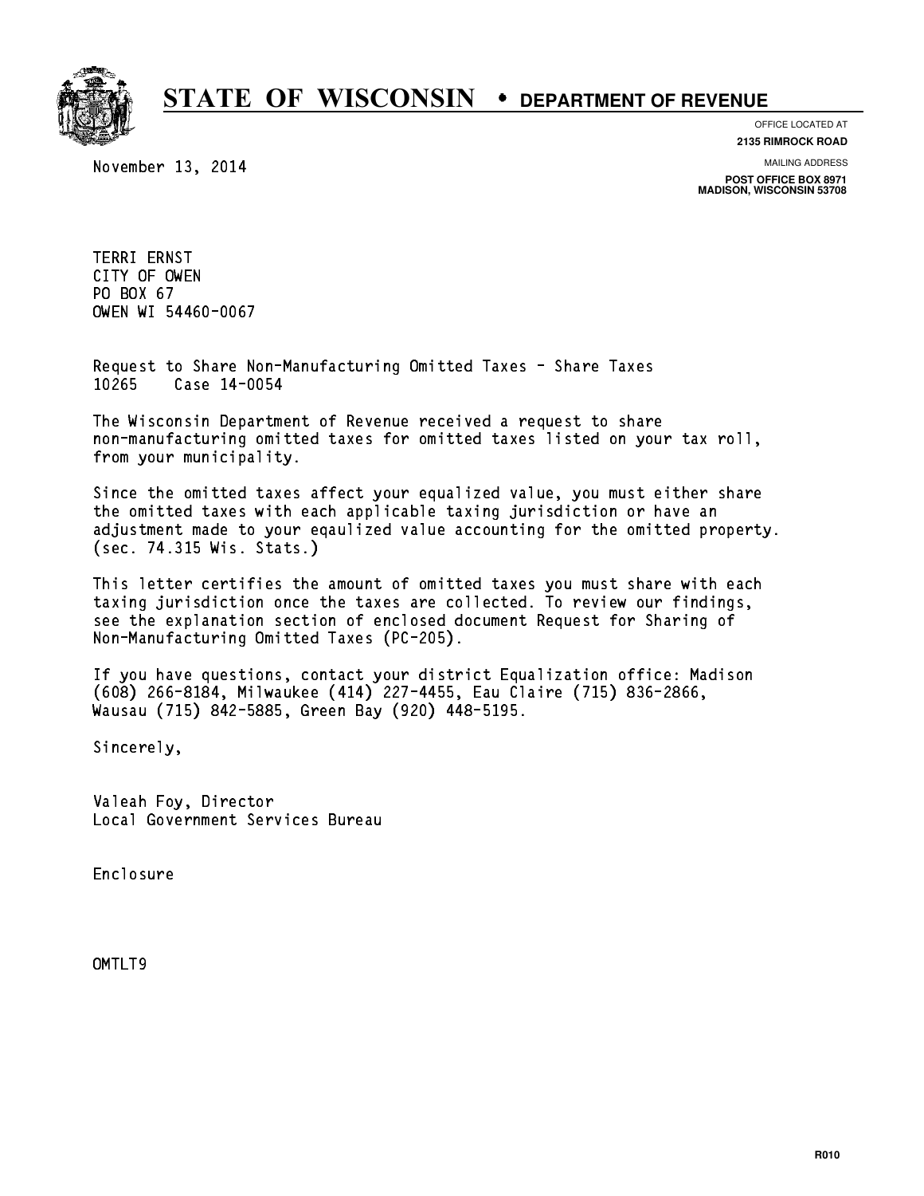# STATE OF WISCONSIN • DEPARTMENT OF REVENUE

OFFICE LOCATED AT
**2135 RIMROCK ROAD**

MAILING ADDRESS
**POST OFFICE BOX 8971**
**MADISON, WISCONSIN 53708**

November 13, 2014

TERRI ERNST
CITY OF OWEN
PO BOX 67
OWEN WI 54460-0067

Request to Share Non-Manufacturing Omitted Taxes - Share Taxes
10265 Case 14-0054

The Wisconsin Department of Revenue received a request to share non-manufacturing omitted taxes for omitted taxes listed on your tax roll, from your municipality.

Since the omitted taxes affect your equalized value, you must either share the omitted taxes with each applicable taxing jurisdiction or have an adjustment made to your eqaulized value accounting for the omitted property. (sec. 74.315 Wis. Stats.)

This letter certifies the amount of omitted taxes you must share with each taxing jurisdiction once the taxes are collected. To review our findings, see the explanation section of enclosed document Request for Sharing of Non-Manufacturing Omitted Taxes (PC-205).

If you have questions, contact your district Equalization office: Madison (608) 266-8184, Milwaukee (414) 227-4455, Eau Claire (715) 836-2866, Wausau (715) 842-5885, Green Bay (920) 448-5195.

Sincerely,

Valeah Foy, Director
Local Government Services Bureau

Enclosure

OMTLT9

R010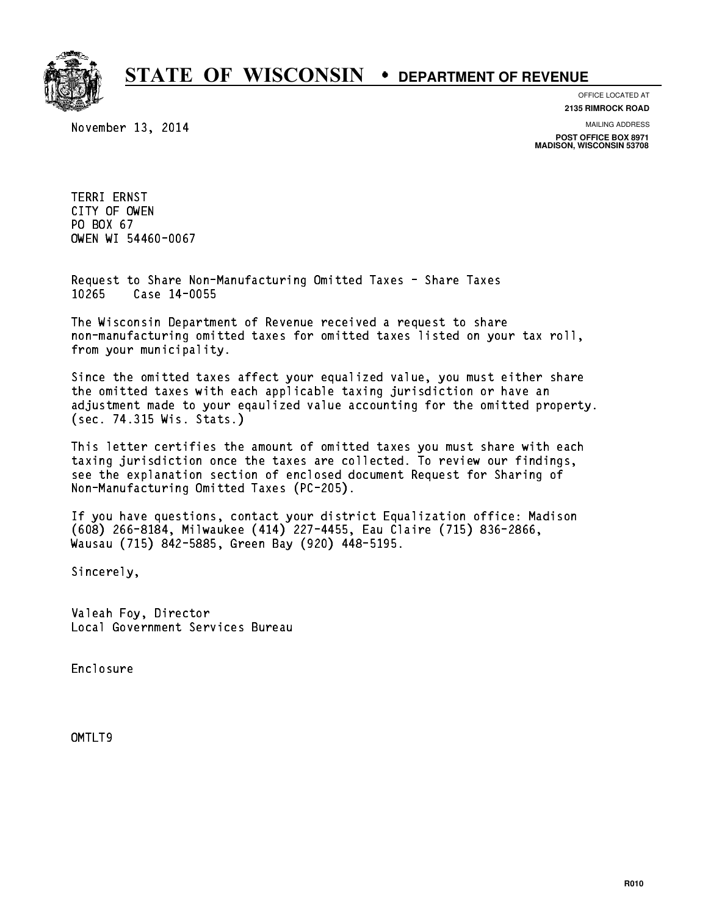# STATE OF WISCONSIN • DEPARTMENT OF REVENUE

OFFICE LOCATED AT
**2135 RIMROCK ROAD**

MAILING ADDRESS
**POST OFFICE BOX 8971**
**MADISON, WISCONSIN 53708**

November 13, 2014

TERRI ERNST
CITY OF OWEN
PO BOX 67
OWEN WI 54460-0067

Request to Share Non-Manufacturing Omitted Taxes - Share Taxes
10265 Case 14-0055

The Wisconsin Department of Revenue received a request to share non-manufacturing omitted taxes for omitted taxes listed on your tax roll, from your municipality.

Since the omitted taxes affect your equalized value, you must either share the omitted taxes with each applicable taxing jurisdiction or have an adjustment made to your eqaulized value accounting for the omitted property. (sec. 74.315 Wis. Stats.)

This letter certifies the amount of omitted taxes you must share with each taxing jurisdiction once the taxes are collected. To review our findings, see the explanation section of enclosed document Request for Sharing of Non-Manufacturing Omitted Taxes (PC-205).

If you have questions, contact your district Equalization office: Madison (608) 266-8184, Milwaukee (414) 227-4455, Eau Claire (715) 836-2866, Wausau (715) 842-5885, Green Bay (920) 448-5195.

Sincerely,

Valeah Foy, Director
Local Government Services Bureau

Enclosure

OMTLT9

R010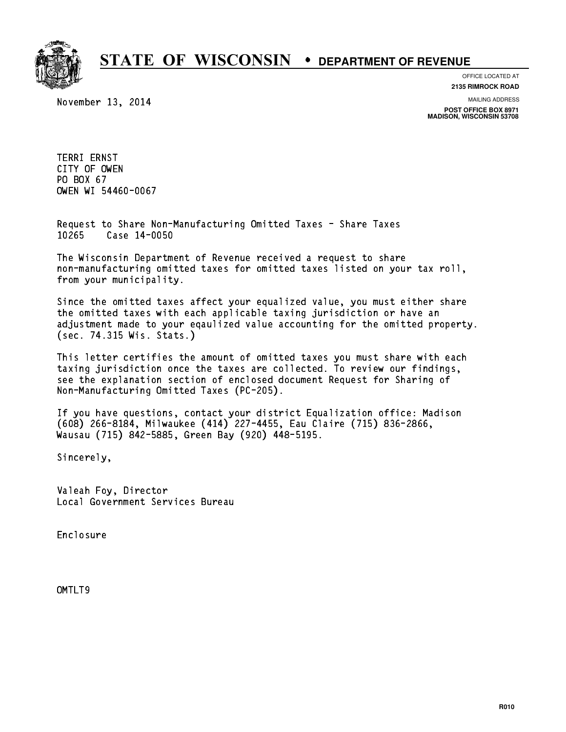# STATE OF WISCONSIN • DEPARTMENT OF REVENUE

OFFICE LOCATED AT
**2135 RIMROCK ROAD**

MAILING ADDRESS
**POST OFFICE BOX 8971**
**MADISON, WISCONSIN 53708**

November 13, 2014

TERRI ERNST
CITY OF OWEN
PO BOX 67
OWEN WI 54460-0067

Request to Share Non-Manufacturing Omitted Taxes - Share Taxes
10265 Case 14-0050

The Wisconsin Department of Revenue received a request to share non-manufacturing omitted taxes for omitted taxes listed on your tax roll, from your municipality.

Since the omitted taxes affect your equalized value, you must either share the omitted taxes with each applicable taxing jurisdiction or have an adjustment made to your eqaulized value accounting for the omitted property. (sec. 74.315 Wis. Stats.)

This letter certifies the amount of omitted taxes you must share with each taxing jurisdiction once the taxes are collected. To review our findings, see the explanation section of enclosed document Request for Sharing of Non-Manufacturing Omitted Taxes (PC-205).

If you have questions, contact your district Equalization office: Madison (608) 266-8184, Milwaukee (414) 227-4455, Eau Claire (715) 836-2866, Wausau (715) 842-5885, Green Bay (920) 448-5195.

Sincerely,

Valeah Foy, Director
Local Government Services Bureau

Enclosure

OMTLT9

R010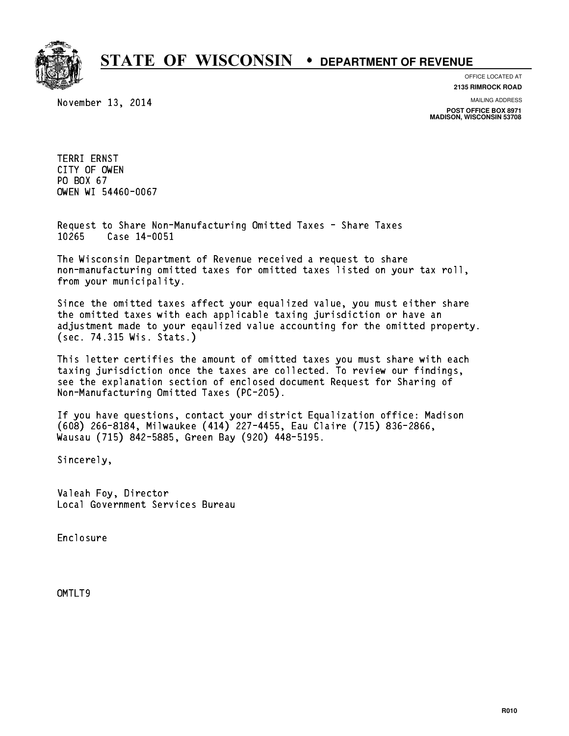# STATE OF WISCONSIN • DEPARTMENT OF REVENUE

OFFICE LOCATED AT
**2135 RIMROCK ROAD**

MAILING ADDRESS
**POST OFFICE BOX 8971**
**MADISON, WISCONSIN 53708**

November 13, 2014

TERRI ERNST
CITY OF OWEN
PO BOX 67
OWEN WI 54460-0067

Request to Share Non-Manufacturing Omitted Taxes - Share Taxes
10265 Case 14-0051

The Wisconsin Department of Revenue received a request to share non-manufacturing omitted taxes for omitted taxes listed on your tax roll, from your municipality.

Since the omitted taxes affect your equalized value, you must either share the omitted taxes with each applicable taxing jurisdiction or have an adjustment made to your eqaulized value accounting for the omitted property. (sec. 74.315 Wis. Stats.)

This letter certifies the amount of omitted taxes you must share with each taxing jurisdiction once the taxes are collected. To review our findings, see the explanation section of enclosed document Request for Sharing of Non-Manufacturing Omitted Taxes (PC-205).

If you have questions, contact your district Equalization office: Madison (608) 266-8184, Milwaukee (414) 227-4455, Eau Claire (715) 836-2866, Wausau (715) 842-5885, Green Bay (920) 448-5195.

Sincerely,

Valeah Foy, Director
Local Government Services Bureau

Enclosure

OMTLT9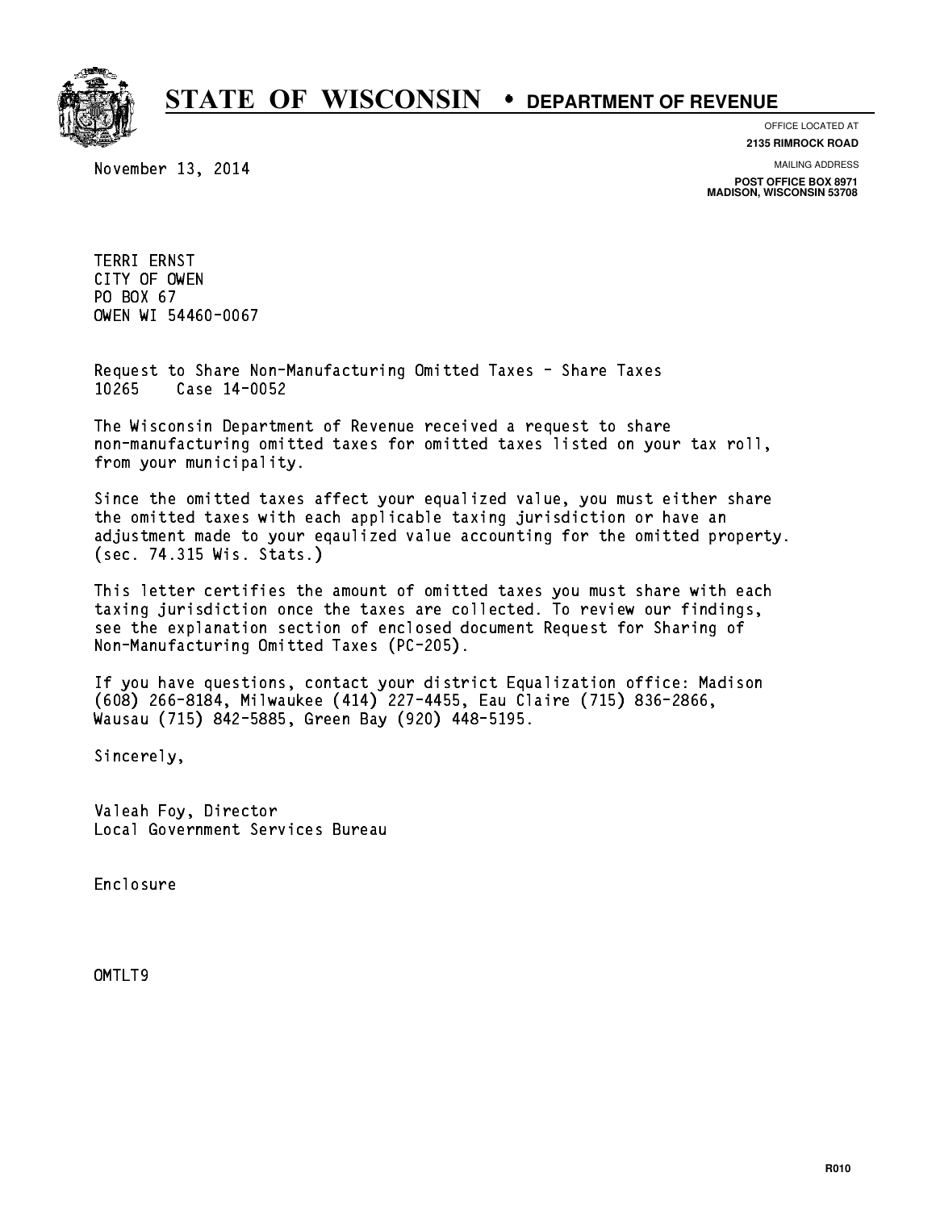# STATE OF WISCONSIN • DEPARTMENT OF REVENUE

OFFICE LOCATED AT
**2135 RIMROCK ROAD**

MAILING ADDRESS
**POST OFFICE BOX 8971**
**MADISON, WISCONSIN 53708**

November 13, 2014

TERRI ERNST
CITY OF OWEN
PO BOX 67
OWEN WI 54460-0067

Request to Share Non-Manufacturing Omitted Taxes - Share Taxes
10265 Case 14-0052

The Wisconsin Department of Revenue received a request to share non-manufacturing omitted taxes for omitted taxes listed on your tax roll, from your municipality.

Since the omitted taxes affect your equalized value, you must either share the omitted taxes with each applicable taxing jurisdiction or have an adjustment made to your eqaulized value accounting for the omitted property. (sec. 74.315 Wis. Stats.)

This letter certifies the amount of omitted taxes you must share with each taxing jurisdiction once the taxes are collected. To review our findings, see the explanation section of enclosed document Request for Sharing of Non-Manufacturing Omitted Taxes (PC-205).

If you have questions, contact your district Equalization office: Madison (608) 266-8184, Milwaukee (414) 227-4455, Eau Claire (715) 836-2866, Wausau (715) 842-5885, Green Bay (920) 448-5195.

Sincerely,

Valeah Foy, Director
Local Government Services Bureau

Enclosure

OMTLT9

R010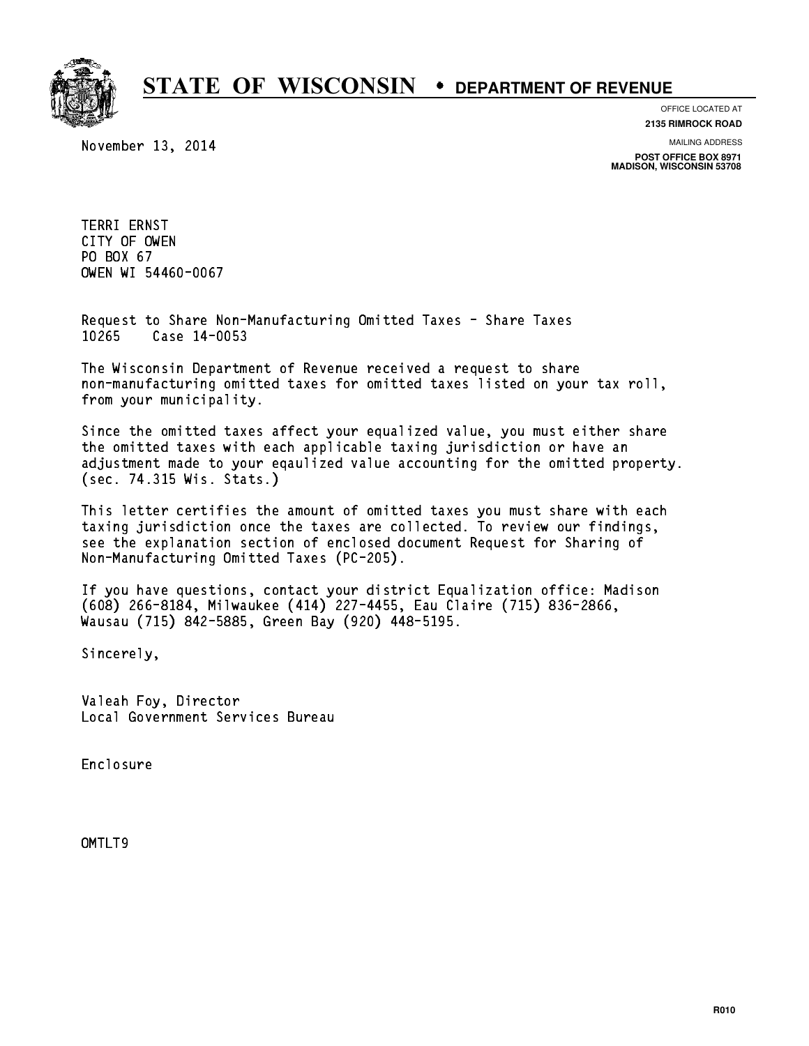# STATE OF WISCONSIN • DEPARTMENT OF REVENUE

OFFICE LOCATED AT
**2135 RIMROCK ROAD**

MAILING ADDRESS
**POST OFFICE BOX 8971**
**MADISON, WISCONSIN 53708**

November 13, 2014

TERRI ERNST
CITY OF OWEN
PO BOX 67
OWEN WI 54460-0067

Request to Share Non-Manufacturing Omitted Taxes - Share Taxes
10265 Case 14-0053

The Wisconsin Department of Revenue received a request to share non-manufacturing omitted taxes for omitted taxes listed on your tax roll, from your municipality.

Since the omitted taxes affect your equalized value, you must either share the omitted taxes with each applicable taxing jurisdiction or have an adjustment made to your eqaulized value accounting for the omitted property. (sec. 74.315 Wis. Stats.)

This letter certifies the amount of omitted taxes you must share with each taxing jurisdiction once the taxes are collected. To review our findings, see the explanation section of enclosed document Request for Sharing of Non-Manufacturing Omitted Taxes (PC-205).

If you have questions, contact your district Equalization office: Madison (608) 266-8184, Milwaukee (414) 227-4455, Eau Claire (715) 836-2866, Wausau (715) 842-5885, Green Bay (920) 448-5195.

Sincerely,

Valeah Foy, Director
Local Government Services Bureau

Enclosure

OMTLT9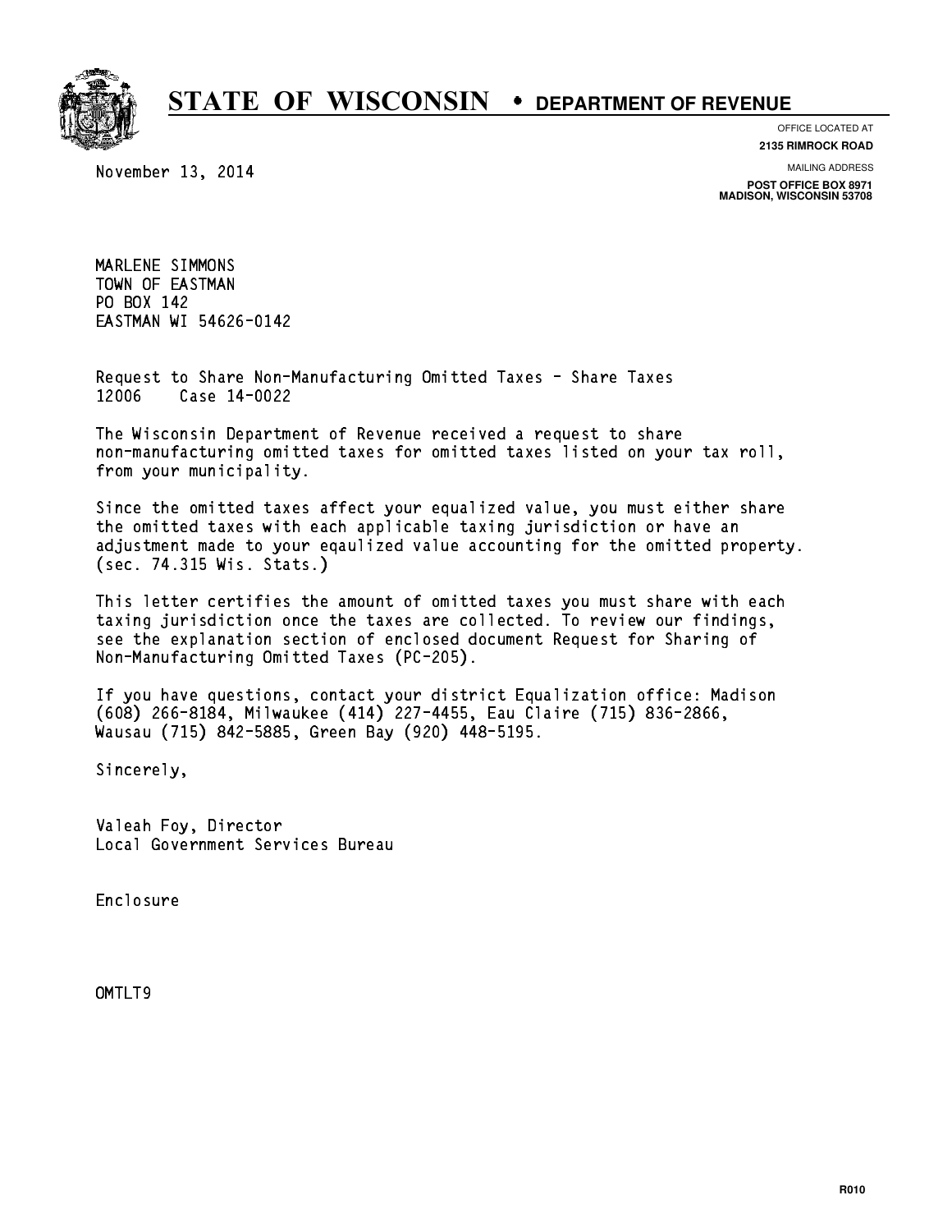# STATE OF WISCONSIN • DEPARTMENT OF REVENUE

OFFICE LOCATED AT
**2135 RIMROCK ROAD**

MAILING ADDRESS
**POST OFFICE BOX 8971**
**MADISON, WISCONSIN 53708**

November 13, 2014

MARLENE SIMMONS
TOWN OF EASTMAN
PO BOX 142
EASTMAN WI 54626-0142

Request to Share Non-Manufacturing Omitted Taxes - Share Taxes
12006 Case 14-0022

The Wisconsin Department of Revenue received a request to share non-manufacturing omitted taxes for omitted taxes listed on your tax roll, from your municipality.

Since the omitted taxes affect your equalized value, you must either share the omitted taxes with each applicable taxing jurisdiction or have an adjustment made to your eqaulized value accounting for the omitted property. (sec. 74.315 Wis. Stats.)

This letter certifies the amount of omitted taxes you must share with each taxing jurisdiction once the taxes are collected. To review our findings, see the explanation section of enclosed document Request for Sharing of Non-Manufacturing Omitted Taxes (PC-205).

If you have questions, contact your district Equalization office: Madison (608) 266-8184, Milwaukee (414) 227-4455, Eau Claire (715) 836-2866, Wausau (715) 842-5885, Green Bay (920) 448-5195.

Sincerely,

Valeah Foy, Director
Local Government Services Bureau

Enclosure

OMTLT9

R010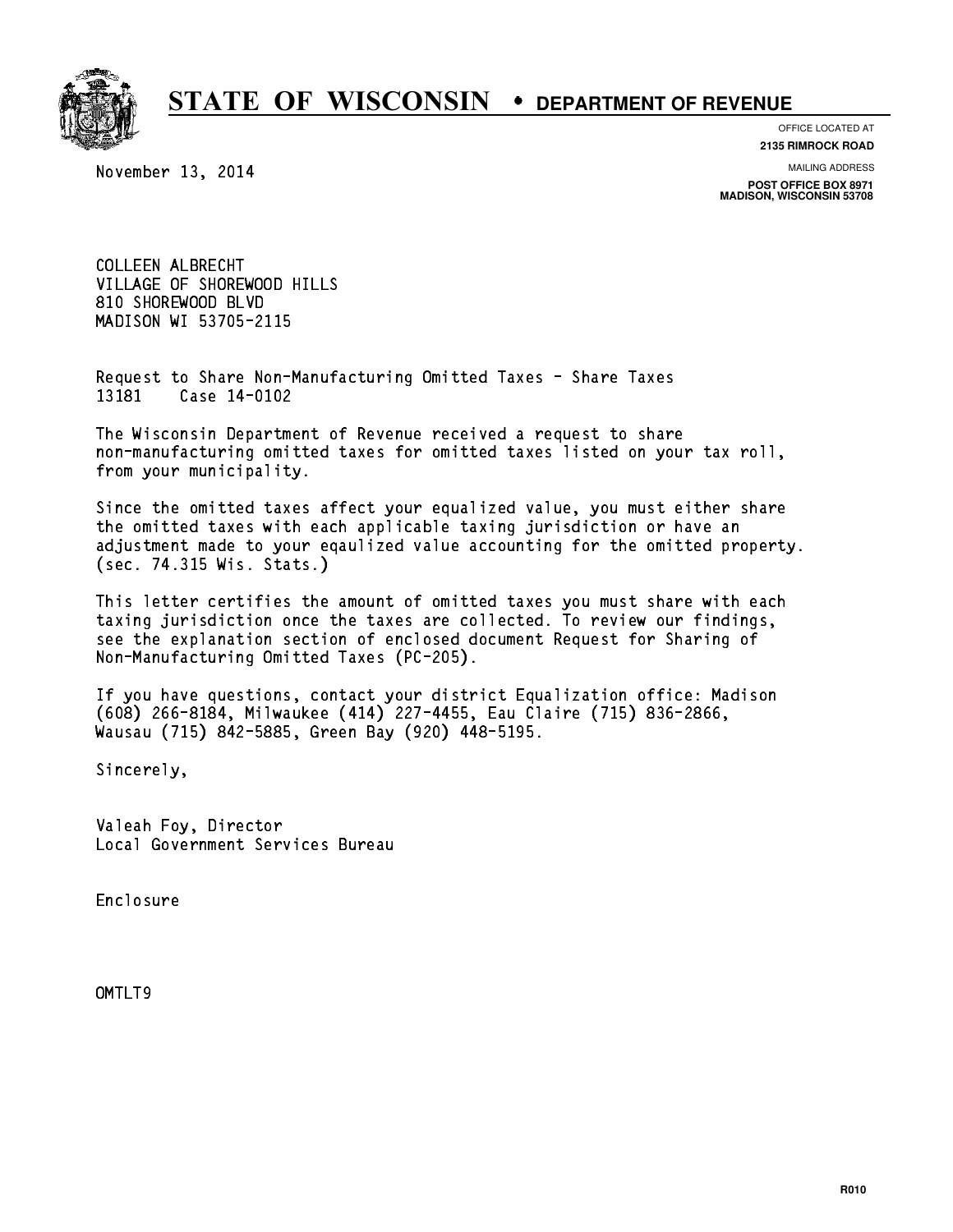# STATE OF WISCONSIN • DEPARTMENT OF REVENUE

OFFICE LOCATED AT
**2135 RIMROCK ROAD**

MAILING ADDRESS
**POST OFFICE BOX 8971**
**MADISON, WISCONSIN 53708**

November 13, 2014

COLLEEN ALBRECHT
VILLAGE OF SHOREWOOD HILLS
810 SHOREWOOD BLVD
MADISON WI 53705-2115

Request to Share Non-Manufacturing Omitted Taxes - Share Taxes
13181 Case 14-0102

The Wisconsin Department of Revenue received a request to share non-manufacturing omitted taxes for omitted taxes listed on your tax roll, from your municipality.

Since the omitted taxes affect your equalized value, you must either share the omitted taxes with each applicable taxing jurisdiction or have an adjustment made to your eqaulized value accounting for the omitted property. (sec. 74.315 Wis. Stats.)

This letter certifies the amount of omitted taxes you must share with each taxing jurisdiction once the taxes are collected. To review our findings, see the explanation section of enclosed document Request for Sharing of Non-Manufacturing Omitted Taxes (PC-205).

If you have questions, contact your district Equalization office: Madison (608) 266-8184, Milwaukee (414) 227-4455, Eau Claire (715) 836-2866, Wausau (715) 842-5885, Green Bay (920) 448-5195.

Sincerely,

Valeah Foy, Director
Local Government Services Bureau

Enclosure

OMTLT9

R010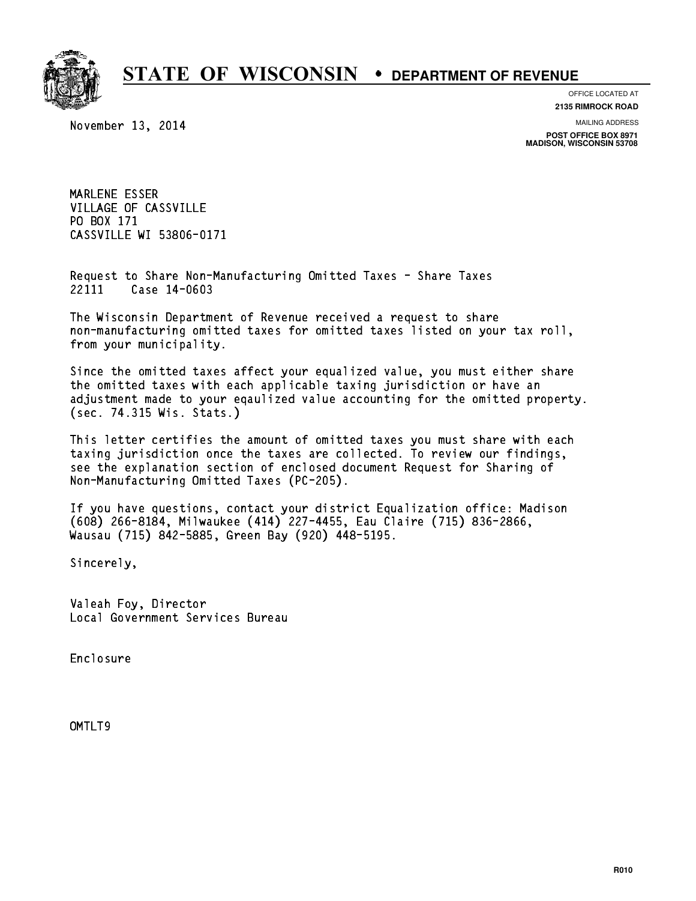# STATE OF WISCONSIN • DEPARTMENT OF REVENUE

OFFICE LOCATED AT
**2135 RIMROCK ROAD**

MAILING ADDRESS
**POST OFFICE BOX 8971**
**MADISON, WISCONSIN 53708**

November 13, 2014

MARLENE ESSER
VILLAGE OF CASSVILLE
PO BOX 171
CASSVILLE WI 53806-0171

Request to Share Non-Manufacturing Omitted Taxes - Share Taxes
22111 Case 14-0603

The Wisconsin Department of Revenue received a request to share non-manufacturing omitted taxes for omitted taxes listed on your tax roll, from your municipality.

Since the omitted taxes affect your equalized value, you must either share the omitted taxes with each applicable taxing jurisdiction or have an adjustment made to your eqaulized value accounting for the omitted property. (sec. 74.315 Wis. Stats.)

This letter certifies the amount of omitted taxes you must share with each taxing jurisdiction once the taxes are collected. To review our findings, see the explanation section of enclosed document Request for Sharing of Non-Manufacturing Omitted Taxes (PC-205).

If you have questions, contact your district Equalization office: Madison (608) 266-8184, Milwaukee (414) 227-4455, Eau Claire (715) 836-2866, Wausau (715) 842-5885, Green Bay (920) 448-5195.

Sincerely,

Valeah Foy, Director
Local Government Services Bureau

Enclosure

OMTLT9

R010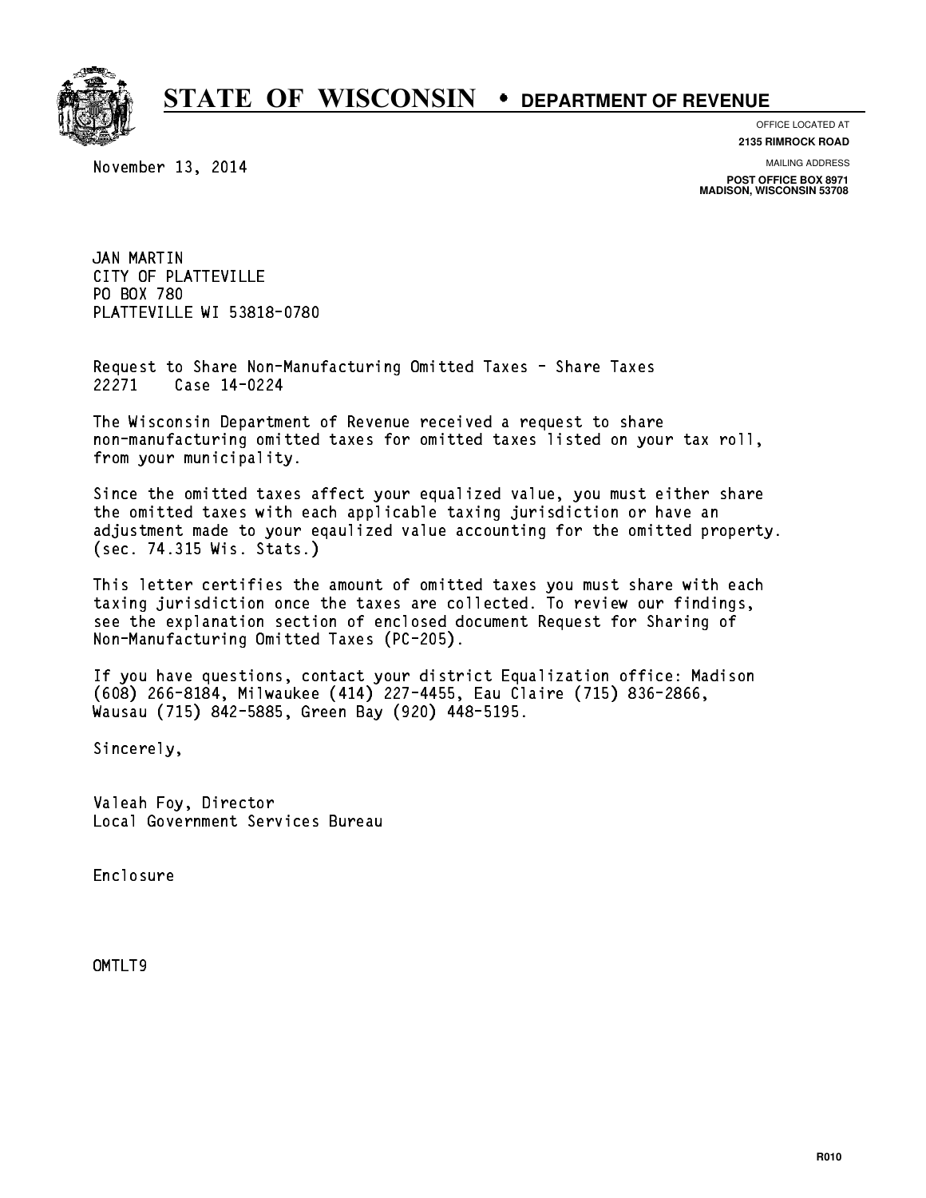# STATE OF WISCONSIN • DEPARTMENT OF REVENUE

OFFICE LOCATED AT
**2135 RIMROCK ROAD**

MAILING ADDRESS
**POST OFFICE BOX 8971**
**MADISON, WISCONSIN 53708**

November 13, 2014

JAN MARTIN
CITY OF PLATTEVILLE
PO BOX 780
PLATTEVILLE WI 53818-0780

Request to Share Non-Manufacturing Omitted Taxes - Share Taxes
22271    Case 14-0224

The Wisconsin Department of Revenue received a request to share non-manufacturing omitted taxes for omitted taxes listed on your tax roll, from your municipality.

Since the omitted taxes affect your equalized value, you must either share the omitted taxes with each applicable taxing jurisdiction or have an adjustment made to your eqaulized value accounting for the omitted property. (sec. 74.315 Wis. Stats.)

This letter certifies the amount of omitted taxes you must share with each taxing jurisdiction once the taxes are collected. To review our findings, see the explanation section of enclosed document Request for Sharing of Non-Manufacturing Omitted Taxes (PC-205).

If you have questions, contact your district Equalization office: Madison (608) 266-8184, Milwaukee (414) 227-4455, Eau Claire (715) 836-2866, Wausau (715) 842-5885, Green Bay (920) 448-5195.

Sincerely,

Valeah Foy, Director
Local Government Services Bureau

Enclosure

OMTLT9

R010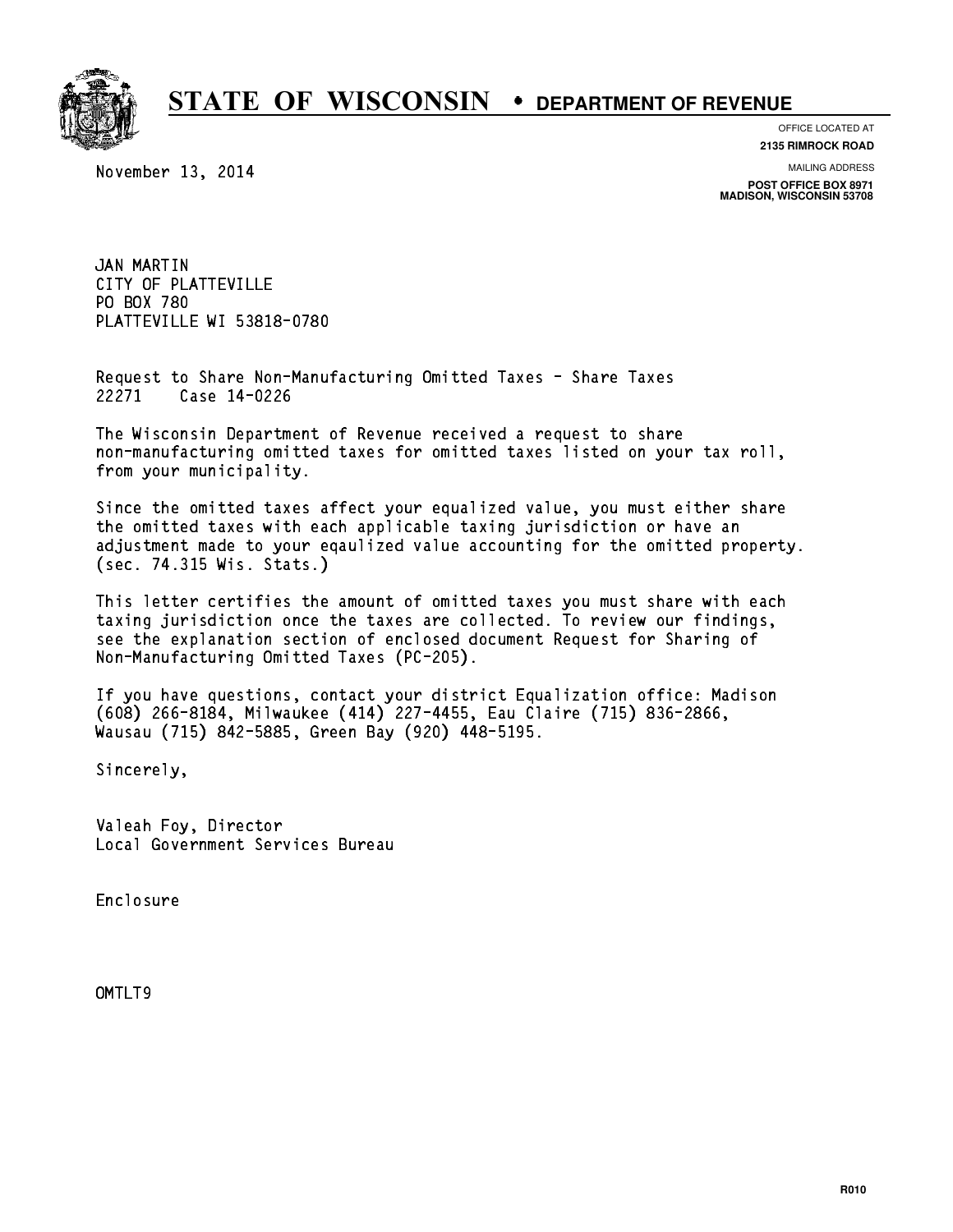# STATE OF WISCONSIN • DEPARTMENT OF REVENUE

OFFICE LOCATED AT
**2135 RIMROCK ROAD**

MAILING ADDRESS
**POST OFFICE BOX 8971**
**MADISON, WISCONSIN 53708**

November 13, 2014

JAN MARTIN
CITY OF PLATTEVILLE
PO BOX 780
PLATTEVILLE WI 53818-0780

Request to Share Non-Manufacturing Omitted Taxes - Share Taxes
22271 Case 14-0226

The Wisconsin Department of Revenue received a request to share non-manufacturing omitted taxes for omitted taxes listed on your tax roll, from your municipality.

Since the omitted taxes affect your equalized value, you must either share the omitted taxes with each applicable taxing jurisdiction or have an adjustment made to your eqaulized value accounting for the omitted property. (sec. 74.315 Wis. Stats.)

This letter certifies the amount of omitted taxes you must share with each taxing jurisdiction once the taxes are collected. To review our findings, see the explanation section of enclosed document Request for Sharing of Non-Manufacturing Omitted Taxes (PC-205).

If you have questions, contact your district Equalization office: Madison (608) 266-8184, Milwaukee (414) 227-4455, Eau Claire (715) 836-2866, Wausau (715) 842-5885, Green Bay (920) 448-5195.

Sincerely,

Valeah Foy, Director
Local Government Services Bureau

Enclosure

OMTLT9

R010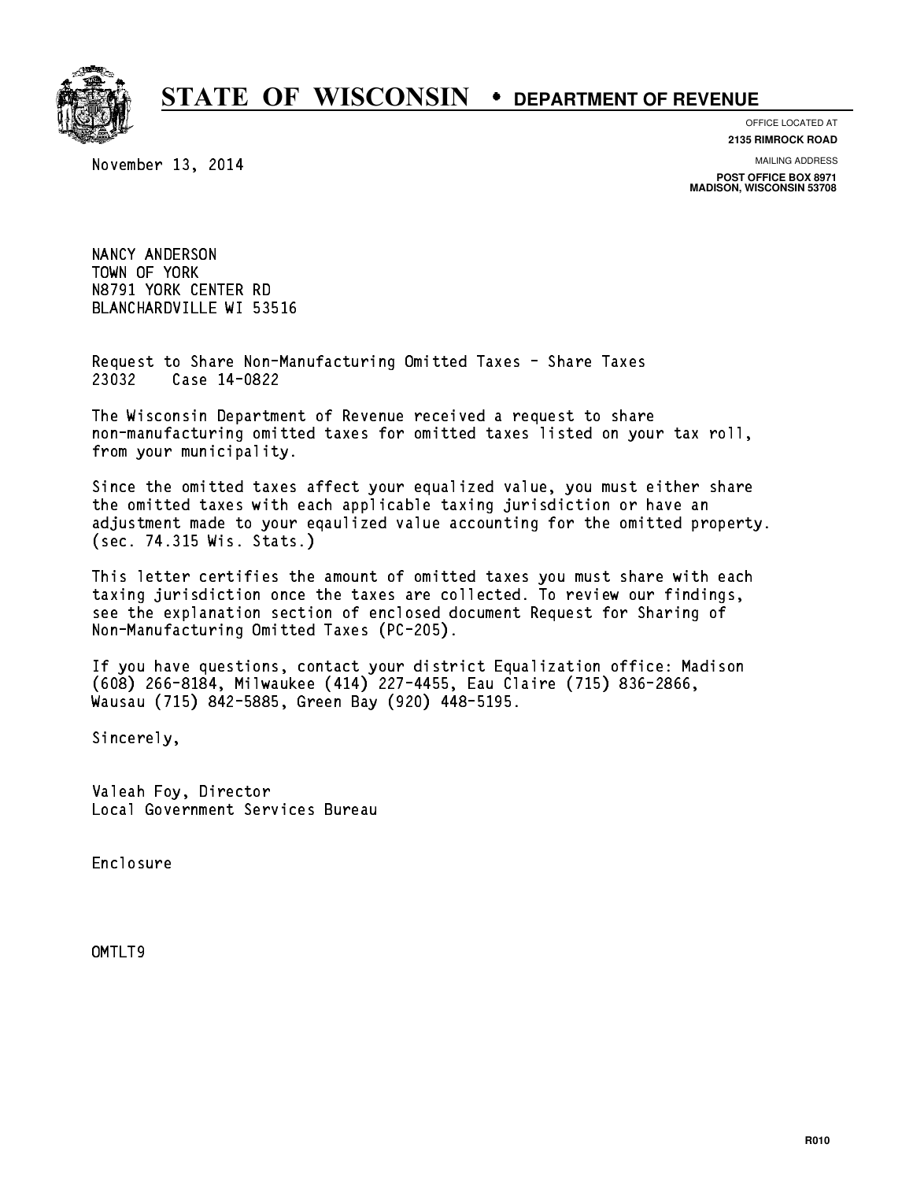# STATE OF WISCONSIN • DEPARTMENT OF REVENUE

OFFICE LOCATED AT
**2135 RIMROCK ROAD**

MAILING ADDRESS
**POST OFFICE BOX 8971**
**MADISON, WISCONSIN 53708**

November 13, 2014

NANCY ANDERSON
TOWN OF YORK
N8791 YORK CENTER RD
BLANCHARDVILLE WI 53516

Request to Share Non-Manufacturing Omitted Taxes - Share Taxes
23032 Case 14-0822

The Wisconsin Department of Revenue received a request to share non-manufacturing omitted taxes for omitted taxes listed on your tax roll, from your municipality.

Since the omitted taxes affect your equalized value, you must either share the omitted taxes with each applicable taxing jurisdiction or have an adjustment made to your eqaulized value accounting for the omitted property. (sec. 74.315 Wis. Stats.)

This letter certifies the amount of omitted taxes you must share with each taxing jurisdiction once the taxes are collected. To review our findings, see the explanation section of enclosed document Request for Sharing of Non-Manufacturing Omitted Taxes (PC-205).

If you have questions, contact your district Equalization office: Madison (608) 266-8184, Milwaukee (414) 227-4455, Eau Claire (715) 836-2866, Wausau (715) 842-5885, Green Bay (920) 448-5195.

Sincerely,

Valeah Foy, Director
Local Government Services Bureau

Enclosure

OMTLT9

R010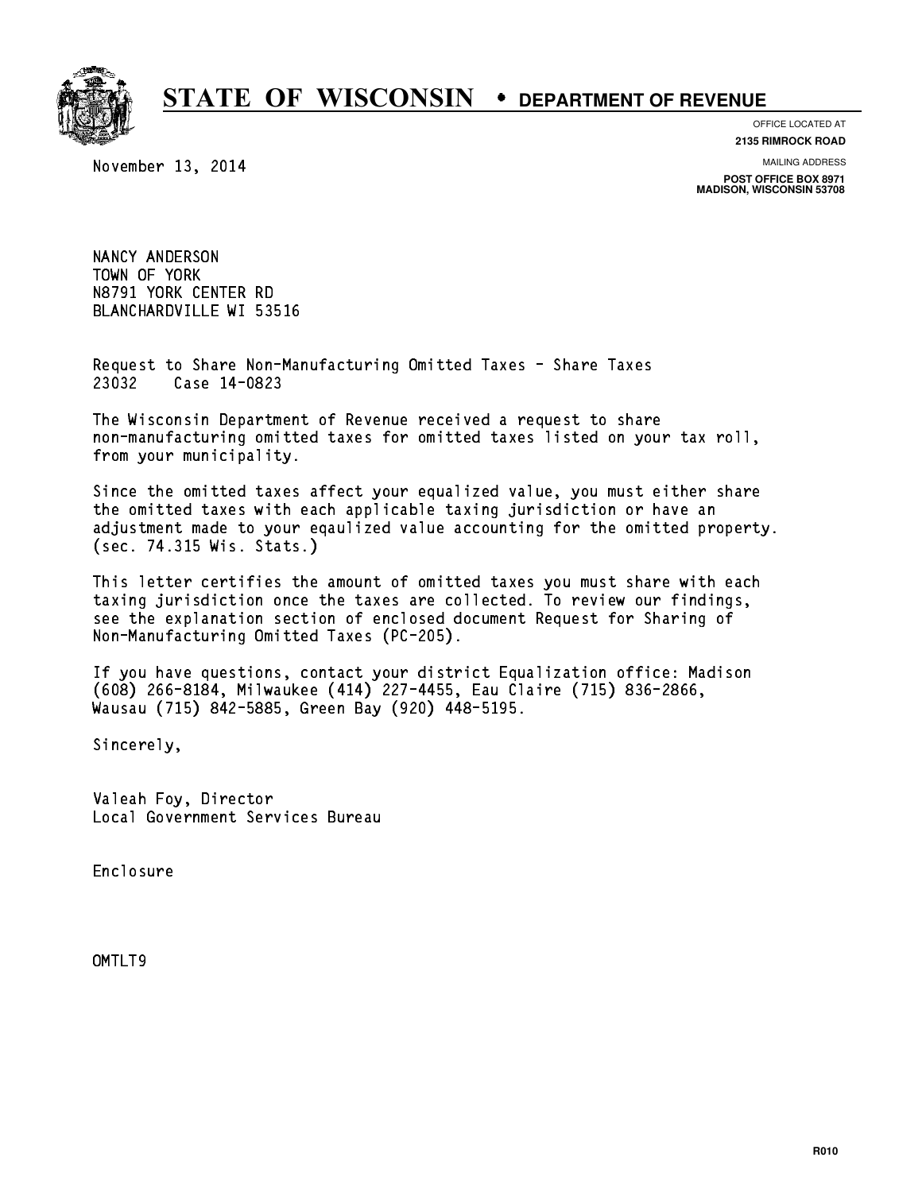# STATE OF WISCONSIN • DEPARTMENT OF REVENUE

OFFICE LOCATED AT
**2135 RIMROCK ROAD**

MAILING ADDRESS
**POST OFFICE BOX 8971**
**MADISON, WISCONSIN 53708**

November 13, 2014

NANCY ANDERSON
TOWN OF YORK
N8791 YORK CENTER RD
BLANCHARDVILLE WI 53516

Request to Share Non-Manufacturing Omitted Taxes - Share Taxes
23032 Case 14-0823

The Wisconsin Department of Revenue received a request to share non-manufacturing omitted taxes for omitted taxes listed on your tax roll, from your municipality.

Since the omitted taxes affect your equalized value, you must either share the omitted taxes with each applicable taxing jurisdiction or have an adjustment made to your eqaulized value accounting for the omitted property. (sec. 74.315 Wis. Stats.)

This letter certifies the amount of omitted taxes you must share with each taxing jurisdiction once the taxes are collected. To review our findings, see the explanation section of enclosed document Request for Sharing of Non-Manufacturing Omitted Taxes (PC-205).

If you have questions, contact your district Equalization office: Madison (608) 266-8184, Milwaukee (414) 227-4455, Eau Claire (715) 836-2866, Wausau (715) 842-5885, Green Bay (920) 448-5195.

Sincerely,

Valeah Foy, Director
Local Government Services Bureau

Enclosure

OMTLT9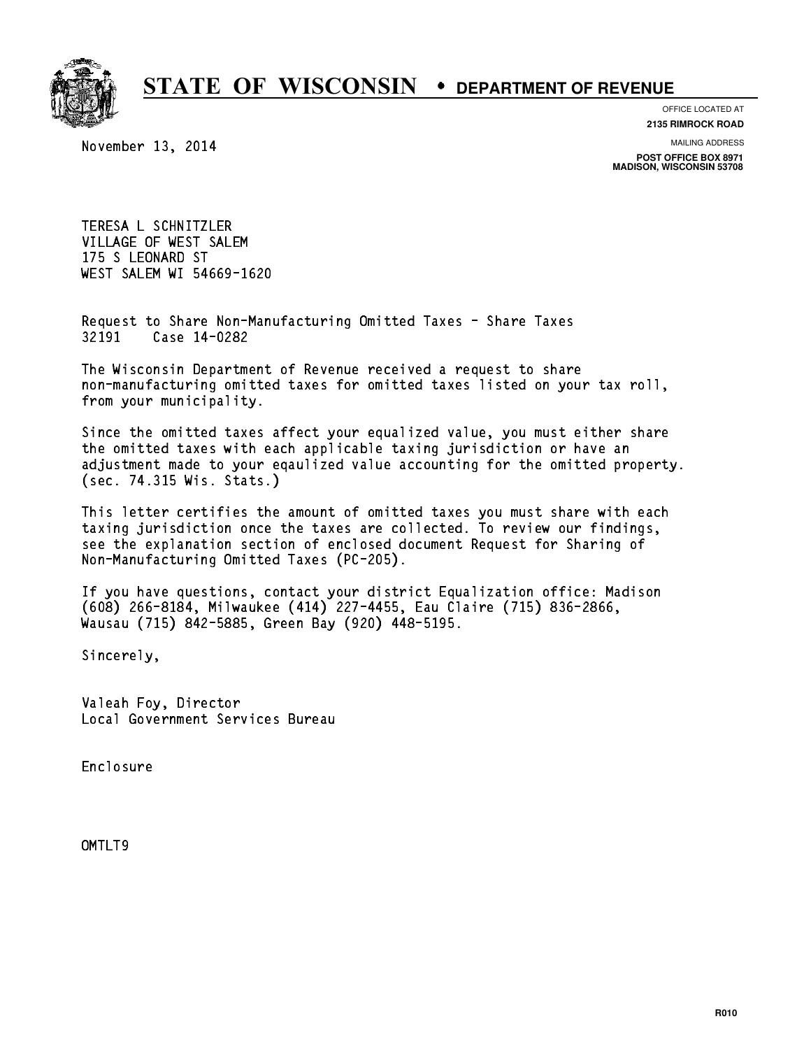# STATE OF WISCONSIN • DEPARTMENT OF REVENUE

OFFICE LOCATED AT
**2135 RIMROCK ROAD**

MAILING ADDRESS
**POST OFFICE BOX 8971**
**MADISON, WISCONSIN 53708**

November 13, 2014

TERESA L SCHNITZLER
VILLAGE OF WEST SALEM
175 S LEONARD ST
WEST SALEM WI 54669-1620

Request to Share Non-Manufacturing Omitted Taxes - Share Taxes
32191 Case 14-0282

The Wisconsin Department of Revenue received a request to share non-manufacturing omitted taxes for omitted taxes listed on your tax roll, from your municipality.

Since the omitted taxes affect your equalized value, you must either share the omitted taxes with each applicable taxing jurisdiction or have an adjustment made to your eqaulized value accounting for the omitted property. (sec. 74.315 Wis. Stats.)

This letter certifies the amount of omitted taxes you must share with each taxing jurisdiction once the taxes are collected. To review our findings, see the explanation section of enclosed document Request for Sharing of Non-Manufacturing Omitted Taxes (PC-205).

If you have questions, contact your district Equalization office: Madison (608) 266-8184, Milwaukee (414) 227-4455, Eau Claire (715) 836-2866, Wausau (715) 842-5885, Green Bay (920) 448-5195.

Sincerely,

Valeah Foy, Director
Local Government Services Bureau

Enclosure

OMTLT9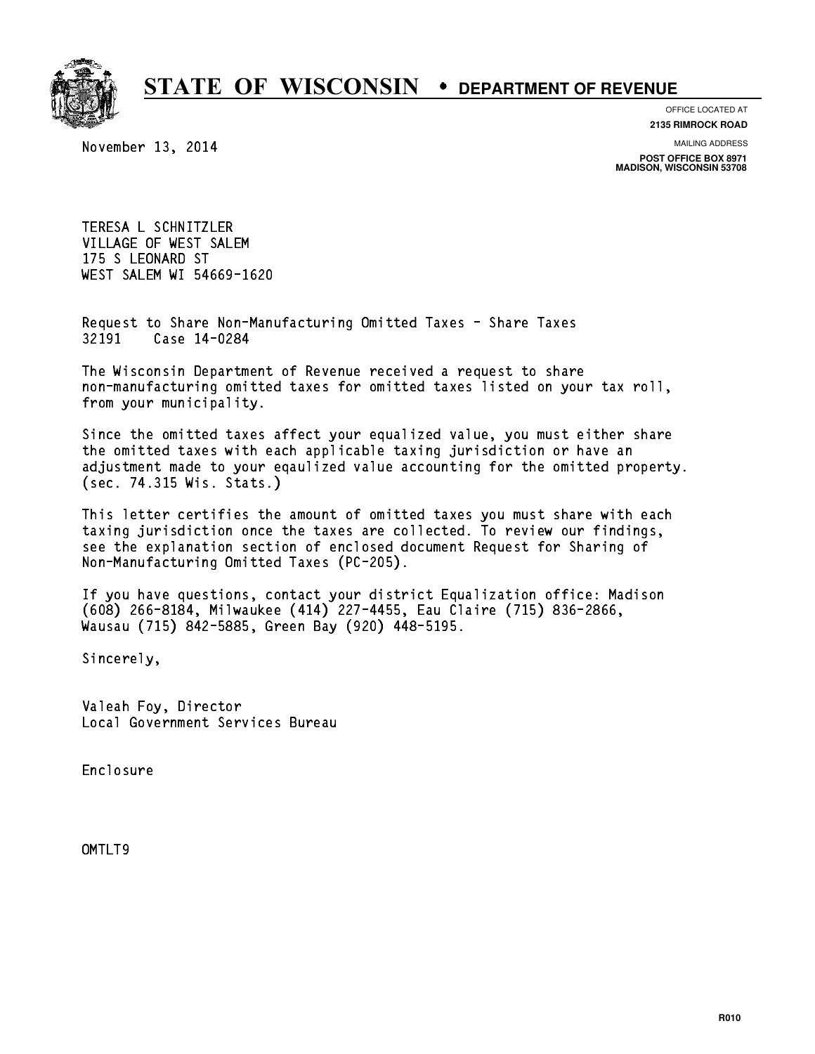# STATE OF WISCONSIN • DEPARTMENT OF REVENUE

OFFICE LOCATED AT
**2135 RIMROCK ROAD**

MAILING ADDRESS
**POST OFFICE BOX 8971**
**MADISON, WISCONSIN 53708**

November 13, 2014

TERESA L SCHNITZLER
VILLAGE OF WEST SALEM
175 S LEONARD ST
WEST SALEM WI 54669-1620

Request to Share Non-Manufacturing Omitted Taxes - Share Taxes
32191 Case 14-0284

The Wisconsin Department of Revenue received a request to share non-manufacturing omitted taxes for omitted taxes listed on your tax roll, from your municipality.

Since the omitted taxes affect your equalized value, you must either share the omitted taxes with each applicable taxing jurisdiction or have an adjustment made to your eqaulized value accounting for the omitted property. (sec. 74.315 Wis. Stats.)

This letter certifies the amount of omitted taxes you must share with each taxing jurisdiction once the taxes are collected. To review our findings, see the explanation section of enclosed document Request for Sharing of Non-Manufacturing Omitted Taxes (PC-205).

If you have questions, contact your district Equalization office: Madison (608) 266-8184, Milwaukee (414) 227-4455, Eau Claire (715) 836-2866, Wausau (715) 842-5885, Green Bay (920) 448-5195.

Sincerely,

Valeah Foy, Director
Local Government Services Bureau

Enclosure

OMTLT9

R010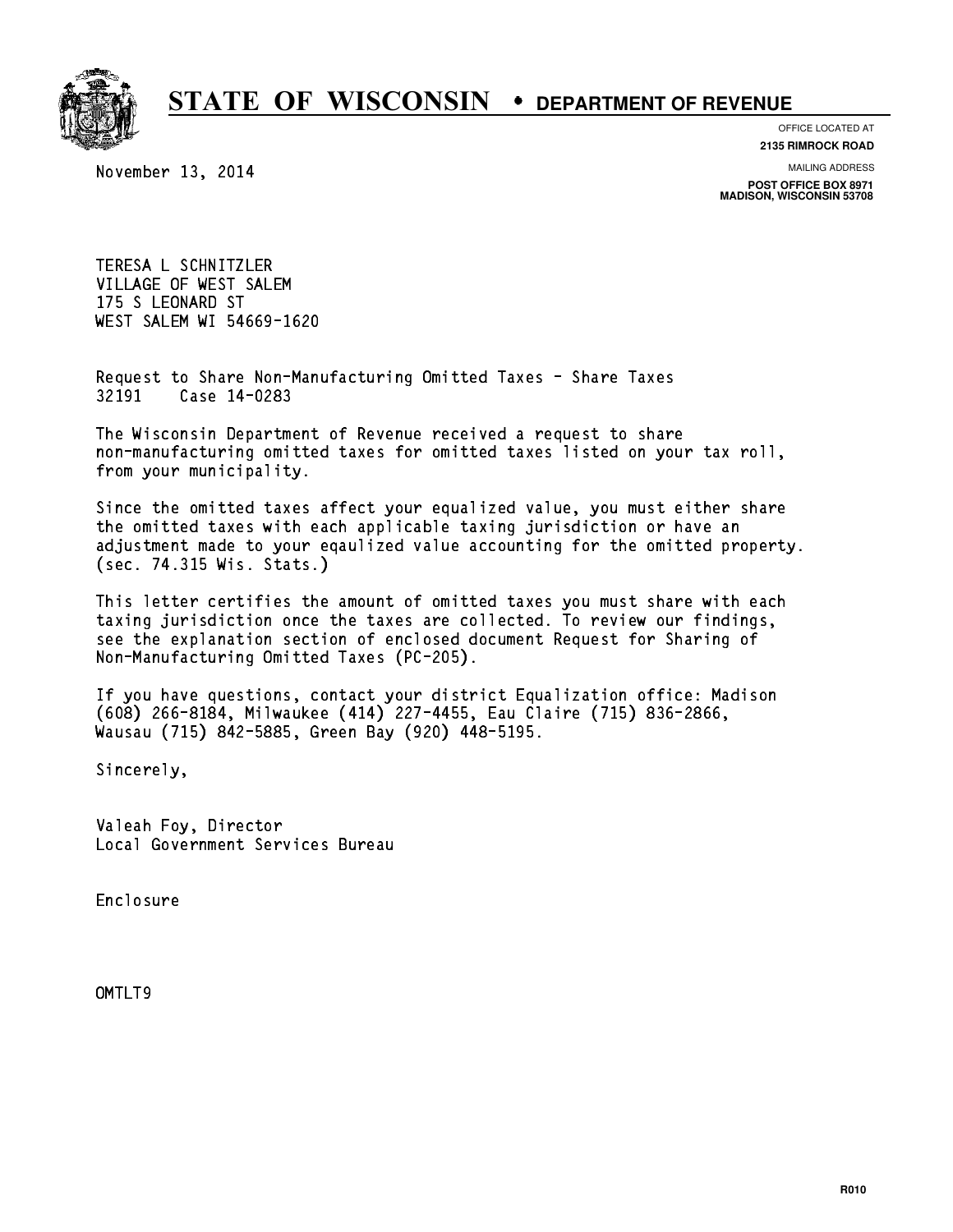# STATE OF WISCONSIN • DEPARTMENT OF REVENUE

OFFICE LOCATED AT
**2135 RIMROCK ROAD**

MAILING ADDRESS
**POST OFFICE BOX 8971**
**MADISON, WISCONSIN 53708**

November 13, 2014

TERESA L SCHNITZLER
VILLAGE OF WEST SALEM
175 S LEONARD ST
WEST SALEM WI 54669-1620

Request to Share Non-Manufacturing Omitted Taxes - Share Taxes
32191 Case 14-0283

The Wisconsin Department of Revenue received a request to share non-manufacturing omitted taxes for omitted taxes listed on your tax roll, from your municipality.

Since the omitted taxes affect your equalized value, you must either share the omitted taxes with each applicable taxing jurisdiction or have an adjustment made to your eqaulized value accounting for the omitted property. (sec. 74.315 Wis. Stats.)

This letter certifies the amount of omitted taxes you must share with each taxing jurisdiction once the taxes are collected. To review our findings, see the explanation section of enclosed document Request for Sharing of Non-Manufacturing Omitted Taxes (PC-205).

If you have questions, contact your district Equalization office: Madison (608) 266-8184, Milwaukee (414) 227-4455, Eau Claire (715) 836-2866, Wausau (715) 842-5885, Green Bay (920) 448-5195.

Sincerely,

Valeah Foy, Director
Local Government Services Bureau

Enclosure

OMTLT9

R010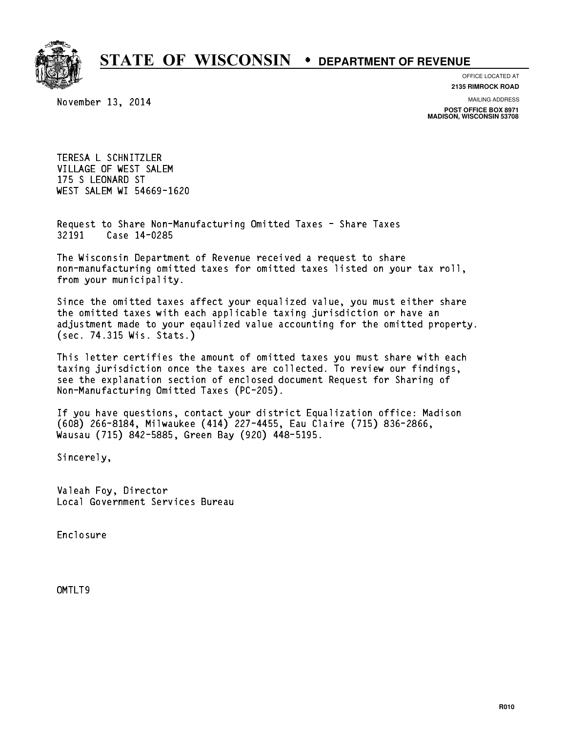# STATE OF WISCONSIN • DEPARTMENT OF REVENUE

OFFICE LOCATED AT
**2135 RIMROCK ROAD**

MAILING ADDRESS
**POST OFFICE BOX 8971**
**MADISON, WISCONSIN 53708**

November 13, 2014

TERESA L SCHNITZLER
VILLAGE OF WEST SALEM
175 S LEONARD ST
WEST SALEM WI 54669-1620

Request to Share Non-Manufacturing Omitted Taxes - Share Taxes
32191 Case 14-0285

The Wisconsin Department of Revenue received a request to share non-manufacturing omitted taxes for omitted taxes listed on your tax roll, from your municipality.

Since the omitted taxes affect your equalized value, you must either share the omitted taxes with each applicable taxing jurisdiction or have an adjustment made to your eqaulized value accounting for the omitted property. (sec. 74.315 Wis. Stats.)

This letter certifies the amount of omitted taxes you must share with each taxing jurisdiction once the taxes are collected. To review our findings, see the explanation section of enclosed document Request for Sharing of Non-Manufacturing Omitted Taxes (PC-205).

If you have questions, contact your district Equalization office: Madison (608) 266-8184, Milwaukee (414) 227-4455, Eau Claire (715) 836-2866, Wausau (715) 842-5885, Green Bay (920) 448-5195.

Sincerely,

Valeah Foy, Director
Local Government Services Bureau

Enclosure

OMTLT9

R010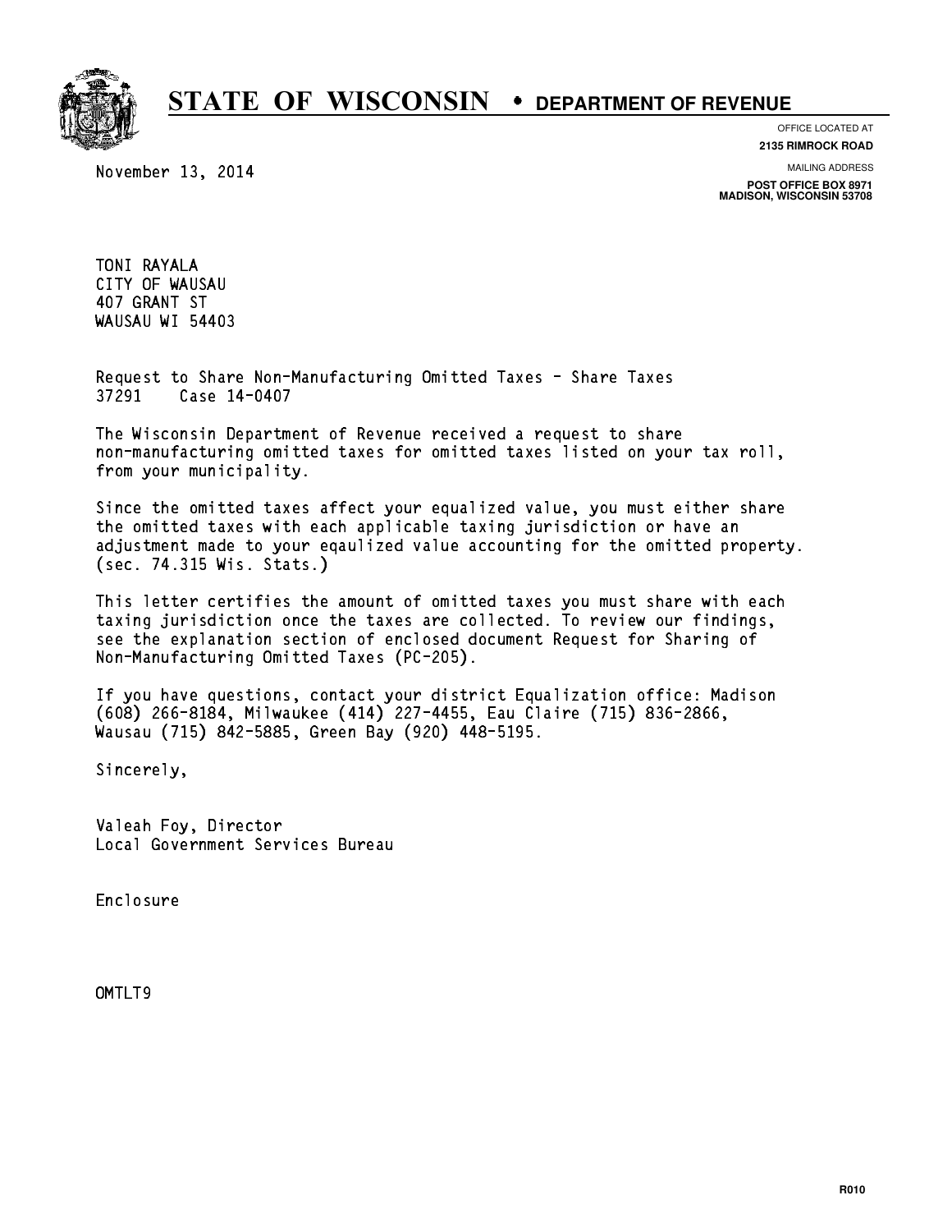# STATE OF WISCONSIN • DEPARTMENT OF REVENUE

OFFICE LOCATED AT
**2135 RIMROCK ROAD**

MAILING ADDRESS
**POST OFFICE BOX 8971**
**MADISON, WISCONSIN 53708**

November 13, 2014

TONI RAYALA
CITY OF WAUSAU
407 GRANT ST
WAUSAU WI 54403

Request to Share Non-Manufacturing Omitted Taxes - Share Taxes
37291 Case 14-0407

The Wisconsin Department of Revenue received a request to share non-manufacturing omitted taxes for omitted taxes listed on your tax roll, from your municipality.

Since the omitted taxes affect your equalized value, you must either share the omitted taxes with each applicable taxing jurisdiction or have an adjustment made to your eqaulized value accounting for the omitted property. (sec. 74.315 Wis. Stats.)

This letter certifies the amount of omitted taxes you must share with each taxing jurisdiction once the taxes are collected. To review our findings, see the explanation section of enclosed document Request for Sharing of Non-Manufacturing Omitted Taxes (PC-205).

If you have questions, contact your district Equalization office: Madison (608) 266-8184, Milwaukee (414) 227-4455, Eau Claire (715) 836-2866, Wausau (715) 842-5885, Green Bay (920) 448-5195.

Sincerely,

Valeah Foy, Director
Local Government Services Bureau

Enclosure

OMTLT9

R010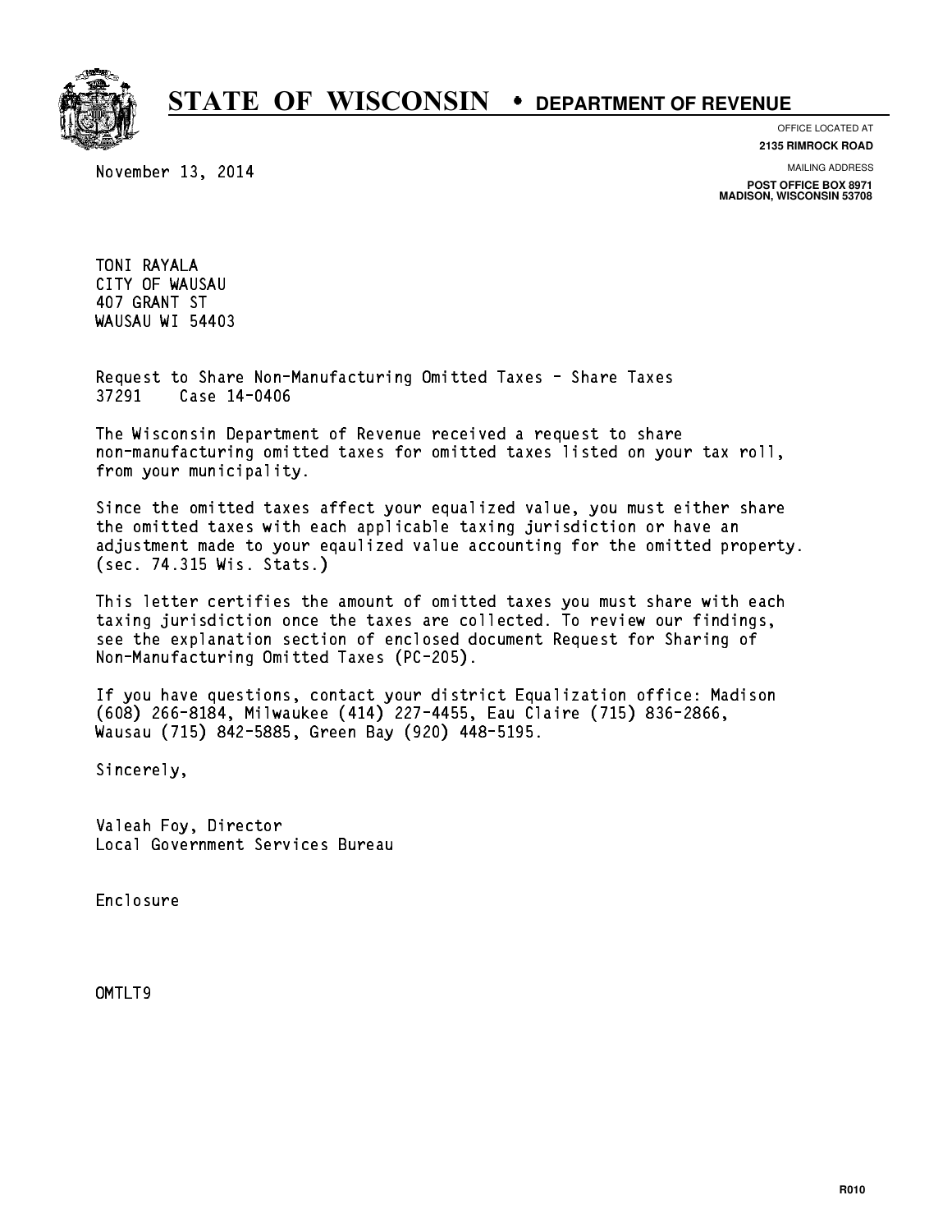# STATE OF WISCONSIN • DEPARTMENT OF REVENUE

OFFICE LOCATED AT
**2135 RIMROCK ROAD**

MAILING ADDRESS
**POST OFFICE BOX 8971**
**MADISON, WISCONSIN 53708**

November 13, 2014

TONI RAYALA
CITY OF WAUSAU
407 GRANT ST
WAUSAU WI 54403

Request to Share Non-Manufacturing Omitted Taxes - Share Taxes
37291 Case 14-0406

The Wisconsin Department of Revenue received a request to share non-manufacturing omitted taxes for omitted taxes listed on your tax roll, from your municipality.

Since the omitted taxes affect your equalized value, you must either share the omitted taxes with each applicable taxing jurisdiction or have an adjustment made to your eqaulized value accounting for the omitted property. (sec. 74.315 Wis. Stats.)

This letter certifies the amount of omitted taxes you must share with each taxing jurisdiction once the taxes are collected. To review our findings, see the explanation section of enclosed document Request for Sharing of Non-Manufacturing Omitted Taxes (PC-205).

If you have questions, contact your district Equalization office: Madison (608) 266-8184, Milwaukee (414) 227-4455, Eau Claire (715) 836-2866, Wausau (715) 842-5885, Green Bay (920) 448-5195.

Sincerely,

Valeah Foy, Director
Local Government Services Bureau

Enclosure

OMTLT9

R010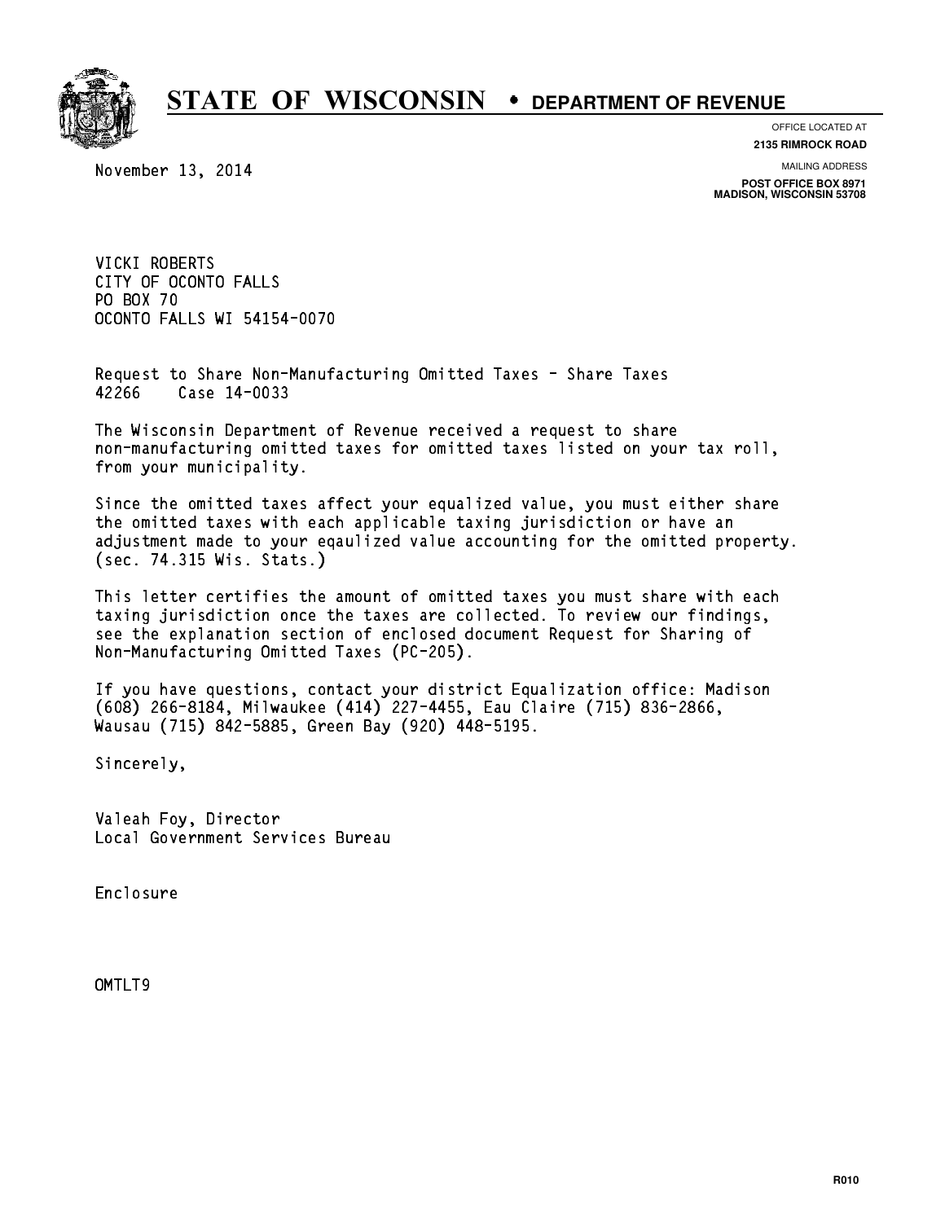# STATE OF WISCONSIN • DEPARTMENT OF REVENUE

OFFICE LOCATED AT
**2135 RIMROCK ROAD**

MAILING ADDRESS
**POST OFFICE BOX 8971**
**MADISON, WISCONSIN 53708**

November 13, 2014

VICKI ROBERTS
CITY OF OCONTO FALLS
PO BOX 70
OCONTO FALLS WI 54154-0070

Request to Share Non-Manufacturing Omitted Taxes - Share Taxes
42266 Case 14-0033

The Wisconsin Department of Revenue received a request to share non-manufacturing omitted taxes for omitted taxes listed on your tax roll, from your municipality.

Since the omitted taxes affect your equalized value, you must either share the omitted taxes with each applicable taxing jurisdiction or have an adjustment made to your eqaulized value accounting for the omitted property. (sec. 74.315 Wis. Stats.)

This letter certifies the amount of omitted taxes you must share with each taxing jurisdiction once the taxes are collected. To review our findings, see the explanation section of enclosed document Request for Sharing of Non-Manufacturing Omitted Taxes (PC-205).

If you have questions, contact your district Equalization office: Madison (608) 266-8184, Milwaukee (414) 227-4455, Eau Claire (715) 836-2866, Wausau (715) 842-5885, Green Bay (920) 448-5195.

Sincerely,

Valeah Foy, Director
Local Government Services Bureau

Enclosure

OMTLT9

R010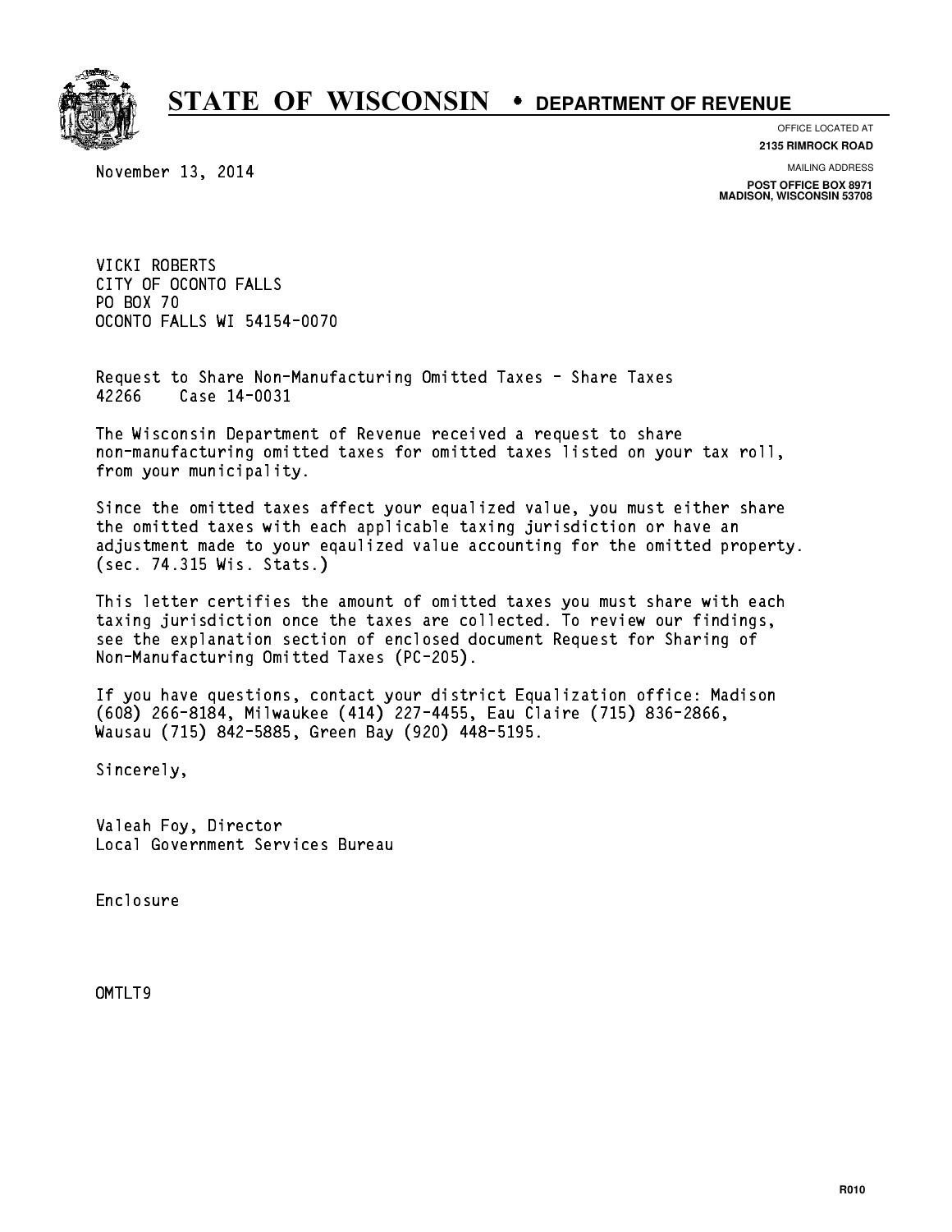# STATE OF WISCONSIN • DEPARTMENT OF REVENUE

OFFICE LOCATED AT
**2135 RIMROCK ROAD**

MAILING ADDRESS
**POST OFFICE BOX 8971**
**MADISON, WISCONSIN 53708**

November 13, 2014

VICKI ROBERTS
CITY OF OCONTO FALLS
PO BOX 70
OCONTO FALLS WI 54154-0070

Request to Share Non-Manufacturing Omitted Taxes - Share Taxes
42266    Case 14-0031

The Wisconsin Department of Revenue received a request to share non-manufacturing omitted taxes for omitted taxes listed on your tax roll, from your municipality.

Since the omitted taxes affect your equalized value, you must either share the omitted taxes with each applicable taxing jurisdiction or have an adjustment made to your eqaulized value accounting for the omitted property. (sec. 74.315 Wis. Stats.)

This letter certifies the amount of omitted taxes you must share with each taxing jurisdiction once the taxes are collected. To review our findings, see the explanation section of enclosed document Request for Sharing of Non-Manufacturing Omitted Taxes (PC-205).

If you have questions, contact your district Equalization office: Madison (608) 266-8184, Milwaukee (414) 227-4455, Eau Claire (715) 836-2866, Wausau (715) 842-5885, Green Bay (920) 448-5195.

Sincerely,

Valeah Foy, Director
Local Government Services Bureau

Enclosure

OMTLT9

R010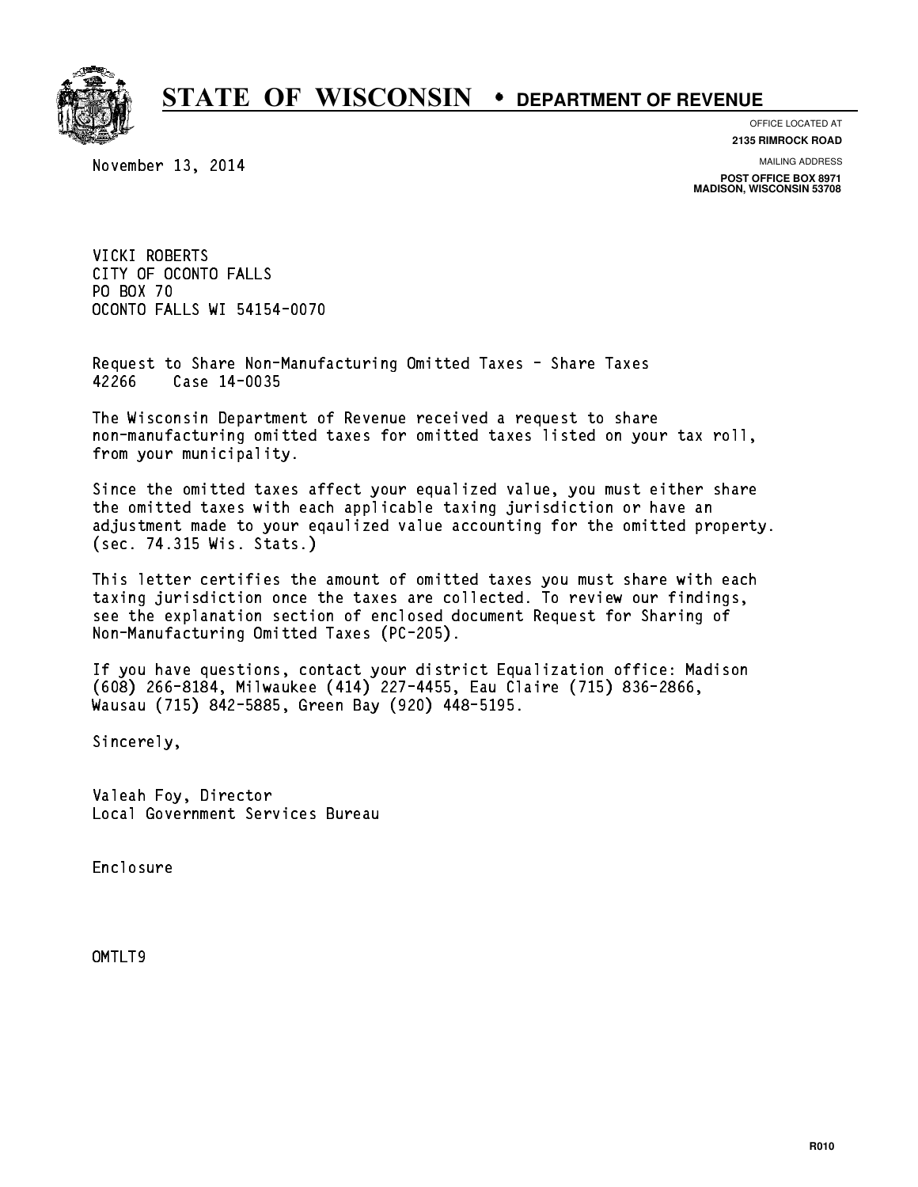# STATE OF WISCONSIN • DEPARTMENT OF REVENUE

OFFICE LOCATED AT
**2135 RIMROCK ROAD**

MAILING ADDRESS
**POST OFFICE BOX 8971**
**MADISON, WISCONSIN 53708**

November 13, 2014

VICKI ROBERTS
CITY OF OCONTO FALLS
PO BOX 70
OCONTO FALLS WI 54154-0070

Request to Share Non-Manufacturing Omitted Taxes - Share Taxes
42266    Case 14-0035

The Wisconsin Department of Revenue received a request to share non-manufacturing omitted taxes for omitted taxes listed on your tax roll, from your municipality.

Since the omitted taxes affect your equalized value, you must either share the omitted taxes with each applicable taxing jurisdiction or have an adjustment made to your eqaulized value accounting for the omitted property. (sec. 74.315 Wis. Stats.)

This letter certifies the amount of omitted taxes you must share with each taxing jurisdiction once the taxes are collected. To review our findings, see the explanation section of enclosed document Request for Sharing of Non-Manufacturing Omitted Taxes (PC-205).

If you have questions, contact your district Equalization office: Madison (608) 266-8184, Milwaukee (414) 227-4455, Eau Claire (715) 836-2866, Wausau (715) 842-5885, Green Bay (920) 448-5195.

Sincerely,

Valeah Foy, Director
Local Government Services Bureau

Enclosure

OMTLT9

R010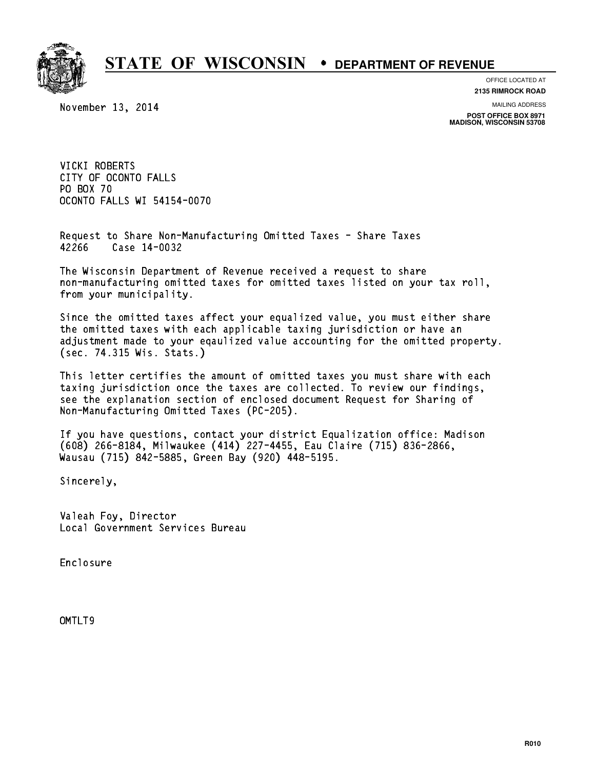# STATE OF WISCONSIN • DEPARTMENT OF REVENUE

OFFICE LOCATED AT
**2135 RIMROCK ROAD**

MAILING ADDRESS
**POST OFFICE BOX 8971**
**MADISON, WISCONSIN 53708**

November 13, 2014

VICKI ROBERTS
CITY OF OCONTO FALLS
PO BOX 70
OCONTO FALLS WI 54154-0070

Request to Share Non-Manufacturing Omitted Taxes - Share Taxes
42266 Case 14-0032

The Wisconsin Department of Revenue received a request to share non-manufacturing omitted taxes for omitted taxes listed on your tax roll, from your municipality.

Since the omitted taxes affect your equalized value, you must either share the omitted taxes with each applicable taxing jurisdiction or have an adjustment made to your eqaulized value accounting for the omitted property. (sec. 74.315 Wis. Stats.)

This letter certifies the amount of omitted taxes you must share with each taxing jurisdiction once the taxes are collected. To review our findings, see the explanation section of enclosed document Request for Sharing of Non-Manufacturing Omitted Taxes (PC-205).

If you have questions, contact your district Equalization office: Madison (608) 266-8184, Milwaukee (414) 227-4455, Eau Claire (715) 836-2866, Wausau (715) 842-5885, Green Bay (920) 448-5195.

Sincerely,

Valeah Foy, Director
Local Government Services Bureau

Enclosure

OMTLT9

R010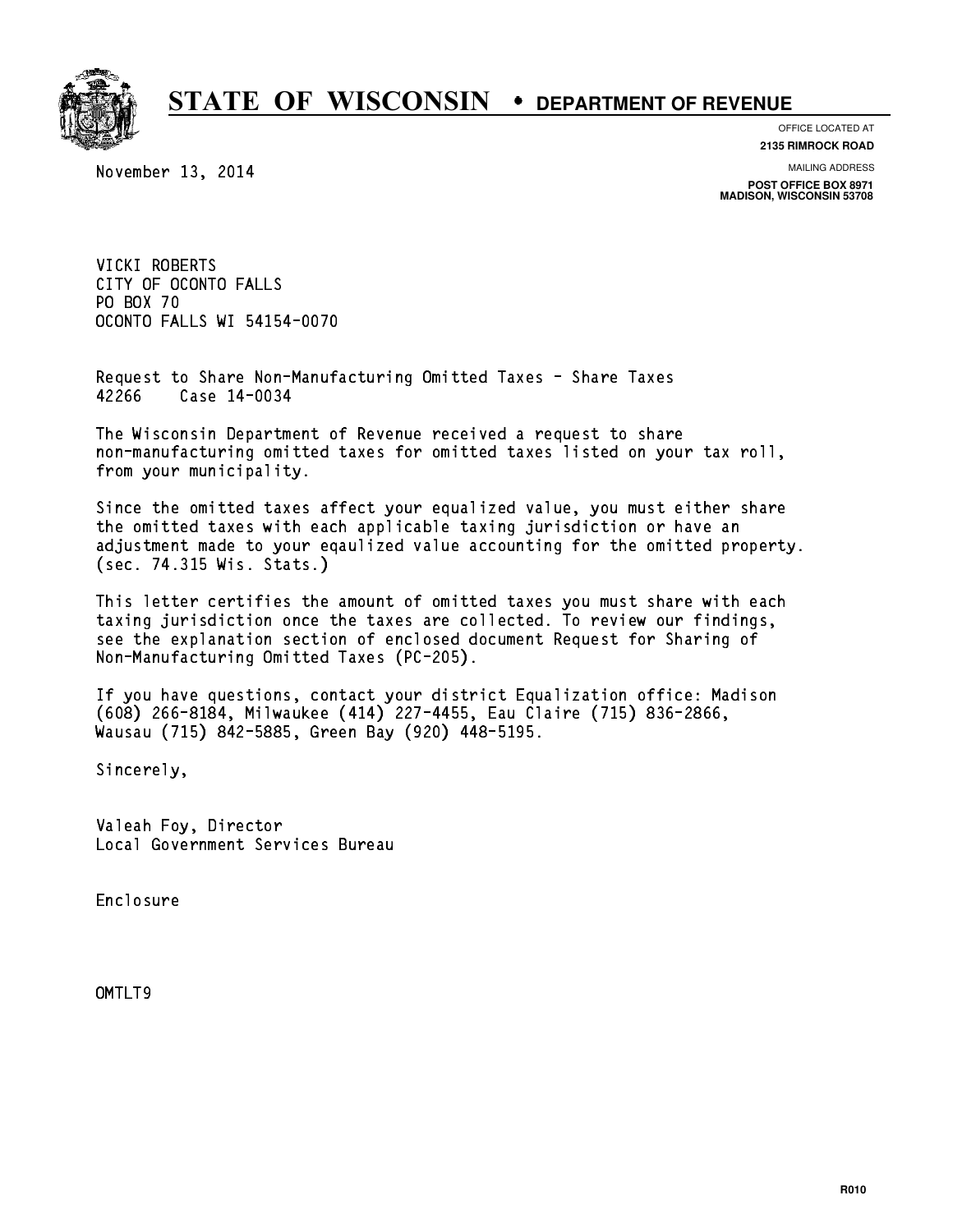# STATE OF WISCONSIN • DEPARTMENT OF REVENUE

OFFICE LOCATED AT
**2135 RIMROCK ROAD**

MAILING ADDRESS
**POST OFFICE BOX 8971**
**MADISON, WISCONSIN 53708**

November 13, 2014

VICKI ROBERTS
CITY OF OCONTO FALLS
PO BOX 70
OCONTO FALLS WI 54154-0070

Request to Share Non-Manufacturing Omitted Taxes - Share Taxes
42266 Case 14-0034

The Wisconsin Department of Revenue received a request to share non-manufacturing omitted taxes for omitted taxes listed on your tax roll, from your municipality.

Since the omitted taxes affect your equalized value, you must either share the omitted taxes with each applicable taxing jurisdiction or have an adjustment made to your eqaulized value accounting for the omitted property. (sec. 74.315 Wis. Stats.)

This letter certifies the amount of omitted taxes you must share with each taxing jurisdiction once the taxes are collected. To review our findings, see the explanation section of enclosed document Request for Sharing of Non-Manufacturing Omitted Taxes (PC-205).

If you have questions, contact your district Equalization office: Madison (608) 266-8184, Milwaukee (414) 227-4455, Eau Claire (715) 836-2866, Wausau (715) 842-5885, Green Bay (920) 448-5195.

Sincerely,

Valeah Foy, Director
Local Government Services Bureau

Enclosure

OMTLT9

R010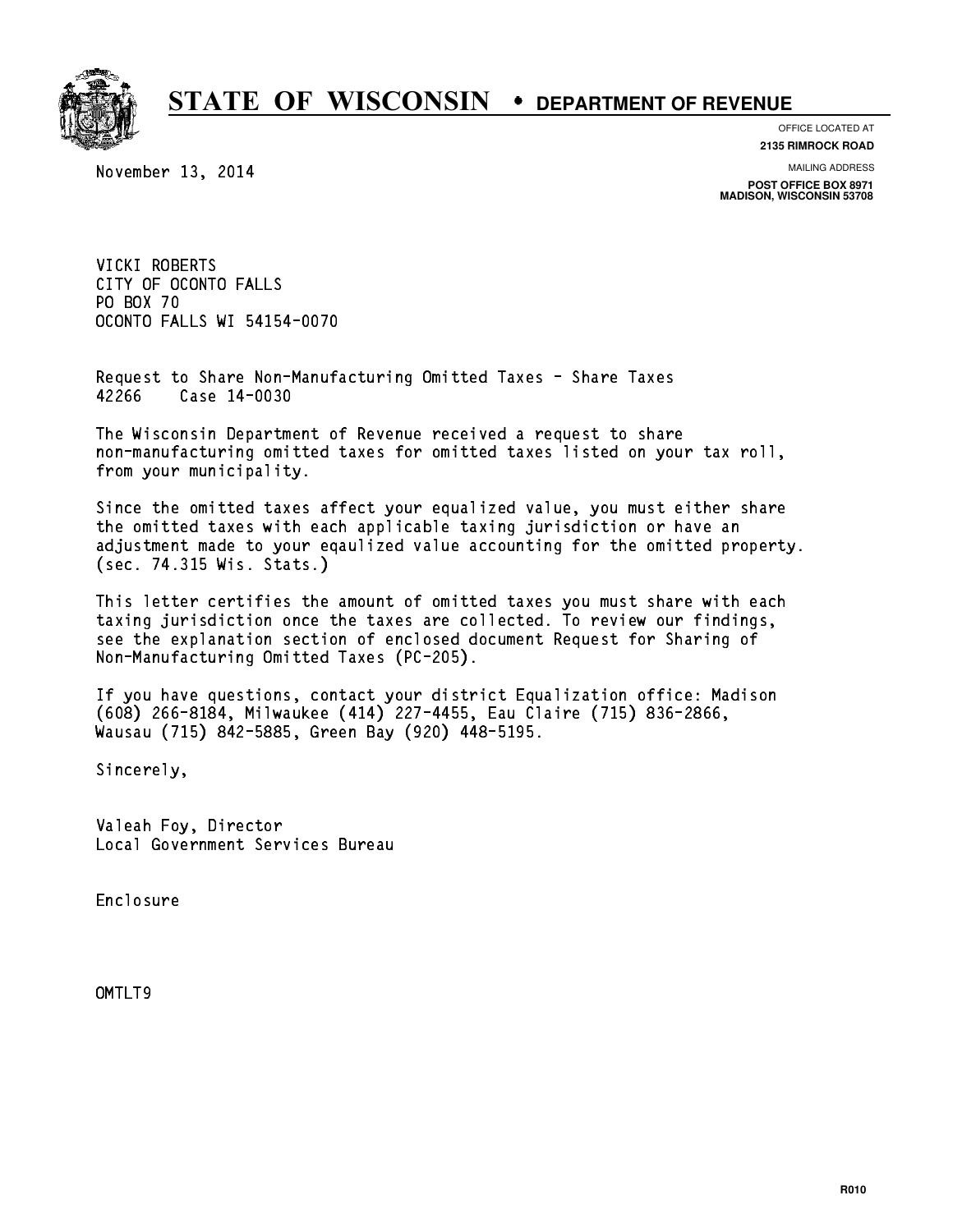# STATE OF WISCONSIN • DEPARTMENT OF REVENUE

OFFICE LOCATED AT
**2135 RIMROCK ROAD**

MAILING ADDRESS
**POST OFFICE BOX 8971**
**MADISON, WISCONSIN 53708**

November 13, 2014

VICKI ROBERTS
CITY OF OCONTO FALLS
PO BOX 70
OCONTO FALLS WI 54154-0070

Request to Share Non-Manufacturing Omitted Taxes - Share Taxes
42266 Case 14-0030

The Wisconsin Department of Revenue received a request to share non-manufacturing omitted taxes for omitted taxes listed on your tax roll, from your municipality.

Since the omitted taxes affect your equalized value, you must either share the omitted taxes with each applicable taxing jurisdiction or have an adjustment made to your eqaulized value accounting for the omitted property. (sec. 74.315 Wis. Stats.)

This letter certifies the amount of omitted taxes you must share with each taxing jurisdiction once the taxes are collected. To review our findings, see the explanation section of enclosed document Request for Sharing of Non-Manufacturing Omitted Taxes (PC-205).

If you have questions, contact your district Equalization office: Madison (608) 266-8184, Milwaukee (414) 227-4455, Eau Claire (715) 836-2866, Wausau (715) 842-5885, Green Bay (920) 448-5195.

Sincerely,

Valeah Foy, Director
Local Government Services Bureau

Enclosure

OMTLT9

R010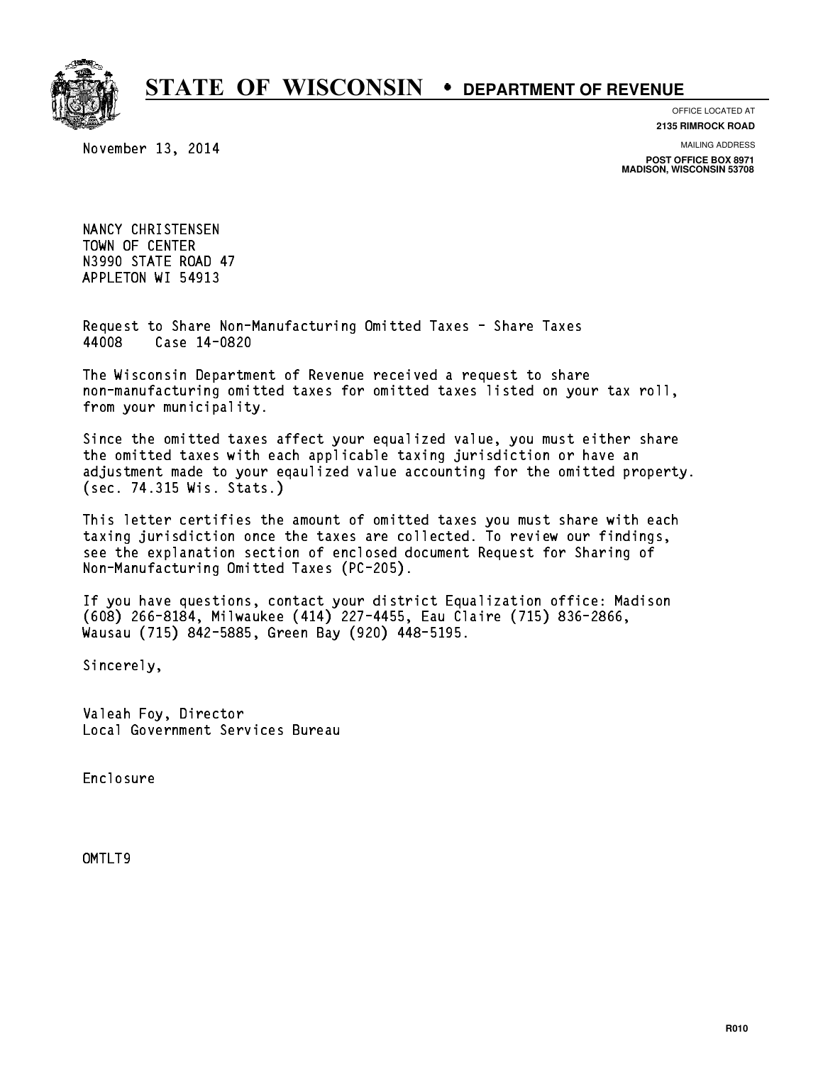# STATE OF WISCONSIN • DEPARTMENT OF REVENUE

OFFICE LOCATED AT
**2135 RIMROCK ROAD**

MAILING ADDRESS
**POST OFFICE BOX 8971**
**MADISON, WISCONSIN 53708**

November 13, 2014

NANCY CHRISTENSEN
TOWN OF CENTER
N3990 STATE ROAD 47
APPLETON WI 54913

Request to Share Non-Manufacturing Omitted Taxes - Share Taxes
44008 Case 14-0820

The Wisconsin Department of Revenue received a request to share non-manufacturing omitted taxes for omitted taxes listed on your tax roll, from your municipality.

Since the omitted taxes affect your equalized value, you must either share the omitted taxes with each applicable taxing jurisdiction or have an adjustment made to your eqaulized value accounting for the omitted property. (sec. 74.315 Wis. Stats.)

This letter certifies the amount of omitted taxes you must share with each taxing jurisdiction once the taxes are collected. To review our findings, see the explanation section of enclosed document Request for Sharing of Non-Manufacturing Omitted Taxes (PC-205).

If you have questions, contact your district Equalization office: Madison (608) 266-8184, Milwaukee (414) 227-4455, Eau Claire (715) 836-2866, Wausau (715) 842-5885, Green Bay (920) 448-5195.

Sincerely,

Valeah Foy, Director
Local Government Services Bureau

Enclosure

OMTLT9

R010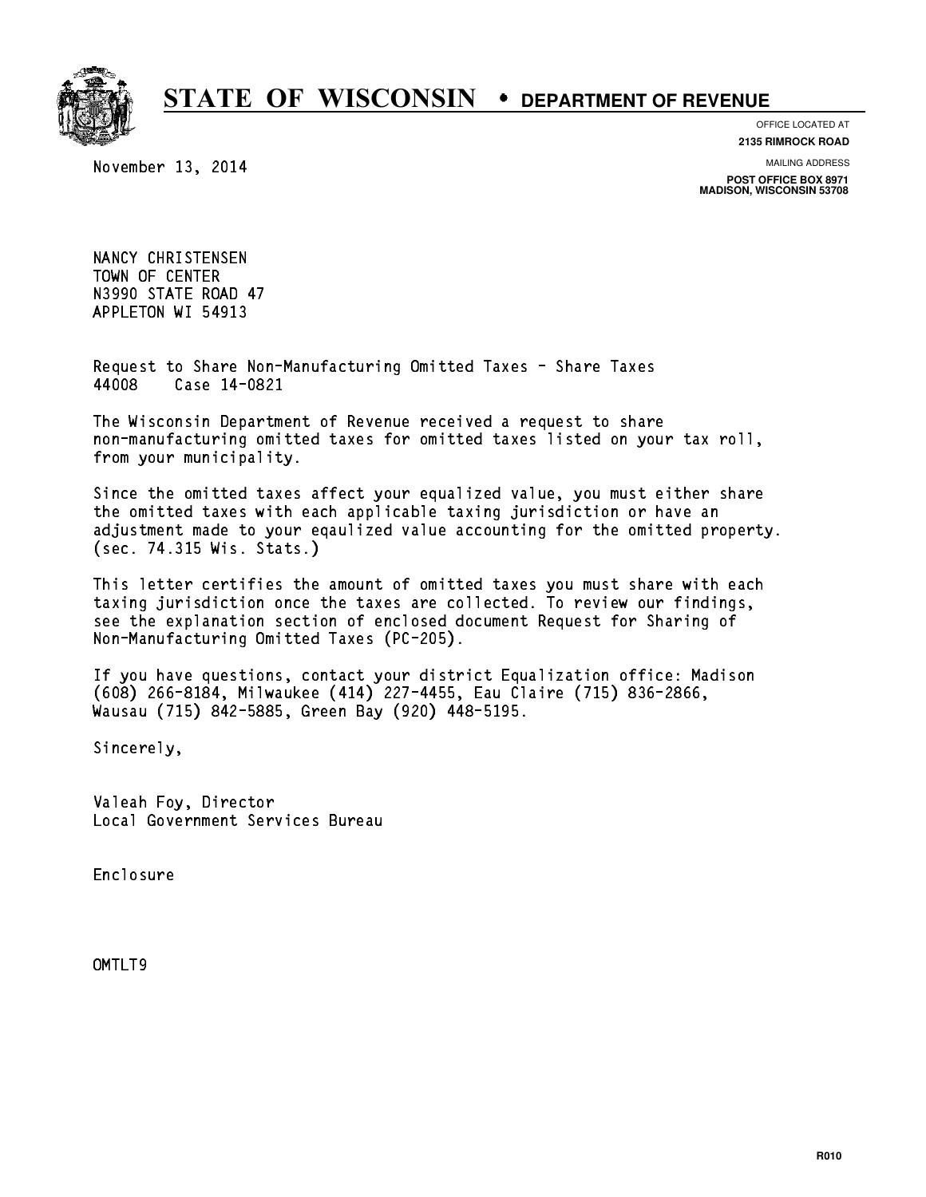# STATE OF WISCONSIN • DEPARTMENT OF REVENUE

OFFICE LOCATED AT
**2135 RIMROCK ROAD**

MAILING ADDRESS
**POST OFFICE BOX 8971**
**MADISON, WISCONSIN 53708**

November 13, 2014

NANCY CHRISTENSEN
TOWN OF CENTER
N3990 STATE ROAD 47
APPLETON WI 54913

Request to Share Non-Manufacturing Omitted Taxes - Share Taxes
44008 Case 14-0821

The Wisconsin Department of Revenue received a request to share non-manufacturing omitted taxes for omitted taxes listed on your tax roll, from your municipality.

Since the omitted taxes affect your equalized value, you must either share the omitted taxes with each applicable taxing jurisdiction or have an adjustment made to your eqaulized value accounting for the omitted property. (sec. 74.315 Wis. Stats.)

This letter certifies the amount of omitted taxes you must share with each taxing jurisdiction once the taxes are collected. To review our findings, see the explanation section of enclosed document Request for Sharing of Non-Manufacturing Omitted Taxes (PC-205).

If you have questions, contact your district Equalization office: Madison (608) 266-8184, Milwaukee (414) 227-4455, Eau Claire (715) 836-2866, Wausau (715) 842-5885, Green Bay (920) 448-5195.

Sincerely,

Valeah Foy, Director
Local Government Services Bureau

Enclosure

OMTLT9

R010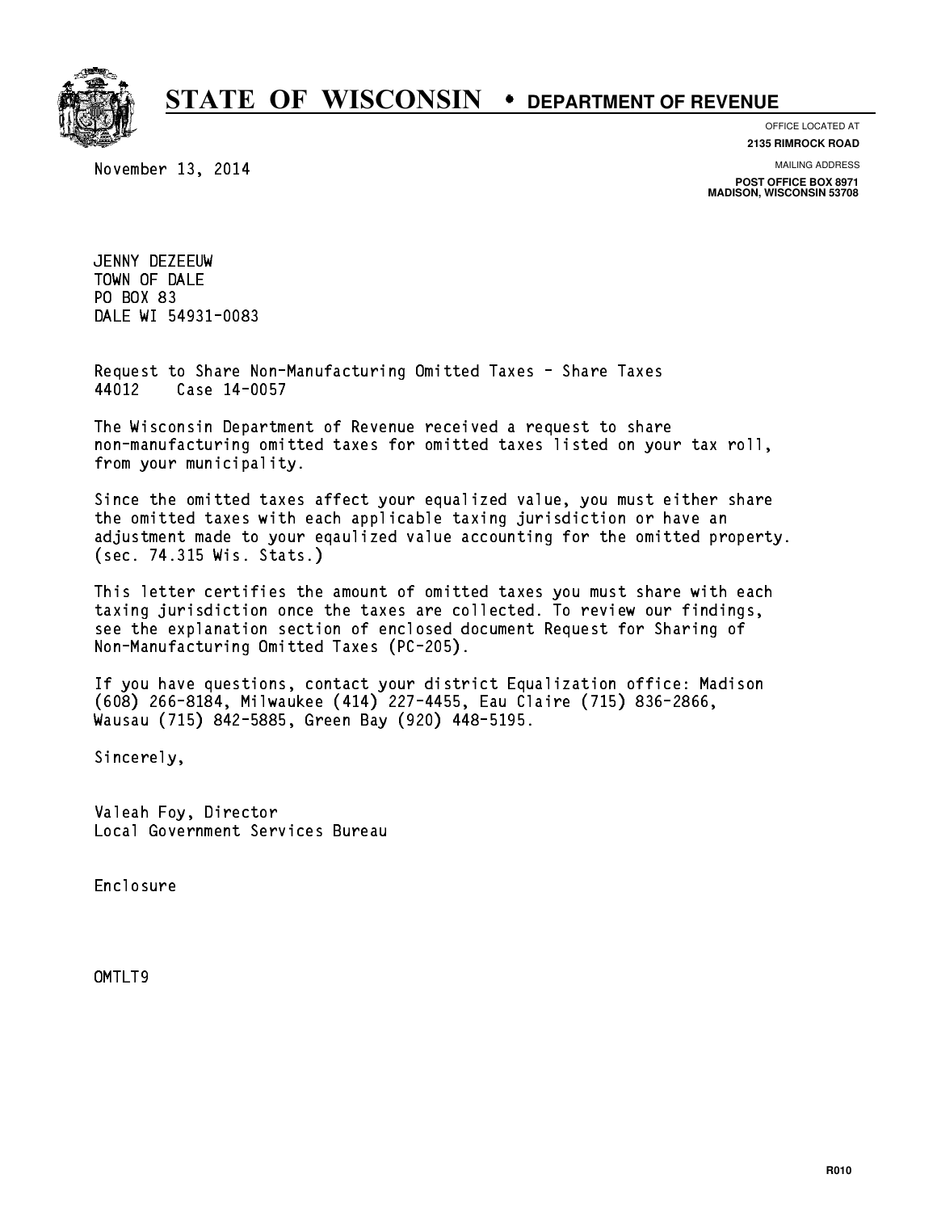# STATE OF WISCONSIN • DEPARTMENT OF REVENUE

OFFICE LOCATED AT
**2135 RIMROCK ROAD**

MAILING ADDRESS
**POST OFFICE BOX 8971**
**MADISON, WISCONSIN 53708**

November 13, 2014

JENNY DEZEEUW
TOWN OF DALE
PO BOX 83
DALE WI 54931-0083

Request to Share Non-Manufacturing Omitted Taxes - Share Taxes
44012 Case 14-0057

The Wisconsin Department of Revenue received a request to share non-manufacturing omitted taxes for omitted taxes listed on your tax roll, from your municipality.

Since the omitted taxes affect your equalized value, you must either share the omitted taxes with each applicable taxing jurisdiction or have an adjustment made to your eqaulized value accounting for the omitted property. (sec. 74.315 Wis. Stats.)

This letter certifies the amount of omitted taxes you must share with each taxing jurisdiction once the taxes are collected. To review our findings, see the explanation section of enclosed document Request for Sharing of Non-Manufacturing Omitted Taxes (PC-205).

If you have questions, contact your district Equalization office: Madison (608) 266-8184, Milwaukee (414) 227-4455, Eau Claire (715) 836-2866, Wausau (715) 842-5885, Green Bay (920) 448-5195.

Sincerely,

Valeah Foy, Director
Local Government Services Bureau

Enclosure

OMTLT9

R010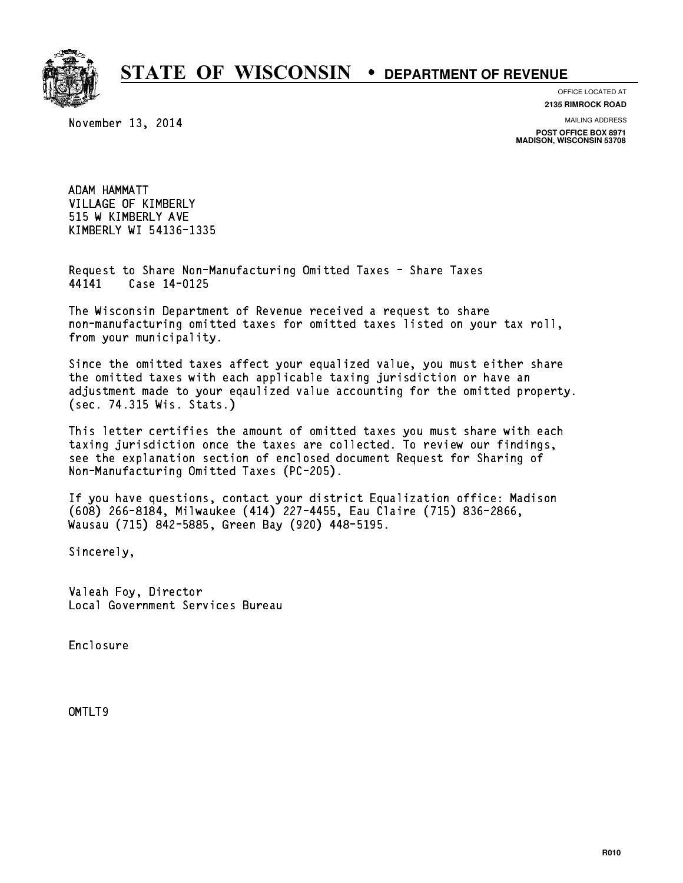# STATE OF WISCONSIN • DEPARTMENT OF REVENUE

OFFICE LOCATED AT
**2135 RIMROCK ROAD**

MAILING ADDRESS
**POST OFFICE BOX 8971**
**MADISON, WISCONSIN 53708**

November 13, 2014

ADAM HAMMATT
VILLAGE OF KIMBERLY
515 W KIMBERLY AVE
KIMBERLY WI 54136-1335

Request to Share Non-Manufacturing Omitted Taxes - Share Taxes
44141 Case 14-0125

The Wisconsin Department of Revenue received a request to share non-manufacturing omitted taxes for omitted taxes listed on your tax roll, from your municipality.

Since the omitted taxes affect your equalized value, you must either share the omitted taxes with each applicable taxing jurisdiction or have an adjustment made to your eqaulized value accounting for the omitted property. (sec. 74.315 Wis. Stats.)

This letter certifies the amount of omitted taxes you must share with each taxing jurisdiction once the taxes are collected. To review our findings, see the explanation section of enclosed document Request for Sharing of Non-Manufacturing Omitted Taxes (PC-205).

If you have questions, contact your district Equalization office: Madison (608) 266-8184, Milwaukee (414) 227-4455, Eau Claire (715) 836-2866, Wausau (715) 842-5885, Green Bay (920) 448-5195.

Sincerely,

Valeah Foy, Director
Local Government Services Bureau

Enclosure

OMTLT9

R010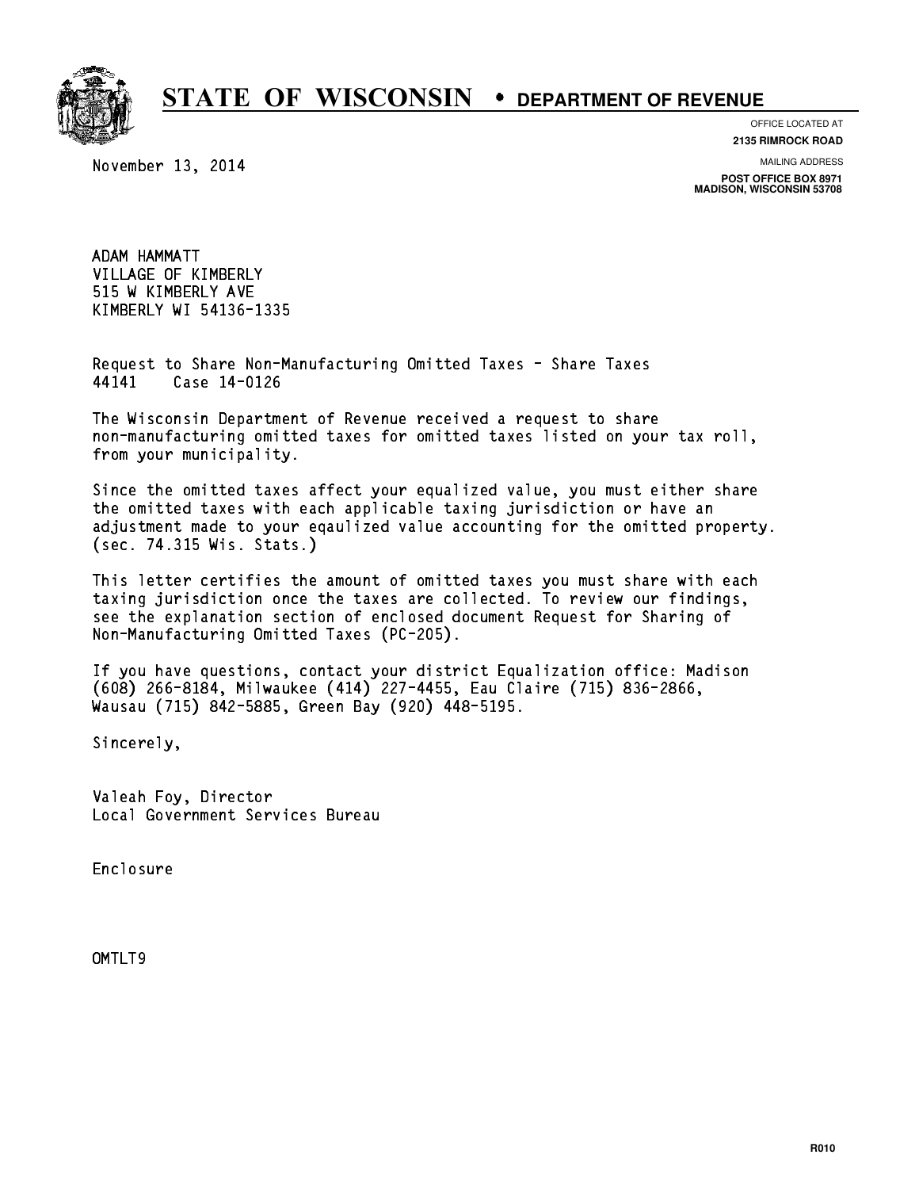# STATE OF WISCONSIN • DEPARTMENT OF REVENUE

OFFICE LOCATED AT
**2135 RIMROCK ROAD**

MAILING ADDRESS
**POST OFFICE BOX 8971**
**MADISON, WISCONSIN 53708**

November 13, 2014

ADAM HAMMATT
VILLAGE OF KIMBERLY
515 W KIMBERLY AVE
KIMBERLY WI 54136-1335

Request to Share Non-Manufacturing Omitted Taxes - Share Taxes
44141 Case 14-0126

The Wisconsin Department of Revenue received a request to share non-manufacturing omitted taxes for omitted taxes listed on your tax roll, from your municipality.

Since the omitted taxes affect your equalized value, you must either share the omitted taxes with each applicable taxing jurisdiction or have an adjustment made to your eqaulized value accounting for the omitted property. (sec. 74.315 Wis. Stats.)

This letter certifies the amount of omitted taxes you must share with each taxing jurisdiction once the taxes are collected. To review our findings, see the explanation section of enclosed document Request for Sharing of Non-Manufacturing Omitted Taxes (PC-205).

If you have questions, contact your district Equalization office: Madison (608) 266-8184, Milwaukee (414) 227-4455, Eau Claire (715) 836-2866, Wausau (715) 842-5885, Green Bay (920) 448-5195.

Sincerely,

Valeah Foy, Director
Local Government Services Bureau

Enclosure

OMTLT9

R010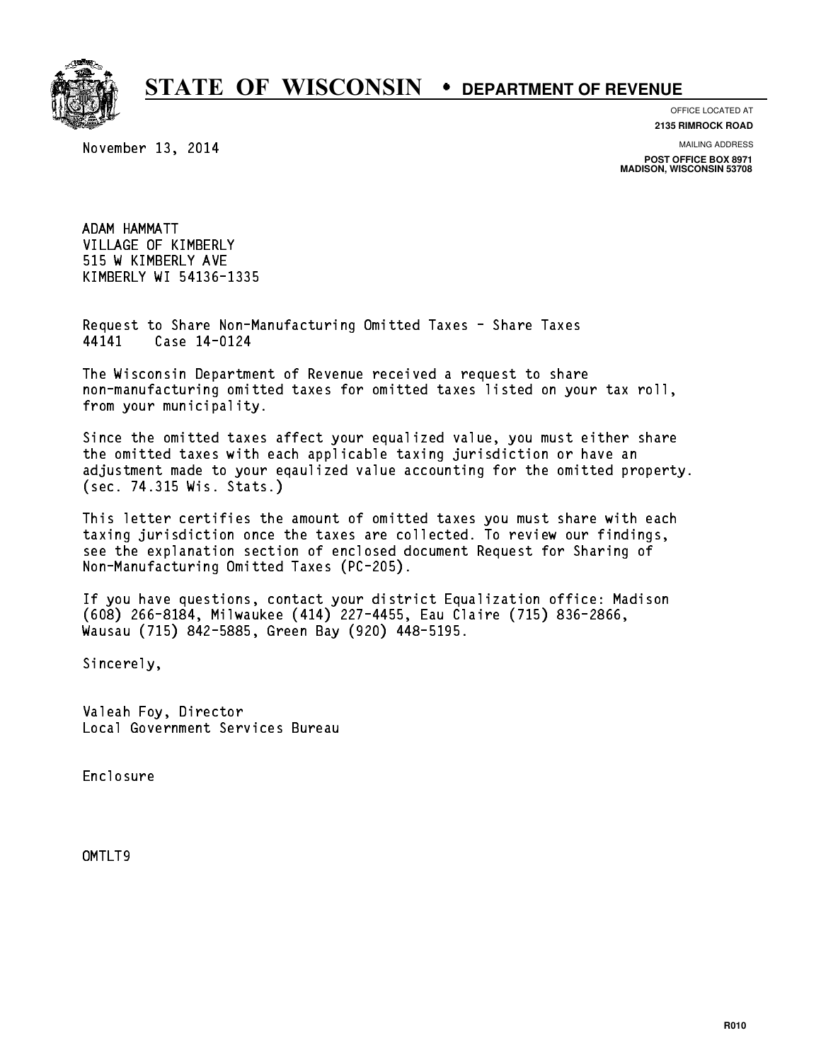# STATE OF WISCONSIN • DEPARTMENT OF REVENUE

OFFICE LOCATED AT
**2135 RIMROCK ROAD**

MAILING ADDRESS
**POST OFFICE BOX 8971**
**MADISON, WISCONSIN 53708**

November 13, 2014

ADAM HAMMATT
VILLAGE OF KIMBERLY
515 W KIMBERLY AVE
KIMBERLY WI 54136-1335

Request to Share Non-Manufacturing Omitted Taxes - Share Taxes
44141 Case 14-0124

The Wisconsin Department of Revenue received a request to share non-manufacturing omitted taxes for omitted taxes listed on your tax roll, from your municipality.

Since the omitted taxes affect your equalized value, you must either share the omitted taxes with each applicable taxing jurisdiction or have an adjustment made to your eqaulized value accounting for the omitted property. (sec. 74.315 Wis. Stats.)

This letter certifies the amount of omitted taxes you must share with each taxing jurisdiction once the taxes are collected. To review our findings, see the explanation section of enclosed document Request for Sharing of Non-Manufacturing Omitted Taxes (PC-205).

If you have questions, contact your district Equalization office: Madison (608) 266-8184, Milwaukee (414) 227-4455, Eau Claire (715) 836-2866, Wausau (715) 842-5885, Green Bay (920) 448-5195.

Sincerely,

Valeah Foy, Director
Local Government Services Bureau

Enclosure

OMTLT9

R010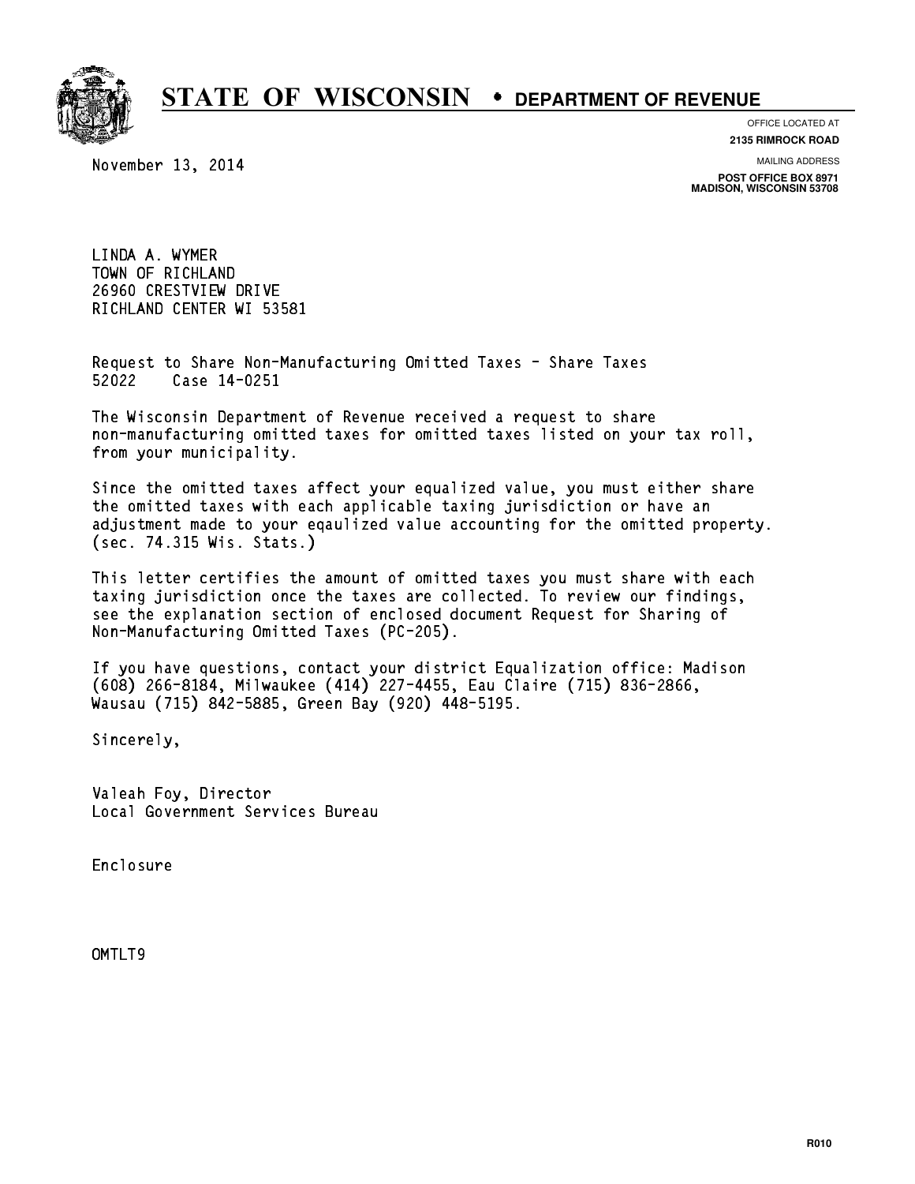# STATE OF WISCONSIN • DEPARTMENT OF REVENUE

OFFICE LOCATED AT
**2135 RIMROCK ROAD**

MAILING ADDRESS
**POST OFFICE BOX 8971**
**MADISON, WISCONSIN 53708**

November 13, 2014

LINDA A. WYMER
TOWN OF RICHLAND
26960 CRESTVIEW DRIVE
RICHLAND CENTER WI 53581

Request to Share Non-Manufacturing Omitted Taxes - Share Taxes
52022 Case 14-0251

The Wisconsin Department of Revenue received a request to share non-manufacturing omitted taxes for omitted taxes listed on your tax roll, from your municipality.

Since the omitted taxes affect your equalized value, you must either share the omitted taxes with each applicable taxing jurisdiction or have an adjustment made to your eqaulized value accounting for the omitted property. (sec. 74.315 Wis. Stats.)

This letter certifies the amount of omitted taxes you must share with each taxing jurisdiction once the taxes are collected. To review our findings, see the explanation section of enclosed document Request for Sharing of Non-Manufacturing Omitted Taxes (PC-205).

If you have questions, contact your district Equalization office: Madison (608) 266-8184, Milwaukee (414) 227-4455, Eau Claire (715) 836-2866, Wausau (715) 842-5885, Green Bay (920) 448-5195.

Sincerely,

Valeah Foy, Director
Local Government Services Bureau

Enclosure

OMTLT9

R010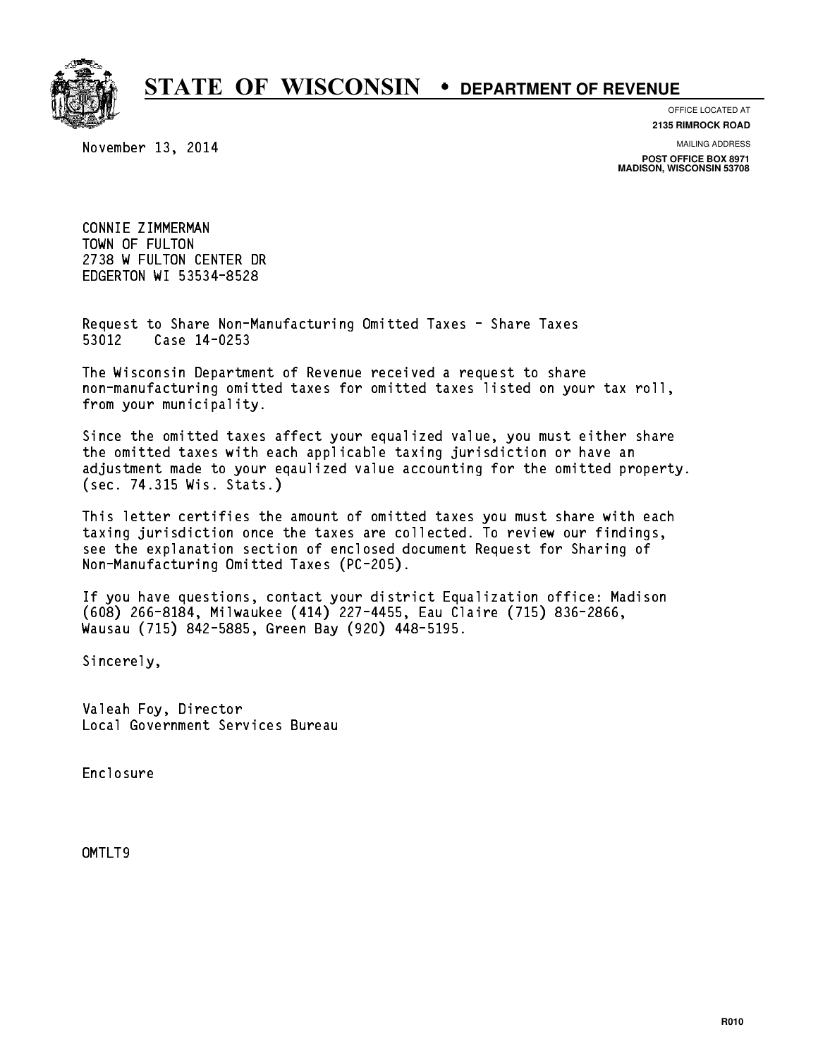# STATE OF WISCONSIN • DEPARTMENT OF REVENUE

OFFICE LOCATED AT
**2135 RIMROCK ROAD**

MAILING ADDRESS
**POST OFFICE BOX 8971**
**MADISON, WISCONSIN 53708**

November 13, 2014

CONNIE ZIMMERMAN
TOWN OF FULTON
2738 W FULTON CENTER DR
EDGERTON WI 53534-8528

Request to Share Non-Manufacturing Omitted Taxes - Share Taxes
53012 Case 14-0253

The Wisconsin Department of Revenue received a request to share non-manufacturing omitted taxes for omitted taxes listed on your tax roll, from your municipality.

Since the omitted taxes affect your equalized value, you must either share the omitted taxes with each applicable taxing jurisdiction or have an adjustment made to your eqaulized value accounting for the omitted property. (sec. 74.315 Wis. Stats.)

This letter certifies the amount of omitted taxes you must share with each taxing jurisdiction once the taxes are collected. To review our findings, see the explanation section of enclosed document Request for Sharing of Non-Manufacturing Omitted Taxes (PC-205).

If you have questions, contact your district Equalization office: Madison (608) 266-8184, Milwaukee (414) 227-4455, Eau Claire (715) 836-2866, Wausau (715) 842-5885, Green Bay (920) 448-5195.

Sincerely,

Valeah Foy, Director
Local Government Services Bureau

Enclosure

OMTLT9

R010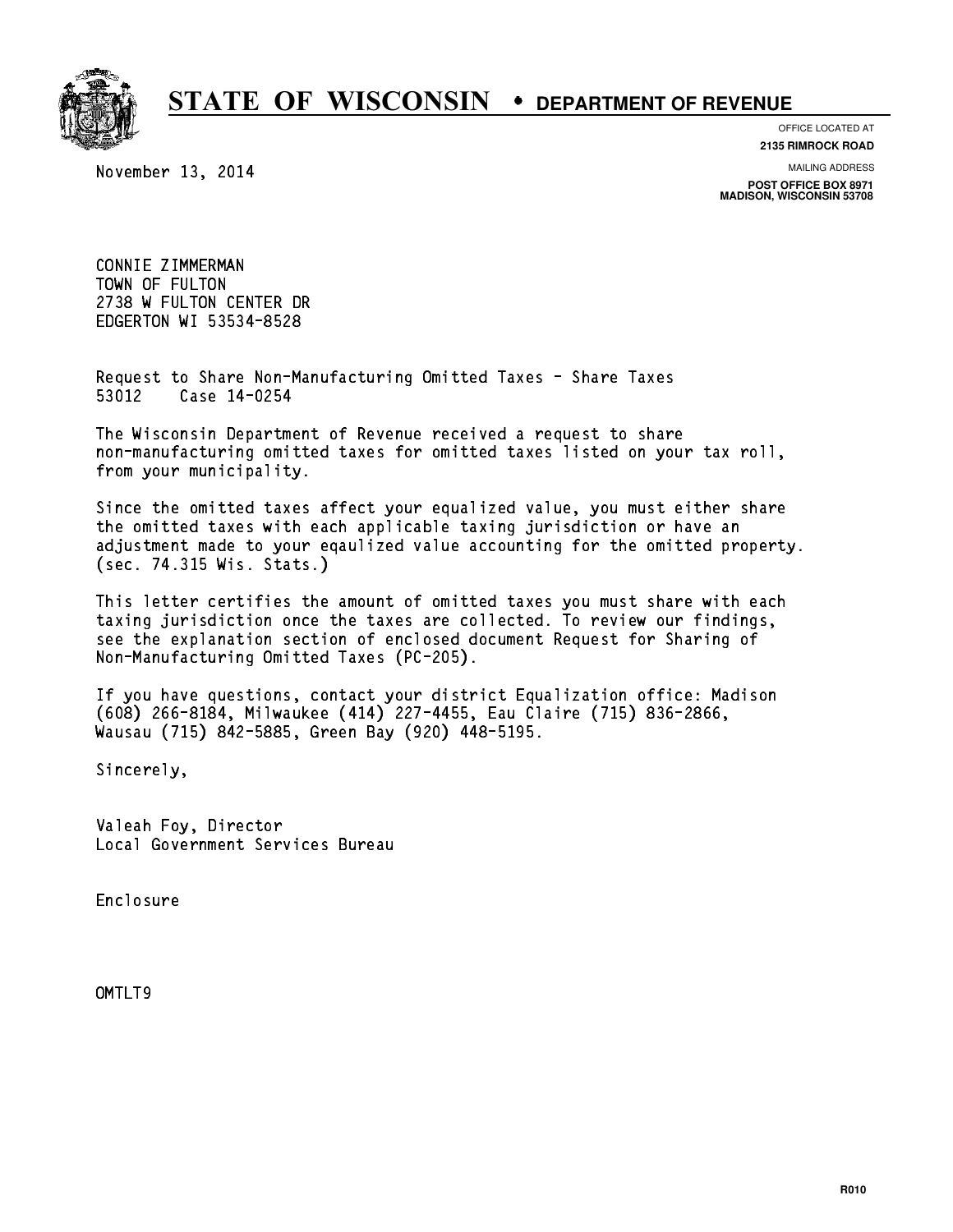# STATE OF WISCONSIN • DEPARTMENT OF REVENUE

OFFICE LOCATED AT
**2135 RIMROCK ROAD**

MAILING ADDRESS
**POST OFFICE BOX 8971**
**MADISON, WISCONSIN 53708**

November 13, 2014

CONNIE ZIMMERMAN
TOWN OF FULTON
2738 W FULTON CENTER DR
EDGERTON WI 53534-8528

Request to Share Non-Manufacturing Omitted Taxes - Share Taxes
53012 Case 14-0254

The Wisconsin Department of Revenue received a request to share non-manufacturing omitted taxes for omitted taxes listed on your tax roll, from your municipality.

Since the omitted taxes affect your equalized value, you must either share the omitted taxes with each applicable taxing jurisdiction or have an adjustment made to your eqaulized value accounting for the omitted property. (sec. 74.315 Wis. Stats.)

This letter certifies the amount of omitted taxes you must share with each taxing jurisdiction once the taxes are collected. To review our findings, see the explanation section of enclosed document Request for Sharing of Non-Manufacturing Omitted Taxes (PC-205).

If you have questions, contact your district Equalization office: Madison (608) 266-8184, Milwaukee (414) 227-4455, Eau Claire (715) 836-2866, Wausau (715) 842-5885, Green Bay (920) 448-5195.

Sincerely,

Valeah Foy, Director
Local Government Services Bureau

Enclosure

OMTLT9

R010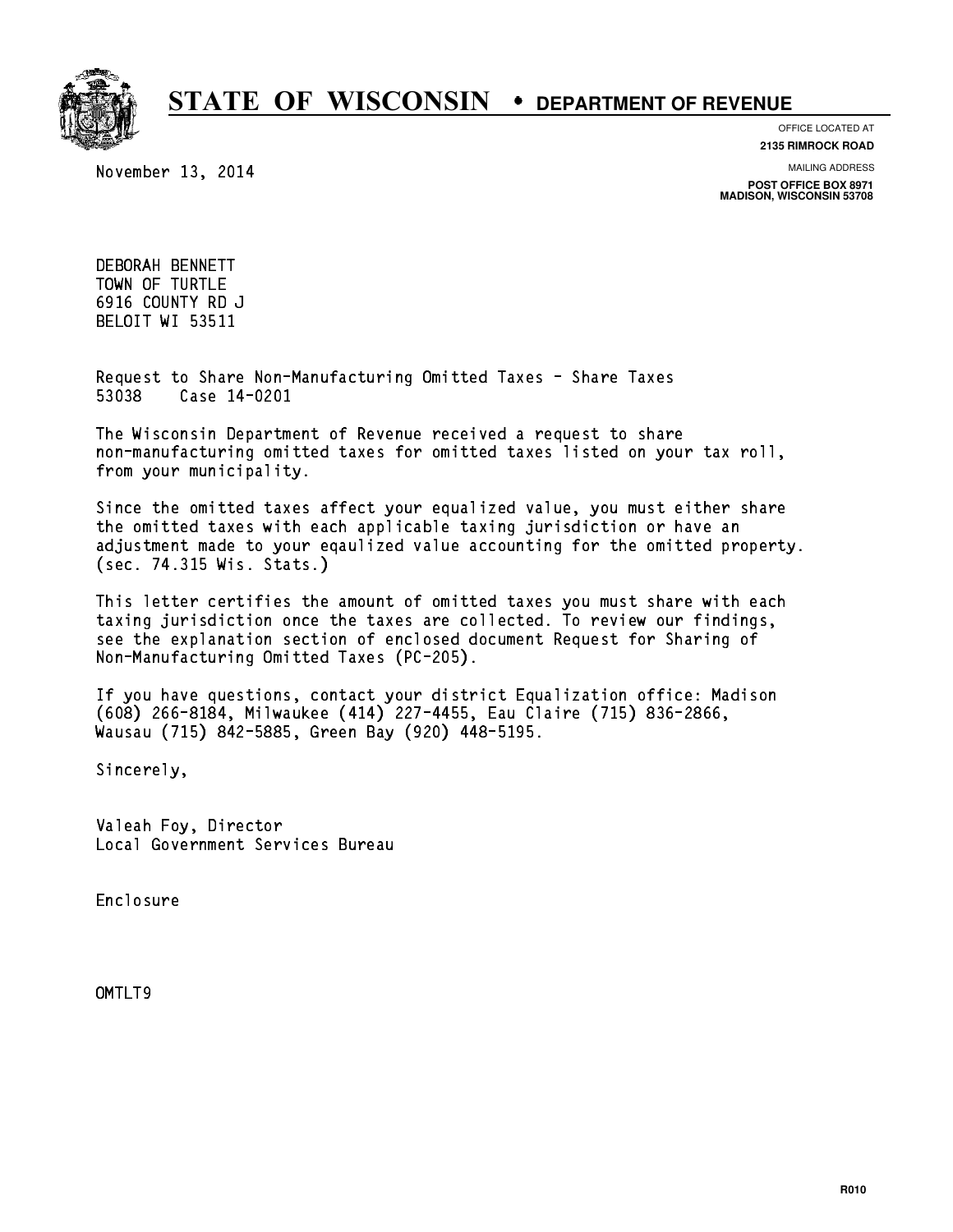# STATE OF WISCONSIN • DEPARTMENT OF REVENUE

OFFICE LOCATED AT
**2135 RIMROCK ROAD**

MAILING ADDRESS
**POST OFFICE BOX 8971**
**MADISON, WISCONSIN 53708**

November 13, 2014

DEBORAH BENNETT
TOWN OF TURTLE
6916 COUNTY RD J
BELOIT WI 53511

Request to Share Non-Manufacturing Omitted Taxes - Share Taxes
53038 Case 14-0201

The Wisconsin Department of Revenue received a request to share non-manufacturing omitted taxes for omitted taxes listed on your tax roll, from your municipality.

Since the omitted taxes affect your equalized value, you must either share the omitted taxes with each applicable taxing jurisdiction or have an adjustment made to your eqaulized value accounting for the omitted property. (sec. 74.315 Wis. Stats.)

This letter certifies the amount of omitted taxes you must share with each taxing jurisdiction once the taxes are collected. To review our findings, see the explanation section of enclosed document Request for Sharing of Non-Manufacturing Omitted Taxes (PC-205).

If you have questions, contact your district Equalization office: Madison (608) 266-8184, Milwaukee (414) 227-4455, Eau Claire (715) 836-2866, Wausau (715) 842-5885, Green Bay (920) 448-5195.

Sincerely,

Valeah Foy, Director
Local Government Services Bureau

Enclosure

OMTLT9

R010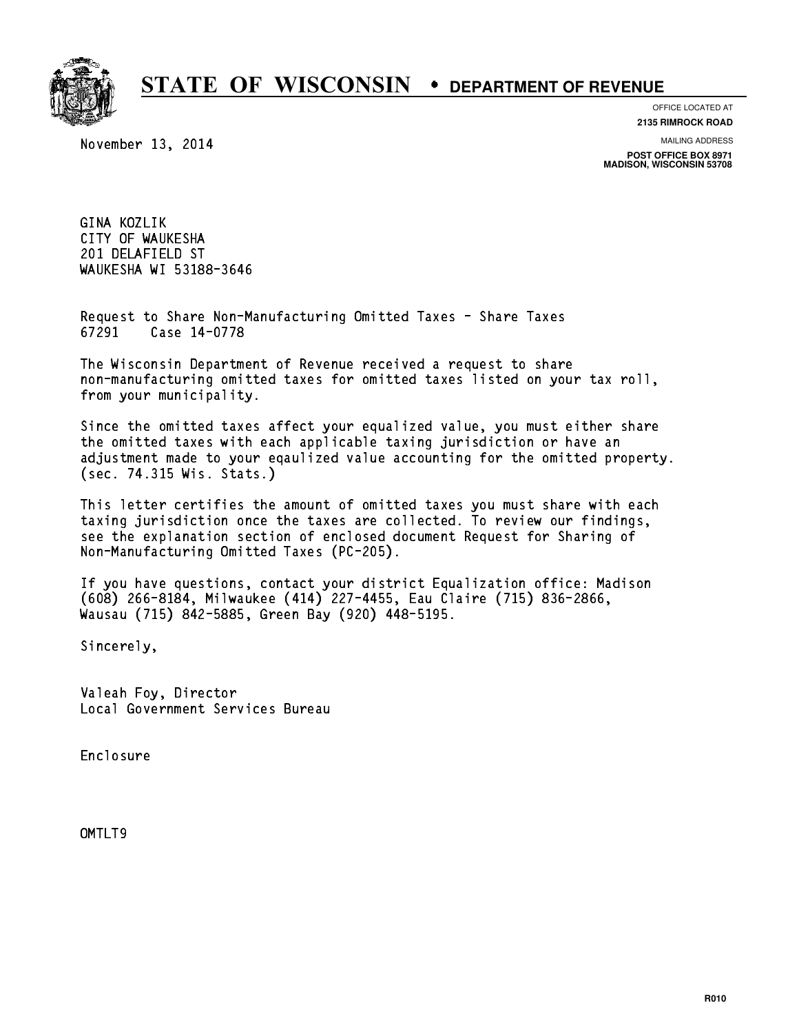# STATE OF WISCONSIN • DEPARTMENT OF REVENUE

OFFICE LOCATED AT
**2135 RIMROCK ROAD**

MAILING ADDRESS
**POST OFFICE BOX 8971**
**MADISON, WISCONSIN 53708**

November 13, 2014

GINA KOZLIK
CITY OF WAUKESHA
201 DELAFIELD ST
WAUKESHA WI 53188-3646

Request to Share Non-Manufacturing Omitted Taxes - Share Taxes
67291    Case 14-0778

The Wisconsin Department of Revenue received a request to share non-manufacturing omitted taxes for omitted taxes listed on your tax roll, from your municipality.

Since the omitted taxes affect your equalized value, you must either share the omitted taxes with each applicable taxing jurisdiction or have an adjustment made to your eqaulized value accounting for the omitted property. (sec. 74.315 Wis. Stats.)

This letter certifies the amount of omitted taxes you must share with each taxing jurisdiction once the taxes are collected. To review our findings, see the explanation section of enclosed document Request for Sharing of Non-Manufacturing Omitted Taxes (PC-205).

If you have questions, contact your district Equalization office: Madison (608) 266-8184, Milwaukee (414) 227-4455, Eau Claire (715) 836-2866, Wausau (715) 842-5885, Green Bay (920) 448-5195.

Sincerely,

Valeah Foy, Director
Local Government Services Bureau

Enclosure

OMTLT9

R010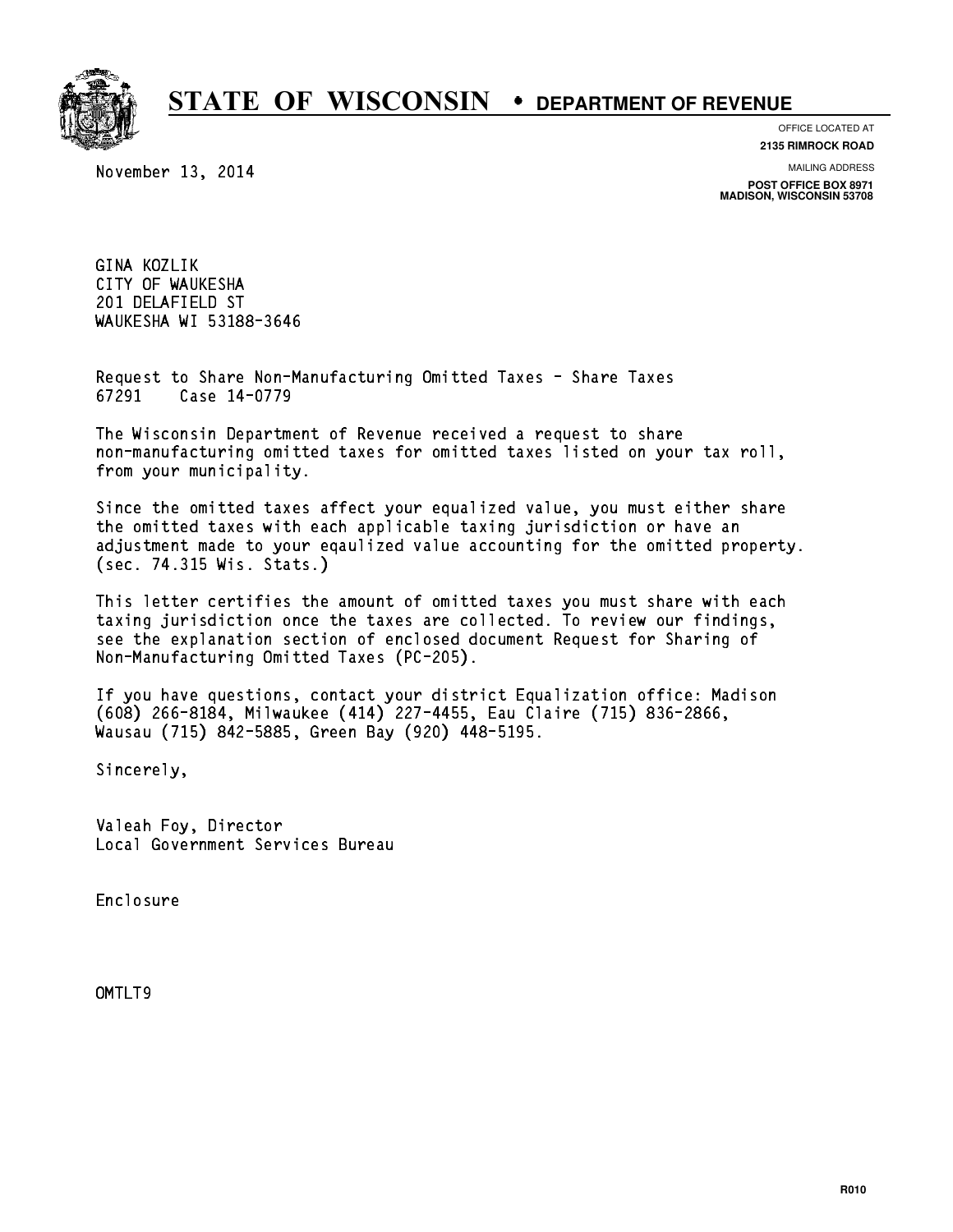# STATE OF WISCONSIN • DEPARTMENT OF REVENUE

OFFICE LOCATED AT
**2135 RIMROCK ROAD**

MAILING ADDRESS
**POST OFFICE BOX 8971**
**MADISON, WISCONSIN 53708**

November 13, 2014

GINA KOZLIK
CITY OF WAUKESHA
201 DELAFIELD ST
WAUKESHA WI 53188-3646

Request to Share Non-Manufacturing Omitted Taxes - Share Taxes
67291 Case 14-0779

The Wisconsin Department of Revenue received a request to share non-manufacturing omitted taxes for omitted taxes listed on your tax roll, from your municipality.

Since the omitted taxes affect your equalized value, you must either share the omitted taxes with each applicable taxing jurisdiction or have an adjustment made to your eqaulized value accounting for the omitted property. (sec. 74.315 Wis. Stats.)

This letter certifies the amount of omitted taxes you must share with each taxing jurisdiction once the taxes are collected. To review our findings, see the explanation section of enclosed document Request for Sharing of Non-Manufacturing Omitted Taxes (PC-205).

If you have questions, contact your district Equalization office: Madison (608) 266-8184, Milwaukee (414) 227-4455, Eau Claire (715) 836-2866, Wausau (715) 842-5885, Green Bay (920) 448-5195.

Sincerely,

Valeah Foy, Director
Local Government Services Bureau

Enclosure

OMTLT9

R010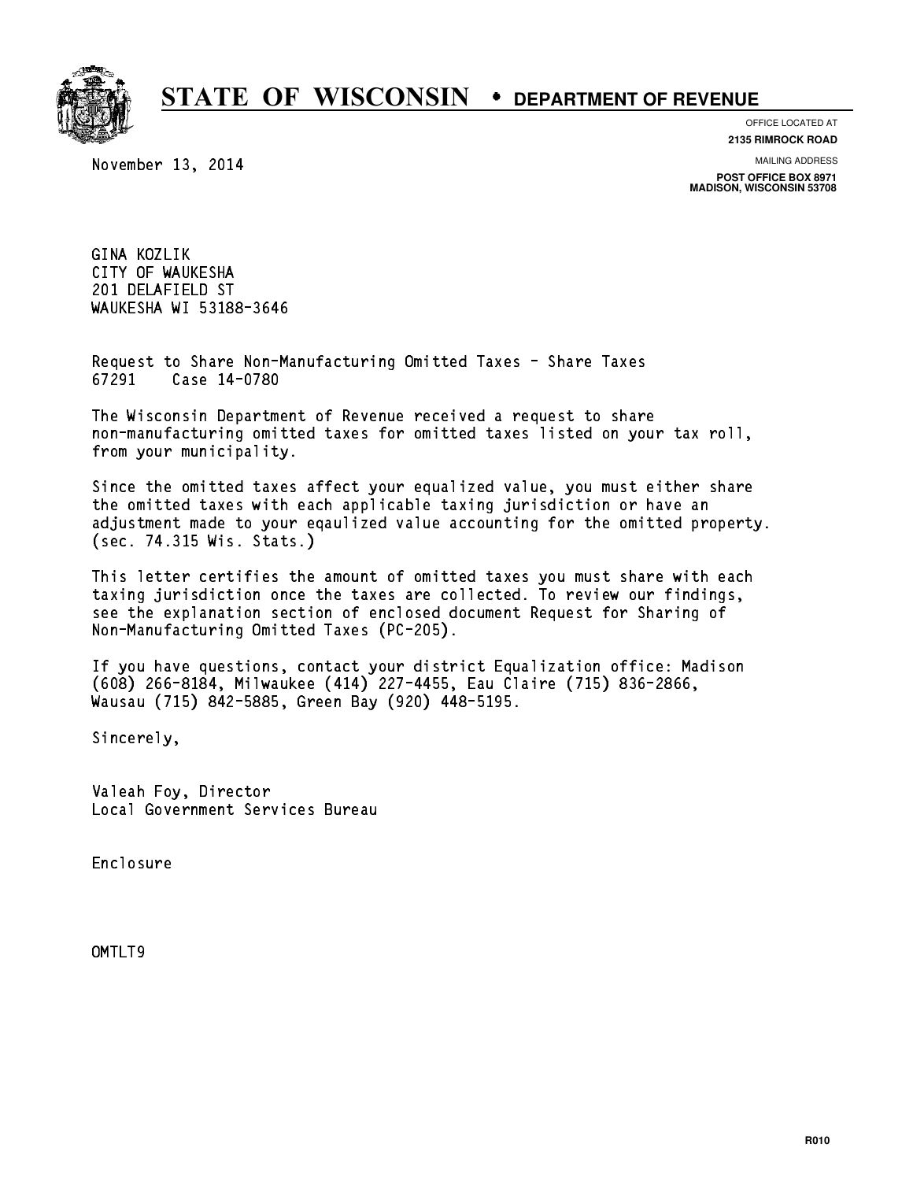# STATE OF WISCONSIN • DEPARTMENT OF REVENUE

OFFICE LOCATED AT
**2135 RIMROCK ROAD**

MAILING ADDRESS
**POST OFFICE BOX 8971**
**MADISON, WISCONSIN 53708**

November 13, 2014

GINA KOZLIK
CITY OF WAUKESHA
201 DELAFIELD ST
WAUKESHA WI 53188-3646

Request to Share Non-Manufacturing Omitted Taxes - Share Taxes
67291    Case 14-0780

The Wisconsin Department of Revenue received a request to share non-manufacturing omitted taxes for omitted taxes listed on your tax roll, from your municipality.

Since the omitted taxes affect your equalized value, you must either share the omitted taxes with each applicable taxing jurisdiction or have an adjustment made to your eqaulized value accounting for the omitted property. (sec. 74.315 Wis. Stats.)

This letter certifies the amount of omitted taxes you must share with each taxing jurisdiction once the taxes are collected. To review our findings, see the explanation section of enclosed document Request for Sharing of Non-Manufacturing Omitted Taxes (PC-205).

If you have questions, contact your district Equalization office: Madison (608) 266-8184, Milwaukee (414) 227-4455, Eau Claire (715) 836-2866, Wausau (715) 842-5885, Green Bay (920) 448-5195.

Sincerely,

Valeah Foy, Director
Local Government Services Bureau

Enclosure

OMTLT9

R010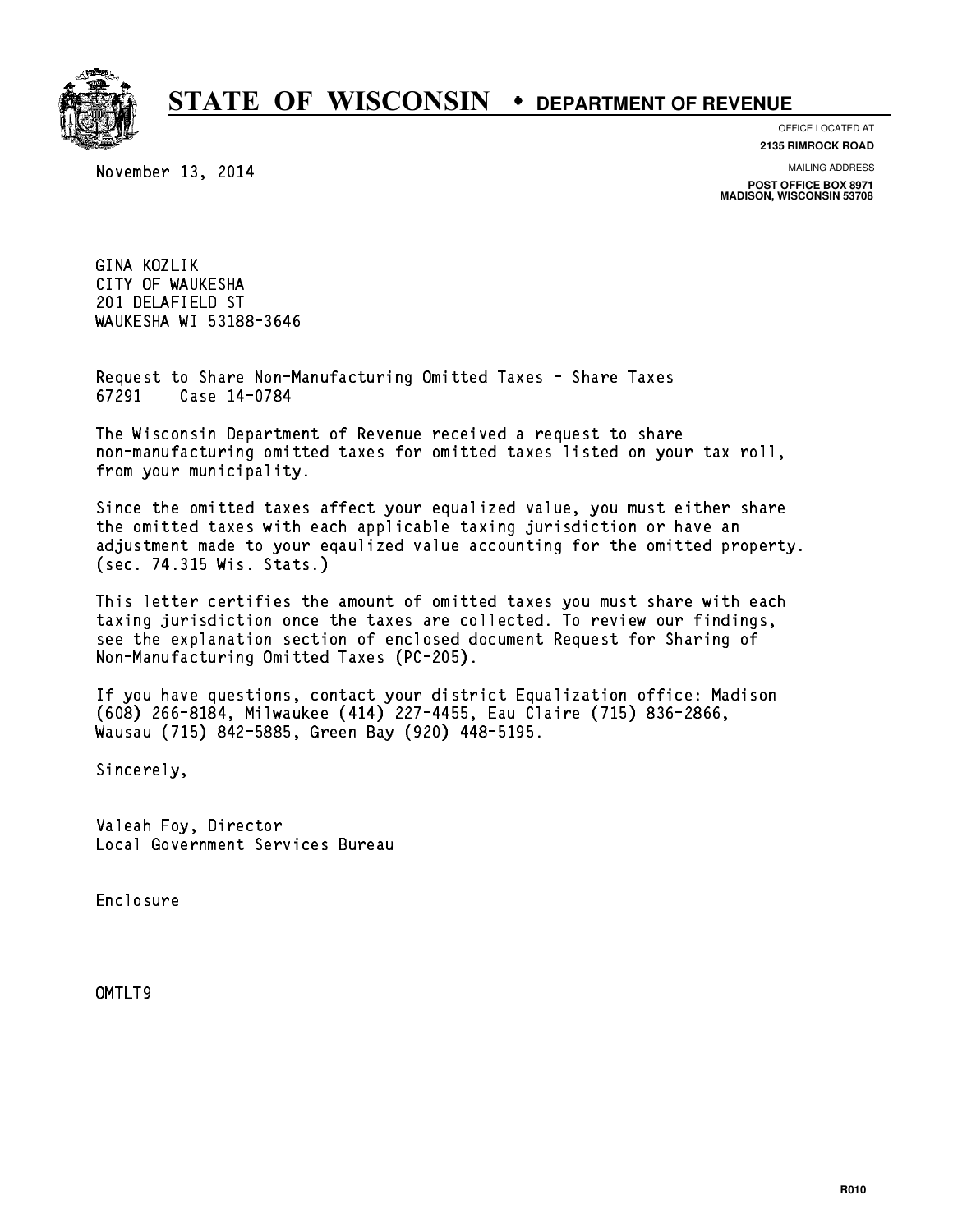# STATE OF WISCONSIN • DEPARTMENT OF REVENUE

OFFICE LOCATED AT
**2135 RIMROCK ROAD**

MAILING ADDRESS
**POST OFFICE BOX 8971**
**MADISON, WISCONSIN 53708**

November 13, 2014

GINA KOZLIK
CITY OF WAUKESHA
201 DELAFIELD ST
WAUKESHA WI 53188-3646

Request to Share Non-Manufacturing Omitted Taxes - Share Taxes
67291 Case 14-0784

The Wisconsin Department of Revenue received a request to share non-manufacturing omitted taxes for omitted taxes listed on your tax roll, from your municipality.

Since the omitted taxes affect your equalized value, you must either share the omitted taxes with each applicable taxing jurisdiction or have an adjustment made to your eqaulized value accounting for the omitted property. (sec. 74.315 Wis. Stats.)

This letter certifies the amount of omitted taxes you must share with each taxing jurisdiction once the taxes are collected. To review our findings, see the explanation section of enclosed document Request for Sharing of Non-Manufacturing Omitted Taxes (PC-205).

If you have questions, contact your district Equalization office: Madison (608) 266-8184, Milwaukee (414) 227-4455, Eau Claire (715) 836-2866, Wausau (715) 842-5885, Green Bay (920) 448-5195.

Sincerely,

Valeah Foy, Director
Local Government Services Bureau

Enclosure

OMTLT9

R010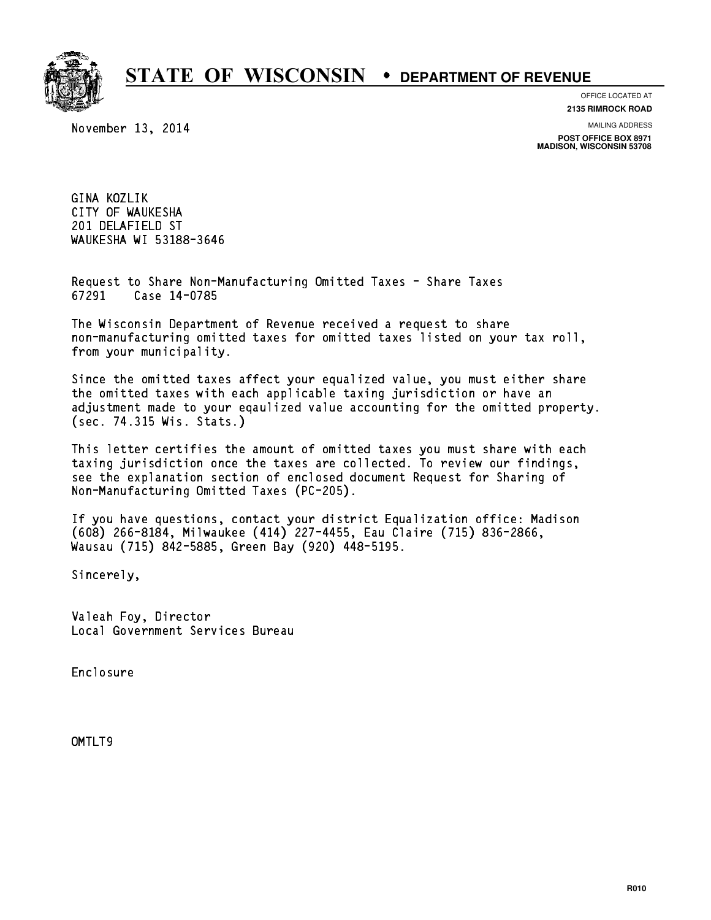# STATE OF WISCONSIN • DEPARTMENT OF REVENUE

OFFICE LOCATED AT
**2135 RIMROCK ROAD**

MAILING ADDRESS
**POST OFFICE BOX 8971**
**MADISON, WISCONSIN 53708**

November 13, 2014

GINA KOZLIK
CITY OF WAUKESHA
201 DELAFIELD ST
WAUKESHA WI 53188-3646

Request to Share Non-Manufacturing Omitted Taxes - Share Taxes
67291 Case 14-0785

The Wisconsin Department of Revenue received a request to share non-manufacturing omitted taxes for omitted taxes listed on your tax roll, from your municipality.

Since the omitted taxes affect your equalized value, you must either share the omitted taxes with each applicable taxing jurisdiction or have an adjustment made to your eqaulized value accounting for the omitted property. (sec. 74.315 Wis. Stats.)

This letter certifies the amount of omitted taxes you must share with each taxing jurisdiction once the taxes are collected. To review our findings, see the explanation section of enclosed document Request for Sharing of Non-Manufacturing Omitted Taxes (PC-205).

If you have questions, contact your district Equalization office: Madison (608) 266-8184, Milwaukee (414) 227-4455, Eau Claire (715) 836-2866, Wausau (715) 842-5885, Green Bay (920) 448-5195.

Sincerely,

Valeah Foy, Director
Local Government Services Bureau

Enclosure

OMTLT9

R010